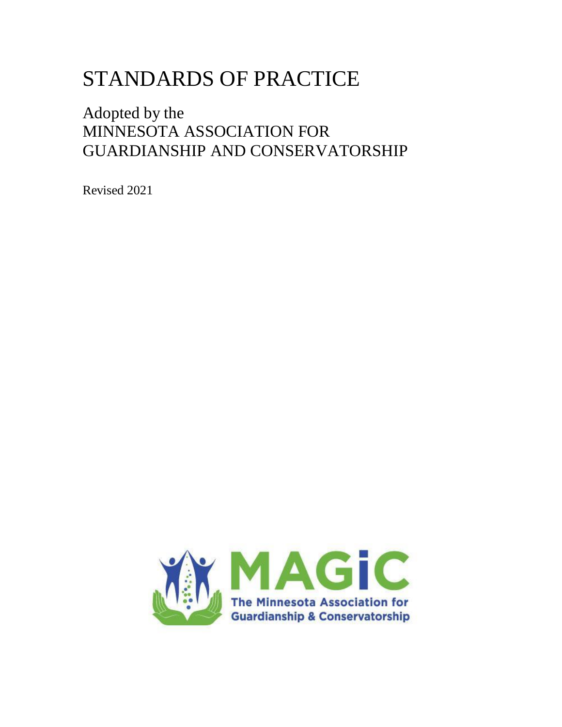# STANDARDS OF PRACTICE

## Adopted by the MINNESOTA ASSOCIATION FOR GUARDIANSHIP AND CONSERVATORSHIP

Revised 2021

MAGiC

The Minnesota Association for Guardianship & Conservatorship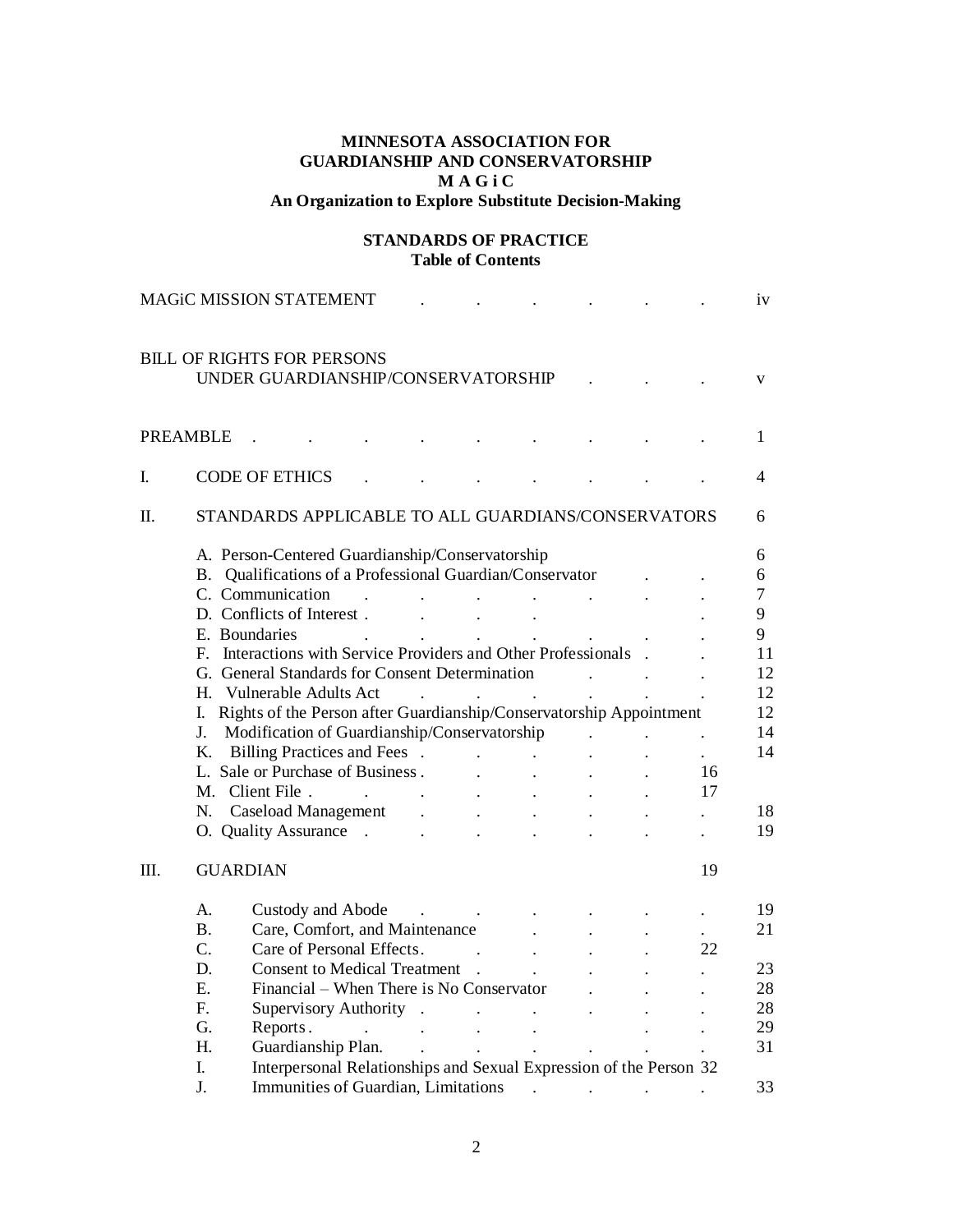**MINNESOTA ASSOCIATION FOR GUARDIANSHIP AND CONSERVATORSHIP**
**M A G i C**
**An Organization to Explore Substitute Decision-Making**

**STANDARDS OF PRACTICE**
**Table of Contents**

| | | |
|---|---|---|
| MAGiC MISSION STATEMENT | | iv |
| BILL OF RIGHTS FOR PERSONS UNDER GUARDIANSHIP/CONSERVATORSHIP | | v |
| PREAMBLE | | 1 |
| I. | CODE OF ETHICS | 4 |
| II. | STANDARDS APPLICABLE TO ALL GUARDIANS/CONSERVATORS | 6 |
| | A. Person-Centered Guardianship/Conservatorship | 6 |
| | B. Qualifications of a Professional Guardian/Conservator | 6 |
| | C. Communication | 7 |
| | D. Conflicts of Interest | 9 |
| | E. Boundaries | 9 |
| | F. Interactions with Service Providers and Other Professionals | 11 |
| | G. General Standards for Consent Determination | 12 |
| | H. Vulnerable Adults Act | 12 |
| | I. Rights of the Person after Guardianship/Conservatorship Appointment | 12 |
| | J. Modification of Guardianship/Conservatorship | 14 |
| | K. Billing Practices and Fees | 14 |
| | L. Sale or Purchase of Business | 16 |
| | M. Client File | 17 |
| | N. Caseload Management | 18 |
| | O. Quality Assurance | 19 |
| III. | GUARDIAN | 19 |
| | A. Custody and Abode | 19 |
| | B. Care, Comfort, and Maintenance | 21 |
| | C. Care of Personal Effects | 22 |
| | D. Consent to Medical Treatment | 23 |
| | E. Financial – When There is No Conservator | 28 |
| | F. Supervisory Authority | 28 |
| | G. Reports | 29 |
| | H. Guardianship Plan | 31 |
| | I. Interpersonal Relationships and Sexual Expression of the Person | 32 |
| | J. Immunities of Guardian, Limitations | 33 |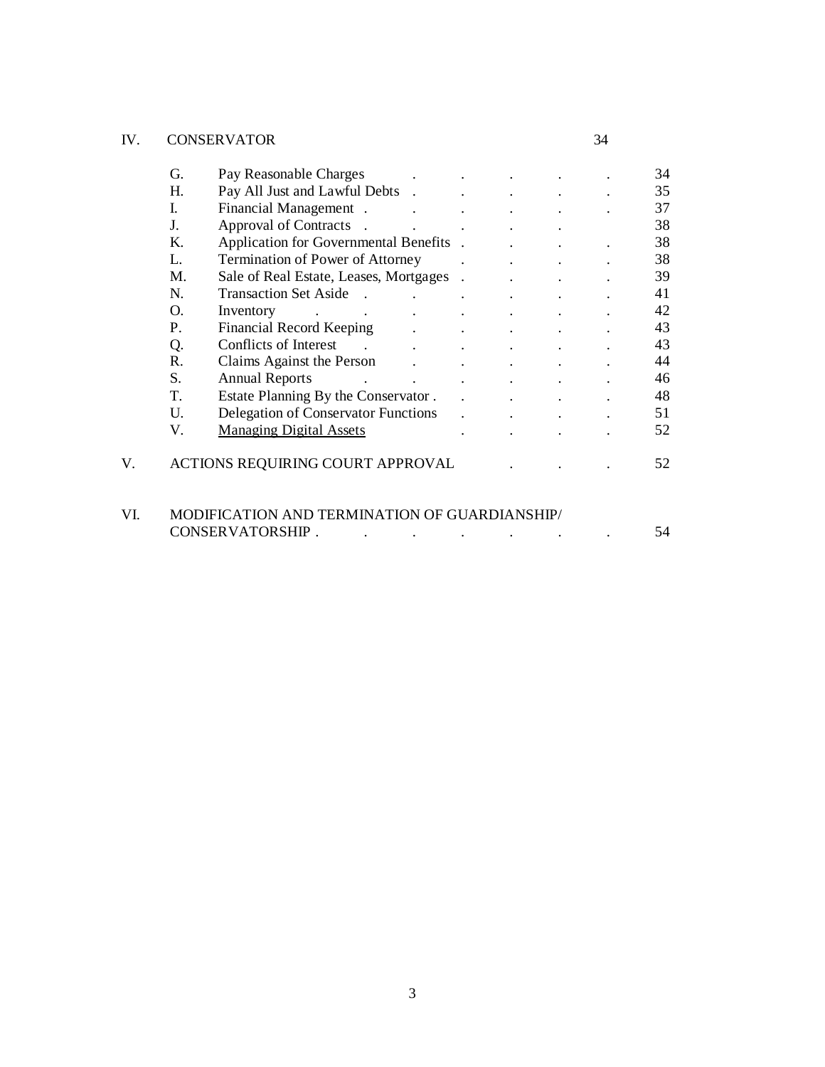IV. CONSERVATOR 34

| | | |
|---|---|---|
| G. | Pay Reasonable Charges | 34 |
| H. | Pay All Just and Lawful Debts | 35 |
| I. | Financial Management | 37 |
| J. | Approval of Contracts | 38 |
| K. | Application for Governmental Benefits | 38 |
| L. | Termination of Power of Attorney | 38 |
| M. | Sale of Real Estate, Leases, Mortgages | 39 |
| N. | Transaction Set Aside | 41 |
| O. | Inventory | 42 |
| P. | Financial Record Keeping | 43 |
| Q. | Conflicts of Interest | 43 |
| R. | Claims Against the Person | 44 |
| S. | Annual Reports | 46 |
| T. | Estate Planning By the Conservator | 48 |
| U. | Delegation of Conservator Functions | 51 |
| V. | <u>Managing Digital Assets</u> | 52 |

V. ACTIONS REQUIRING COURT APPROVAL . . . 52

VI. MODIFICATION AND TERMINATION OF GUARDIANSHIP/ CONSERVATORSHIP . . . . . . . 54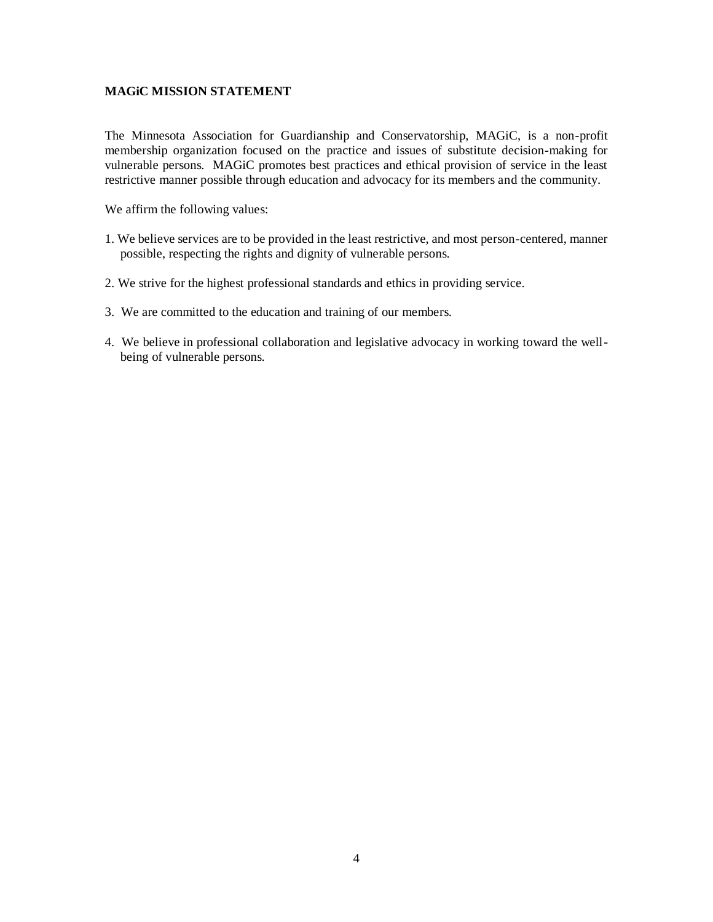## MAGiC MISSION STATEMENT

The Minnesota Association for Guardianship and Conservatorship, MAGiC, is a non-profit membership organization focused on the practice and issues of substitute decision-making for vulnerable persons. MAGiC promotes best practices and ethical provision of service in the least restrictive manner possible through education and advocacy for its members and the community.

We affirm the following values:

1. We believe services are to be provided in the least restrictive, and most person-centered, manner possible, respecting the rights and dignity of vulnerable persons.
2. We strive for the highest professional standards and ethics in providing service.
3. We are committed to the education and training of our members.
4. We believe in professional collaboration and legislative advocacy in working toward the well-being of vulnerable persons.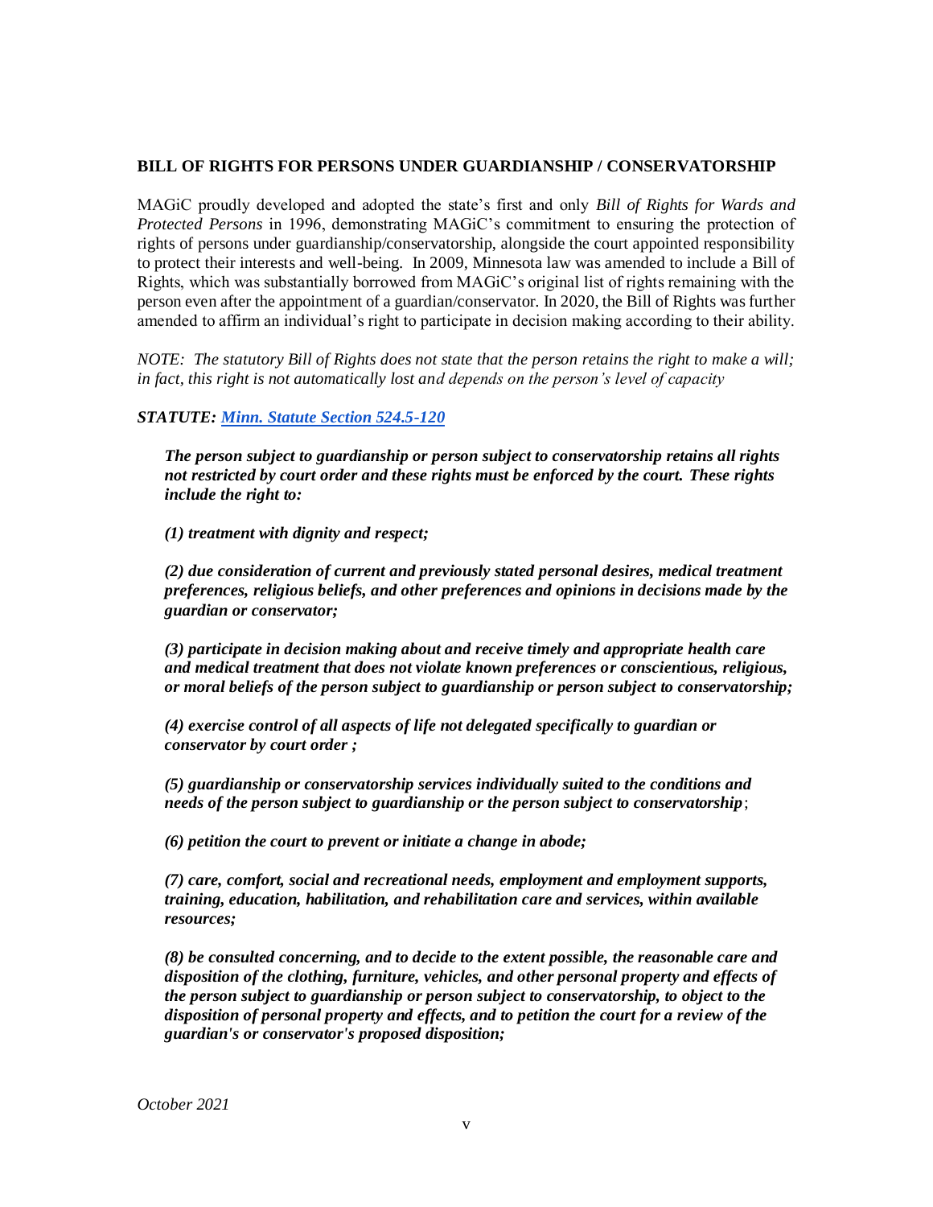### BILL OF RIGHTS FOR PERSONS UNDER GUARDIANSHIP / CONSERVATORSHIP

MAGiC proudly developed and adopted the state's first and only *Bill of Rights for Wards and Protected Persons* in 1996, demonstrating MAGiC's commitment to ensuring the protection of rights of persons under guardianship/conservatorship, alongside the court appointed responsibility to protect their interests and well-being. In 2009, Minnesota law was amended to include a Bill of Rights, which was substantially borrowed from MAGiC's original list of rights remaining with the person even after the appointment of a guardian/conservator. In 2020, the Bill of Rights was further amended to affirm an individual's right to participate in decision making according to their ability.

*NOTE: The statutory Bill of Rights does not state that the person retains the right to make a will; in fact, this right is not automatically lost and depends on the person's level of capacity*

***STATUTE: Minn. Statute Section 524.5-120***

> ***The person subject to guardianship or person subject to conservatorship retains all rights not restricted by court order and these rights must be enforced by the court. These rights include the right to:***
>
> ***(1) treatment with dignity and respect;***
>
> ***(2) due consideration of current and previously stated personal desires, medical treatment preferences, religious beliefs, and other preferences and opinions in decisions made by the guardian or conservator;***
>
> ***(3) participate in decision making about and receive timely and appropriate health care and medical treatment that does not violate known preferences or conscientious, religious, or moral beliefs of the person subject to guardianship or person subject to conservatorship;***
>
> ***(4) exercise control of all aspects of life not delegated specifically to guardian or conservator by court order ;***
>
> ***(5) guardianship or conservatorship services individually suited to the conditions and needs of the person subject to guardianship or the person subject to conservatorship***;
>
> ***(6) petition the court to prevent or initiate a change in abode;***
>
> ***(7) care, comfort, social and recreational needs, employment and employment supports, training, education, habilitation, and rehabilitation care and services, within available resources;***
>
> ***(8) be consulted concerning, and to decide to the extent possible, the reasonable care and disposition of the clothing, furniture, vehicles, and other personal property and effects of the person subject to guardianship or person subject to conservatorship, to object to the disposition of personal property and effects, and to petition the court for a review of the guardian's or conservator's proposed disposition;***

*October 2021*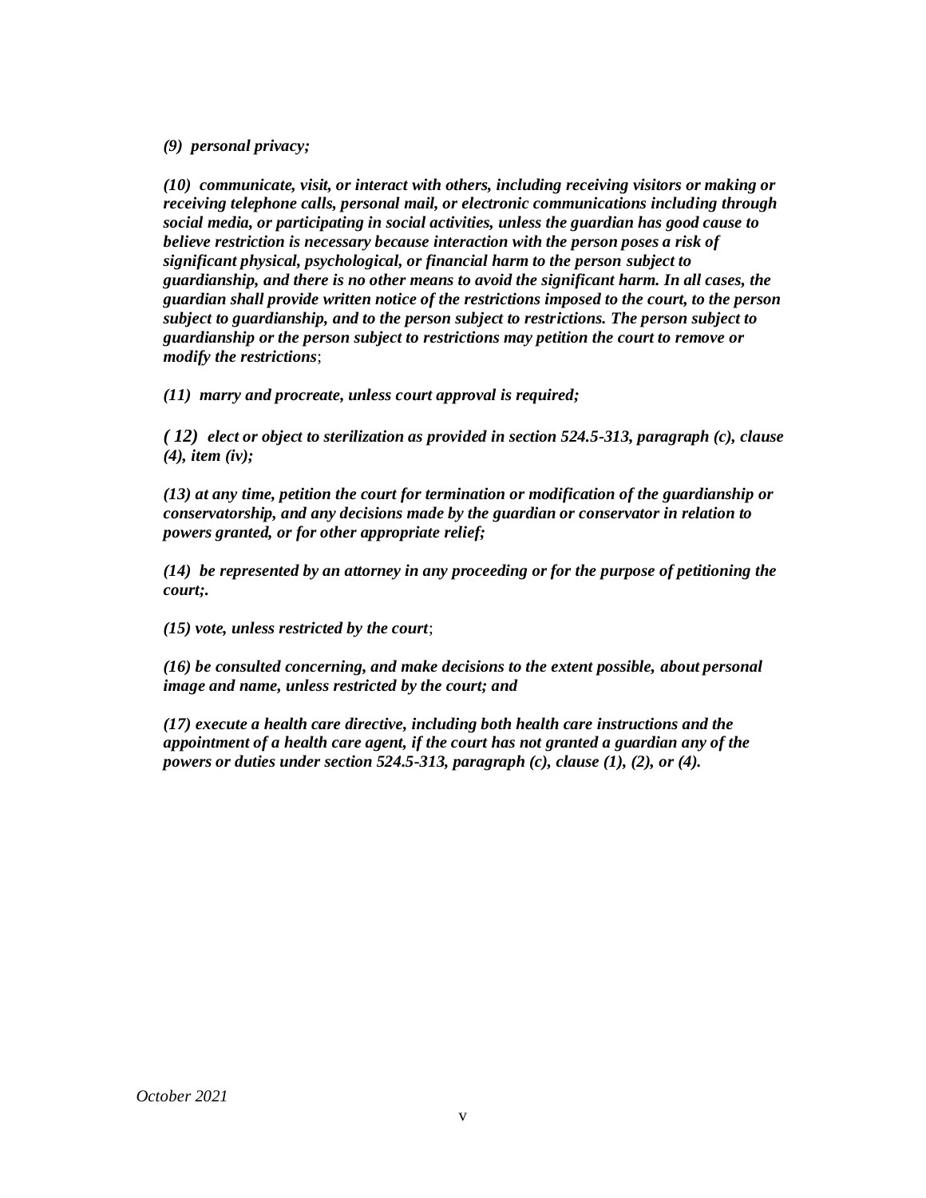*(9) personal privacy;*

*(10) communicate, visit, or interact with others, including receiving visitors or making or receiving telephone calls, personal mail, or electronic communications including through social media, or participating in social activities, unless the guardian has good cause to believe restriction is necessary because interaction with the person poses a risk of significant physical, psychological, or financial harm to the person subject to guardianship, and there is no other means to avoid the significant harm. In all cases, the guardian shall provide written notice of the restrictions imposed to the court, to the person subject to guardianship, and to the person subject to restrictions. The person subject to guardianship or the person subject to restrictions may petition the court to remove or modify the restrictions*;

*(11) marry and procreate, unless court approval is required;*

*( 12) elect or object to sterilization as provided in section 524.5-313, paragraph (c), clause (4), item (iv);*

*(13) at any time, petition the court for termination or modification of the guardianship or conservatorship, and any decisions made by the guardian or conservator in relation to powers granted, or for other appropriate relief;*

*(14) be represented by an attorney in any proceeding or for the purpose of petitioning the court;.*

*(15) vote, unless restricted by the court*;

*(16) be consulted concerning, and make decisions to the extent possible, about personal image and name, unless restricted by the court; and*

*(17) execute a health care directive, including both health care instructions and the appointment of a health care agent, if the court has not granted a guardian any of the powers or duties under section 524.5-313, paragraph (c), clause (1), (2), or (4).*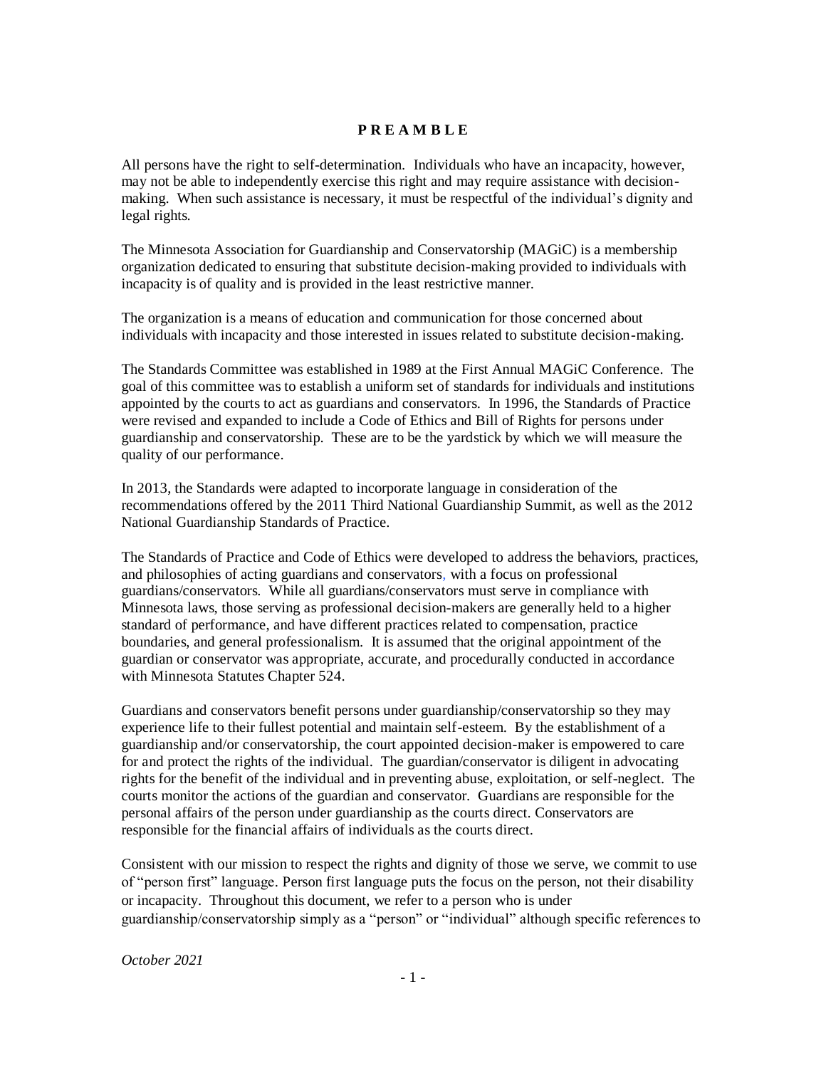## PREAMBLE

All persons have the right to self-determination. Individuals who have an incapacity, however, may not be able to independently exercise this right and may require assistance with decision-making. When such assistance is necessary, it must be respectful of the individual's dignity and legal rights.

The Minnesota Association for Guardianship and Conservatorship (MAGiC) is a membership organization dedicated to ensuring that substitute decision-making provided to individuals with incapacity is of quality and is provided in the least restrictive manner.

The organization is a means of education and communication for those concerned about individuals with incapacity and those interested in issues related to substitute decision-making.

The Standards Committee was established in 1989 at the First Annual MAGiC Conference. The goal of this committee was to establish a uniform set of standards for individuals and institutions appointed by the courts to act as guardians and conservators. In 1996, the Standards of Practice were revised and expanded to include a Code of Ethics and Bill of Rights for persons under guardianship and conservatorship. These are to be the yardstick by which we will measure the quality of our performance.

In 2013, the Standards were adapted to incorporate language in consideration of the recommendations offered by the 2011 Third National Guardianship Summit, as well as the 2012 National Guardianship Standards of Practice.

The Standards of Practice and Code of Ethics were developed to address the behaviors, practices, and philosophies of acting guardians and conservators, with a focus on professional guardians/conservators. While all guardians/conservators must serve in compliance with Minnesota laws, those serving as professional decision-makers are generally held to a higher standard of performance, and have different practices related to compensation, practice boundaries, and general professionalism. It is assumed that the original appointment of the guardian or conservator was appropriate, accurate, and procedurally conducted in accordance with Minnesota Statutes Chapter 524.

Guardians and conservators benefit persons under guardianship/conservatorship so they may experience life to their fullest potential and maintain self-esteem. By the establishment of a guardianship and/or conservatorship, the court appointed decision-maker is empowered to care for and protect the rights of the individual. The guardian/conservator is diligent in advocating rights for the benefit of the individual and in preventing abuse, exploitation, or self-neglect. The courts monitor the actions of the guardian and conservator. Guardians are responsible for the personal affairs of the person under guardianship as the courts direct. Conservators are responsible for the financial affairs of individuals as the courts direct.

Consistent with our mission to respect the rights and dignity of those we serve, we commit to use of "person first" language. Person first language puts the focus on the person, not their disability or incapacity. Throughout this document, we refer to a person who is under guardianship/conservatorship simply as a "person" or "individual" although specific references to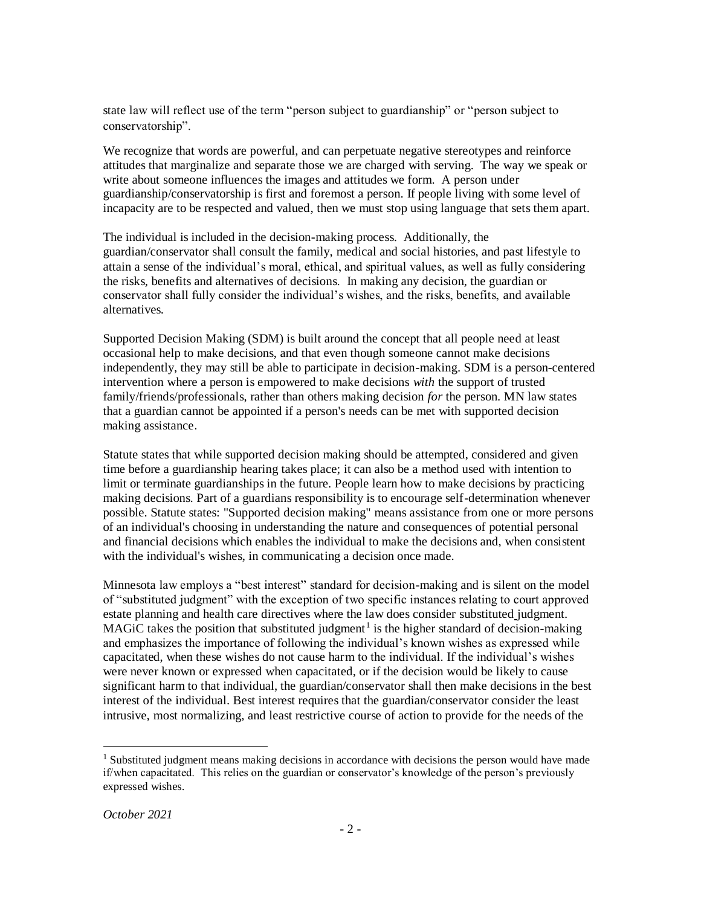state law will reflect use of the term "person subject to guardianship" or "person subject to conservatorship".

We recognize that words are powerful, and can perpetuate negative stereotypes and reinforce attitudes that marginalize and separate those we are charged with serving. The way we speak or write about someone influences the images and attitudes we form. A person under guardianship/conservatorship is first and foremost a person. If people living with some level of incapacity are to be respected and valued, then we must stop using language that sets them apart.

The individual is included in the decision-making process. Additionally, the guardian/conservator shall consult the family, medical and social histories, and past lifestyle to attain a sense of the individual's moral, ethical, and spiritual values, as well as fully considering the risks, benefits and alternatives of decisions. In making any decision, the guardian or conservator shall fully consider the individual's wishes, and the risks, benefits, and available alternatives.

Supported Decision Making (SDM) is built around the concept that all people need at least occasional help to make decisions, and that even though someone cannot make decisions independently, they may still be able to participate in decision-making. SDM is a person-centered intervention where a person is empowered to make decisions *with* the support of trusted family/friends/professionals, rather than others making decision *for* the person. MN law states that a guardian cannot be appointed if a person's needs can be met with supported decision making assistance.

Statute states that while supported decision making should be attempted, considered and given time before a guardianship hearing takes place; it can also be a method used with intention to limit or terminate guardianships in the future. People learn how to make decisions by practicing making decisions. Part of a guardians responsibility is to encourage self-determination whenever possible. Statute states: "Supported decision making" means assistance from one or more persons of an individual's choosing in understanding the nature and consequences of potential personal and financial decisions which enables the individual to make the decisions and, when consistent with the individual's wishes, in communicating a decision once made.

Minnesota law employs a "best interest" standard for decision-making and is silent on the model of "substituted judgment" with the exception of two specific instances relating to court approved estate planning and health care directives where the law does consider substituted judgment. MAGiC takes the position that substituted judgment[1] is the higher standard of decision-making and emphasizes the importance of following the individual's known wishes as expressed while capacitated, when these wishes do not cause harm to the individual. If the individual's wishes were never known or expressed when capacitated, or if the decision would be likely to cause significant harm to that individual, the guardian/conservator shall then make decisions in the best interest of the individual. Best interest requires that the guardian/conservator consider the least intrusive, most normalizing, and least restrictive course of action to provide for the needs of the

[1] Substituted judgment means making decisions in accordance with decisions the person would have made if/when capacitated. This relies on the guardian or conservator's knowledge of the person's previously expressed wishes.

*October 2021*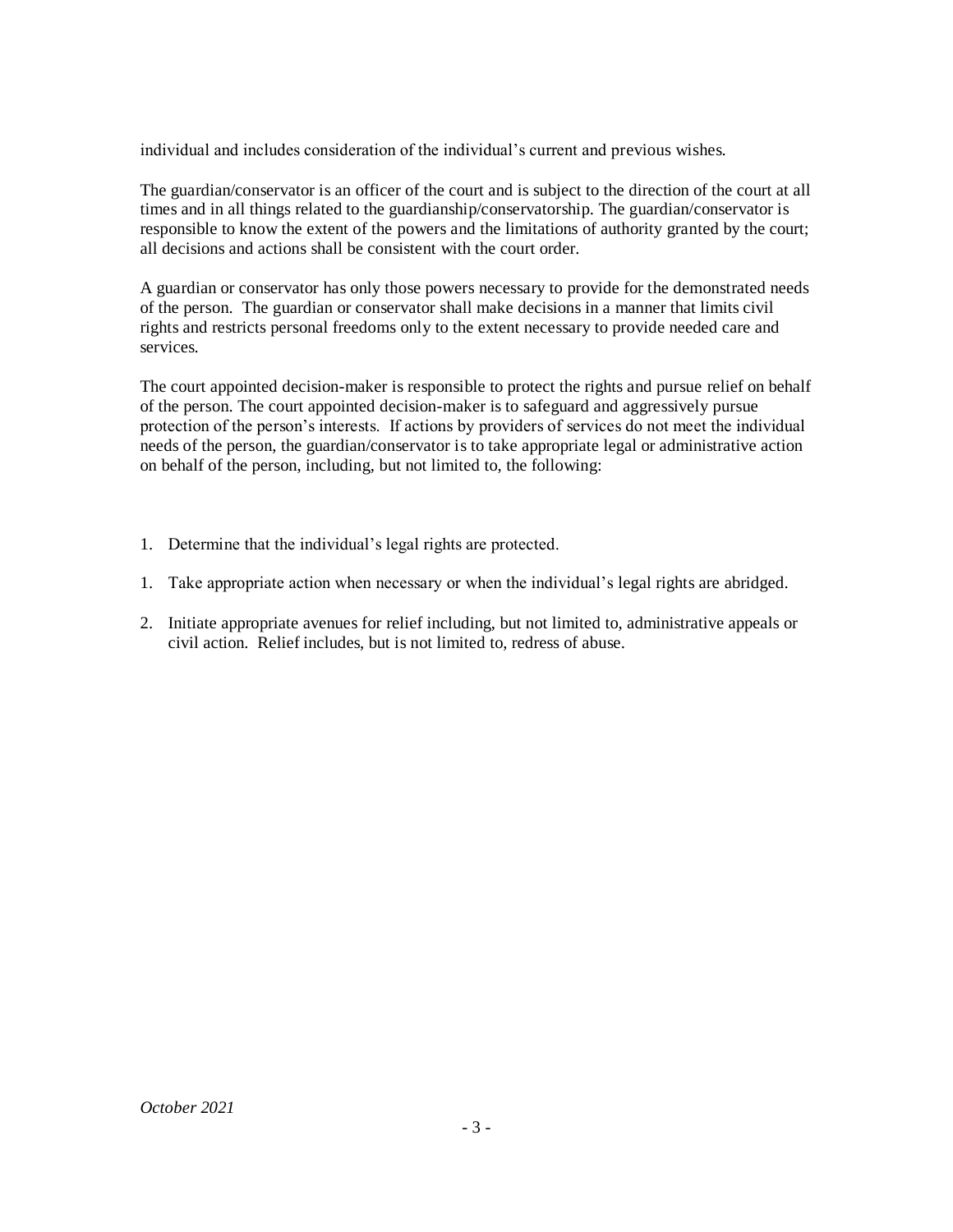individual and includes consideration of the individual's current and previous wishes.

The guardian/conservator is an officer of the court and is subject to the direction of the court at all times and in all things related to the guardianship/conservatorship. The guardian/conservator is responsible to know the extent of the powers and the limitations of authority granted by the court; all decisions and actions shall be consistent with the court order.

A guardian or conservator has only those powers necessary to provide for the demonstrated needs of the person. The guardian or conservator shall make decisions in a manner that limits civil rights and restricts personal freedoms only to the extent necessary to provide needed care and services.

The court appointed decision-maker is responsible to protect the rights and pursue relief on behalf of the person. The court appointed decision-maker is to safeguard and aggressively pursue protection of the person's interests. If actions by providers of services do not meet the individual needs of the person, the guardian/conservator is to take appropriate legal or administrative action on behalf of the person, including, but not limited to, the following:

1. Determine that the individual's legal rights are protected.

1. Take appropriate action when necessary or when the individual's legal rights are abridged.

2. Initiate appropriate avenues for relief including, but not limited to, administrative appeals or civil action. Relief includes, but is not limited to, redress of abuse.

*October 2021*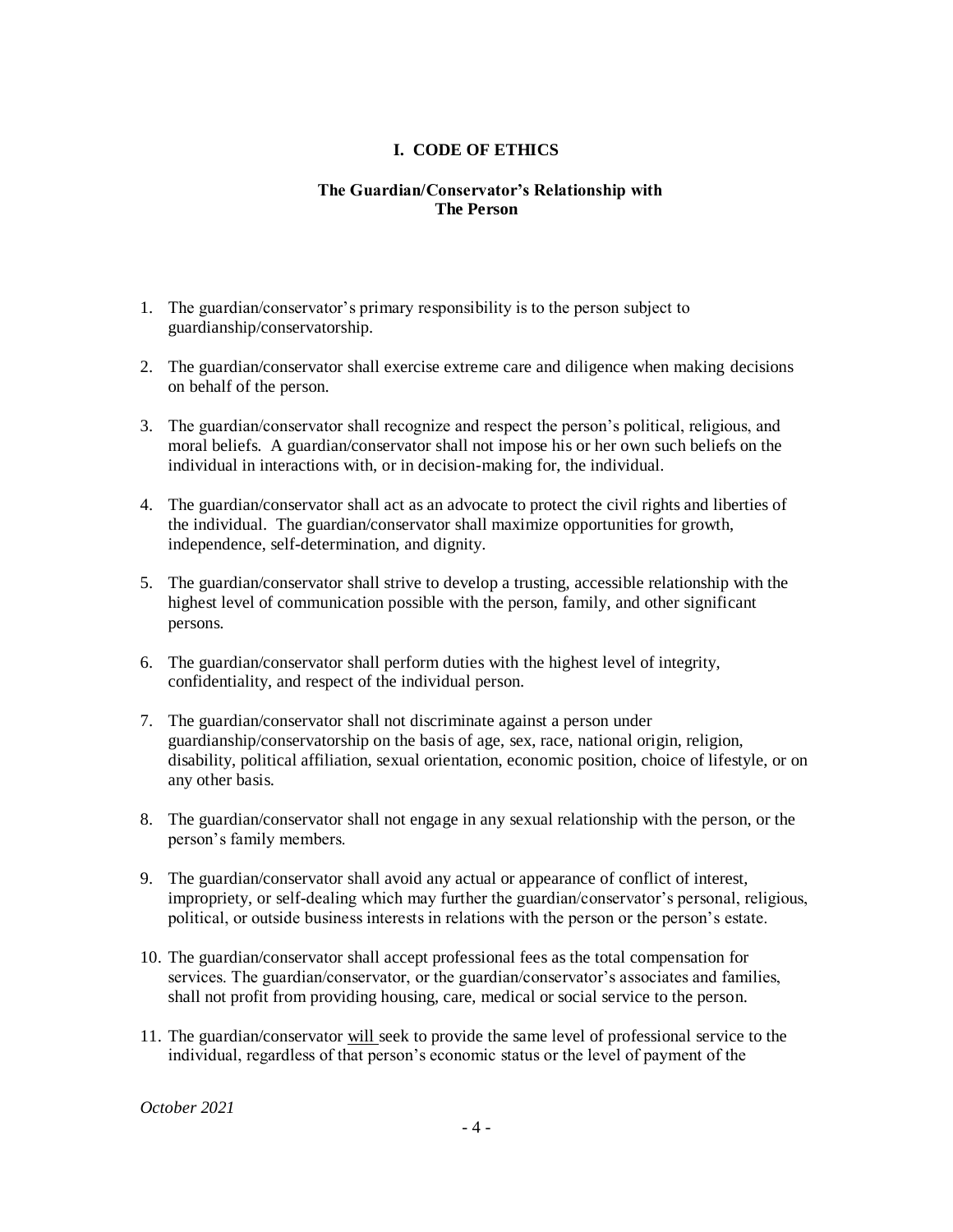## I. CODE OF ETHICS

### The Guardian/Conservator's Relationship with The Person

1. The guardian/conservator's primary responsibility is to the person subject to guardianship/conservatorship.

2. The guardian/conservator shall exercise extreme care and diligence when making decisions on behalf of the person.

3. The guardian/conservator shall recognize and respect the person's political, religious, and moral beliefs. A guardian/conservator shall not impose his or her own such beliefs on the individual in interactions with, or in decision-making for, the individual.

4. The guardian/conservator shall act as an advocate to protect the civil rights and liberties of the individual. The guardian/conservator shall maximize opportunities for growth, independence, self-determination, and dignity.

5. The guardian/conservator shall strive to develop a trusting, accessible relationship with the highest level of communication possible with the person, family, and other significant persons.

6. The guardian/conservator shall perform duties with the highest level of integrity, confidentiality, and respect of the individual person.

7. The guardian/conservator shall not discriminate against a person under guardianship/conservatorship on the basis of age, sex, race, national origin, religion, disability, political affiliation, sexual orientation, economic position, choice of lifestyle, or on any other basis.

8. The guardian/conservator shall not engage in any sexual relationship with the person, or the person's family members.

9. The guardian/conservator shall avoid any actual or appearance of conflict of interest, impropriety, or self-dealing which may further the guardian/conservator's personal, religious, political, or outside business interests in relations with the person or the person's estate.

10. The guardian/conservator shall accept professional fees as the total compensation for services. The guardian/conservator, or the guardian/conservator's associates and families, shall not profit from providing housing, care, medical or social service to the person.

11. The guardian/conservator <u>will</u> seek to provide the same level of professional service to the individual, regardless of that person's economic status or the level of payment of the

*October 2021*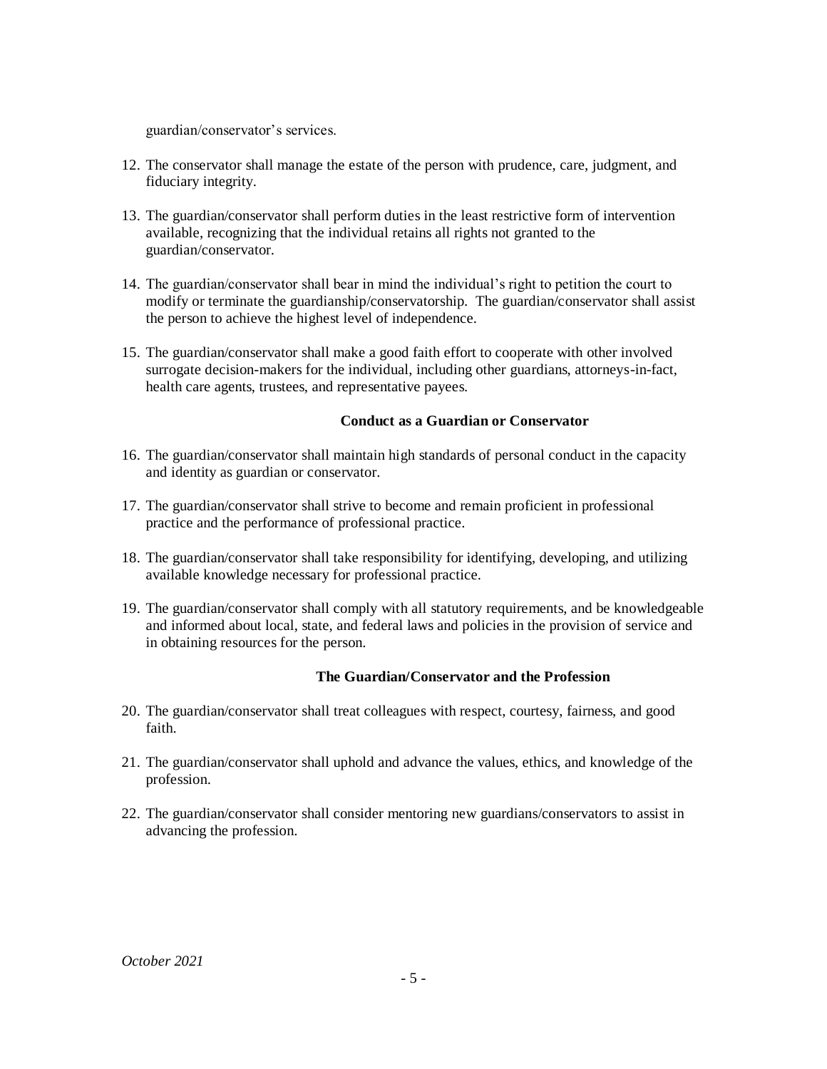guardian/conservator's services.

12. The conservator shall manage the estate of the person with prudence, care, judgment, and fiduciary integrity.

13. The guardian/conservator shall perform duties in the least restrictive form of intervention available, recognizing that the individual retains all rights not granted to the guardian/conservator.

14. The guardian/conservator shall bear in mind the individual's right to petition the court to modify or terminate the guardianship/conservatorship. The guardian/conservator shall assist the person to achieve the highest level of independence.

15. The guardian/conservator shall make a good faith effort to cooperate with other involved surrogate decision-makers for the individual, including other guardians, attorneys-in-fact, health care agents, trustees, and representative payees.

### Conduct as a Guardian or Conservator

16. The guardian/conservator shall maintain high standards of personal conduct in the capacity and identity as guardian or conservator.

17. The guardian/conservator shall strive to become and remain proficient in professional practice and the performance of professional practice.

18. The guardian/conservator shall take responsibility for identifying, developing, and utilizing available knowledge necessary for professional practice.

19. The guardian/conservator shall comply with all statutory requirements, and be knowledgeable and informed about local, state, and federal laws and policies in the provision of service and in obtaining resources for the person.

### The Guardian/Conservator and the Profession

20. The guardian/conservator shall treat colleagues with respect, courtesy, fairness, and good faith.

21. The guardian/conservator shall uphold and advance the values, ethics, and knowledge of the profession.

22. The guardian/conservator shall consider mentoring new guardians/conservators to assist in advancing the profession.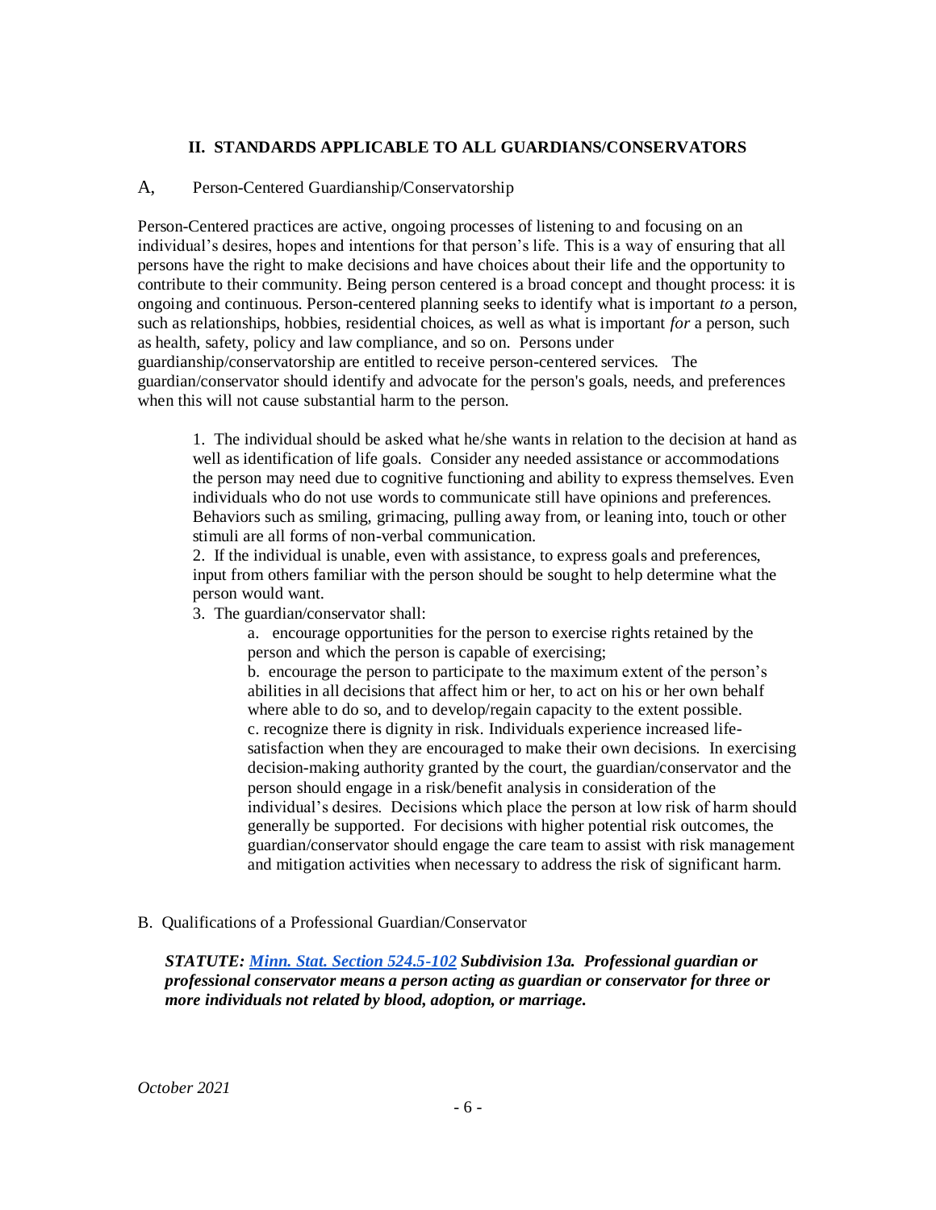## II. STANDARDS APPLICABLE TO ALL GUARDIANS/CONSERVATORS

### A, Person-Centered Guardianship/Conservatorship

Person-Centered practices are active, ongoing processes of listening to and focusing on an individual's desires, hopes and intentions for that person's life. This is a way of ensuring that all persons have the right to make decisions and have choices about their life and the opportunity to contribute to their community. Being person centered is a broad concept and thought process: it is ongoing and continuous. Person-centered planning seeks to identify what is important *to* a person, such as relationships, hobbies, residential choices, as well as what is important *for* a person, such as health, safety, policy and law compliance, and so on. Persons under guardianship/conservatorship are entitled to receive person-centered services. The guardian/conservator should identify and advocate for the person's goals, needs, and preferences when this will not cause substantial harm to the person.

1. The individual should be asked what he/she wants in relation to the decision at hand as well as identification of life goals. Consider any needed assistance or accommodations the person may need due to cognitive functioning and ability to express themselves. Even individuals who do not use words to communicate still have opinions and preferences. Behaviors such as smiling, grimacing, pulling away from, or leaning into, touch or other stimuli are all forms of non-verbal communication.
2. If the individual is unable, even with assistance, to express goals and preferences, input from others familiar with the person should be sought to help determine what the person would want.
3. The guardian/conservator shall:
    a. encourage opportunities for the person to exercise rights retained by the person and which the person is capable of exercising;
    b. encourage the person to participate to the maximum extent of the person's abilities in all decisions that affect him or her, to act on his or her own behalf where able to do so, and to develop/regain capacity to the extent possible.
    c. recognize there is dignity in risk. Individuals experience increased life-satisfaction when they are encouraged to make their own decisions. In exercising decision-making authority granted by the court, the guardian/conservator and the person should engage in a risk/benefit analysis in consideration of the individual's desires. Decisions which place the person at low risk of harm should generally be supported. For decisions with higher potential risk outcomes, the guardian/conservator should engage the care team to assist with risk management and mitigation activities when necessary to address the risk of significant harm.

### B. Qualifications of a Professional Guardian/Conservator

***STATUTE: [Minn. Stat. Section 524.5-102](#) Subdivision 13a. Professional guardian or professional conservator means a person acting as guardian or conservator for three or more individuals not related by blood, adoption, or marriage.***

*October 2021*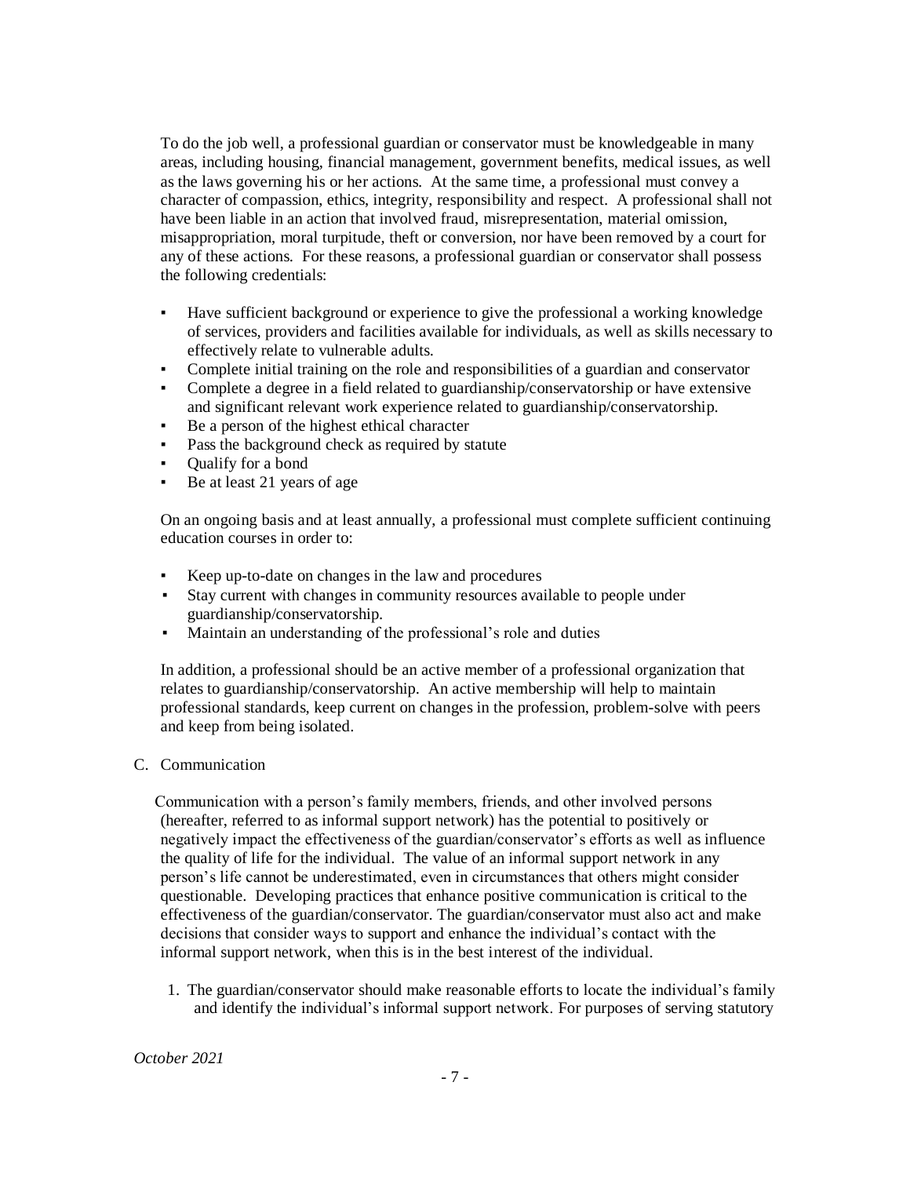To do the job well, a professional guardian or conservator must be knowledgeable in many areas, including housing, financial management, government benefits, medical issues, as well as the laws governing his or her actions. At the same time, a professional must convey a character of compassion, ethics, integrity, responsibility and respect. A professional shall not have been liable in an action that involved fraud, misrepresentation, material omission, misappropriation, moral turpitude, theft or conversion, nor have been removed by a court for any of these actions. For these reasons, a professional guardian or conservator shall possess the following credentials:

- Have sufficient background or experience to give the professional a working knowledge of services, providers and facilities available for individuals, as well as skills necessary to effectively relate to vulnerable adults.
- Complete initial training on the role and responsibilities of a guardian and conservator
- Complete a degree in a field related to guardianship/conservatorship or have extensive and significant relevant work experience related to guardianship/conservatorship.
- Be a person of the highest ethical character
- Pass the background check as required by statute
- Qualify for a bond
- Be at least 21 years of age

On an ongoing basis and at least annually, a professional must complete sufficient continuing education courses in order to:

- Keep up-to-date on changes in the law and procedures
- Stay current with changes in community resources available to people under guardianship/conservatorship.
- Maintain an understanding of the professional's role and duties

In addition, a professional should be an active member of a professional organization that relates to guardianship/conservatorship. An active membership will help to maintain professional standards, keep current on changes in the profession, problem-solve with peers and keep from being isolated.

C. Communication

Communication with a person's family members, friends, and other involved persons (hereafter, referred to as informal support network) has the potential to positively or negatively impact the effectiveness of the guardian/conservator's efforts as well as influence the quality of life for the individual. The value of an informal support network in any person's life cannot be underestimated, even in circumstances that others might consider questionable. Developing practices that enhance positive communication is critical to the effectiveness of the guardian/conservator. The guardian/conservator must also act and make decisions that consider ways to support and enhance the individual's contact with the informal support network, when this is in the best interest of the individual.

1. The guardian/conservator should make reasonable efforts to locate the individual's family and identify the individual's informal support network. For purposes of serving statutory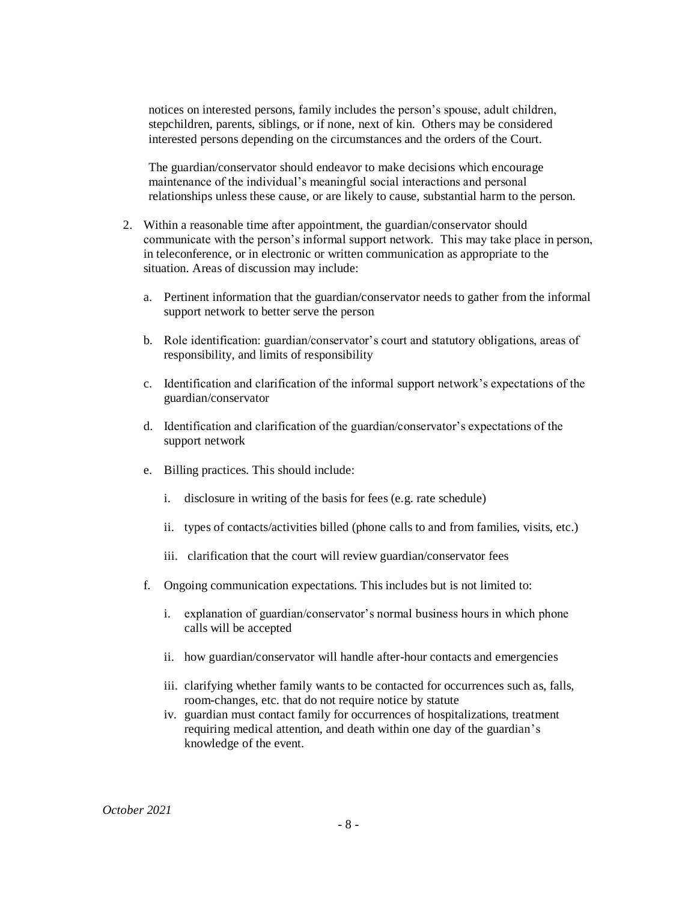notices on interested persons, family includes the person's spouse, adult children, stepchildren, parents, siblings, or if none, next of kin. Others may be considered interested persons depending on the circumstances and the orders of the Court.

The guardian/conservator should endeavor to make decisions which encourage maintenance of the individual's meaningful social interactions and personal relationships unless these cause, or are likely to cause, substantial harm to the person.

2. Within a reasonable time after appointment, the guardian/conservator should communicate with the person's informal support network. This may take place in person, in teleconference, or in electronic or written communication as appropriate to the situation. Areas of discussion may include:

   a. Pertinent information that the guardian/conservator needs to gather from the informal support network to better serve the person

   b. Role identification: guardian/conservator's court and statutory obligations, areas of responsibility, and limits of responsibility

   c. Identification and clarification of the informal support network's expectations of the guardian/conservator

   d. Identification and clarification of the guardian/conservator's expectations of the support network

   e. Billing practices. This should include:

      i. disclosure in writing of the basis for fees (e.g. rate schedule)

      ii. types of contacts/activities billed (phone calls to and from families, visits, etc.)

      iii. clarification that the court will review guardian/conservator fees

   f. Ongoing communication expectations. This includes but is not limited to:

      i. explanation of guardian/conservator's normal business hours in which phone calls will be accepted

      ii. how guardian/conservator will handle after-hour contacts and emergencies

      iii. clarifying whether family wants to be contacted for occurrences such as, falls, room-changes, etc. that do not require notice by statute

      iv. guardian must contact family for occurrences of hospitalizations, treatment requiring medical attention, and death within one day of the guardian's knowledge of the event.

*October 2021*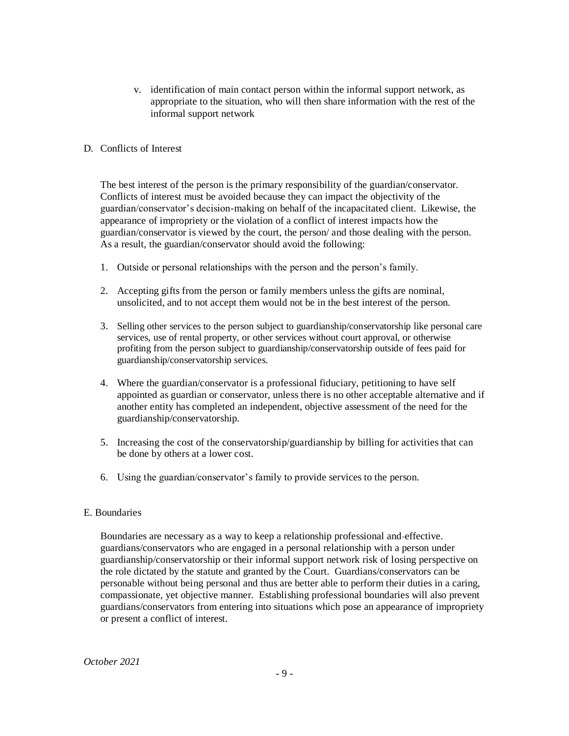v. identification of main contact person within the informal support network, as appropriate to the situation, who will then share information with the rest of the informal support network

## D. Conflicts of Interest

The best interest of the person is the primary responsibility of the guardian/conservator. Conflicts of interest must be avoided because they can impact the objectivity of the guardian/conservator's decision-making on behalf of the incapacitated client. Likewise, the appearance of impropriety or the violation of a conflict of interest impacts how the guardian/conservator is viewed by the court, the person/ and those dealing with the person. As a result, the guardian/conservator should avoid the following:

1. Outside or personal relationships with the person and the person's family.
2. Accepting gifts from the person or family members unless the gifts are nominal, unsolicited, and to not accept them would not be in the best interest of the person.
3. Selling other services to the person subject to guardianship/conservatorship like personal care services, use of rental property, or other services without court approval, or otherwise profiting from the person subject to guardianship/conservatorship outside of fees paid for guardianship/conservatorship services.
4. Where the guardian/conservator is a professional fiduciary, petitioning to have self appointed as guardian or conservator, unless there is no other acceptable alternative and if another entity has completed an independent, objective assessment of the need for the guardianship/conservatorship.
5. Increasing the cost of the conservatorship/guardianship by billing for activities that can be done by others at a lower cost.
6. Using the guardian/conservator's family to provide services to the person.

## E. Boundaries

Boundaries are necessary as a way to keep a relationship professional and-effective. guardians/conservators who are engaged in a personal relationship with a person under guardianship/conservatorship or their informal support network risk of losing perspective on the role dictated by the statute and granted by the Court. Guardians/conservators can be personable without being personal and thus are better able to perform their duties in a caring, compassionate, yet objective manner. Establishing professional boundaries will also prevent guardians/conservators from entering into situations which pose an appearance of impropriety or present a conflict of interest.

*October 2021*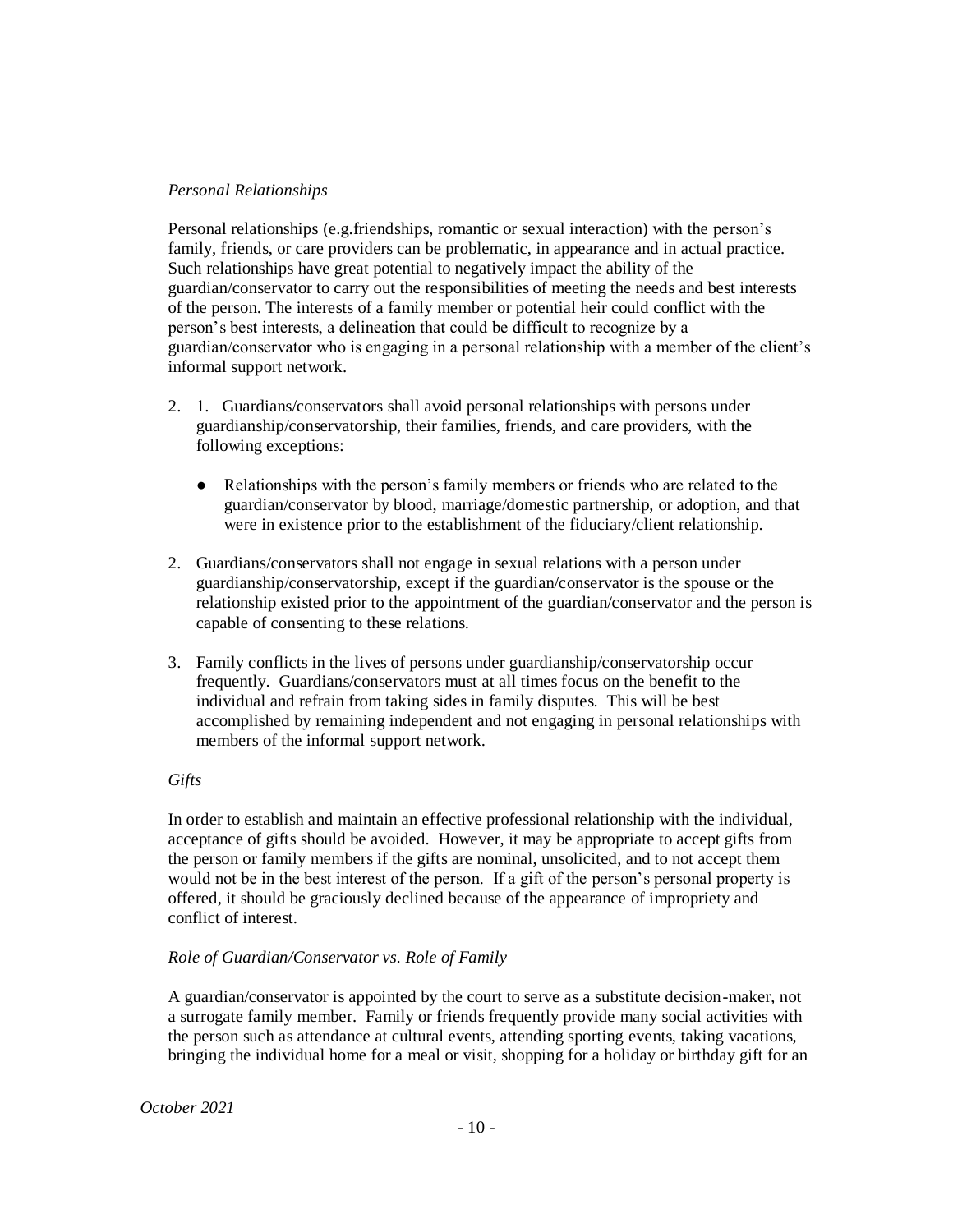*Personal Relationships*

Personal relationships (e.g.friendships, romantic or sexual interaction) with the person's family, friends, or care providers can be problematic, in appearance and in actual practice. Such relationships have great potential to negatively impact the ability of the guardian/conservator to carry out the responsibilities of meeting the needs and best interests of the person. The interests of a family member or potential heir could conflict with the person's best interests, a delineation that could be difficult to recognize by a guardian/conservator who is engaging in a personal relationship with a member of the client's informal support network.

2. 1. Guardians/conservators shall avoid personal relationships with persons under guardianship/conservatorship, their families, friends, and care providers, with the following exceptions:

   - Relationships with the person's family members or friends who are related to the guardian/conservator by blood, marriage/domestic partnership, or adoption, and that were in existence prior to the establishment of the fiduciary/client relationship.

2. Guardians/conservators shall not engage in sexual relations with a person under guardianship/conservatorship, except if the guardian/conservator is the spouse or the relationship existed prior to the appointment of the guardian/conservator and the person is capable of consenting to these relations.

3. Family conflicts in the lives of persons under guardianship/conservatorship occur frequently. Guardians/conservators must at all times focus on the benefit to the individual and refrain from taking sides in family disputes. This will be best accomplished by remaining independent and not engaging in personal relationships with members of the informal support network.

*Gifts*

In order to establish and maintain an effective professional relationship with the individual, acceptance of gifts should be avoided. However, it may be appropriate to accept gifts from the person or family members if the gifts are nominal, unsolicited, and to not accept them would not be in the best interest of the person. If a gift of the person's personal property is offered, it should be graciously declined because of the appearance of impropriety and conflict of interest.

*Role of Guardian/Conservator vs. Role of Family*

A guardian/conservator is appointed by the court to serve as a substitute decision-maker, not a surrogate family member. Family or friends frequently provide many social activities with the person such as attendance at cultural events, attending sporting events, taking vacations, bringing the individual home for a meal or visit, shopping for a holiday or birthday gift for an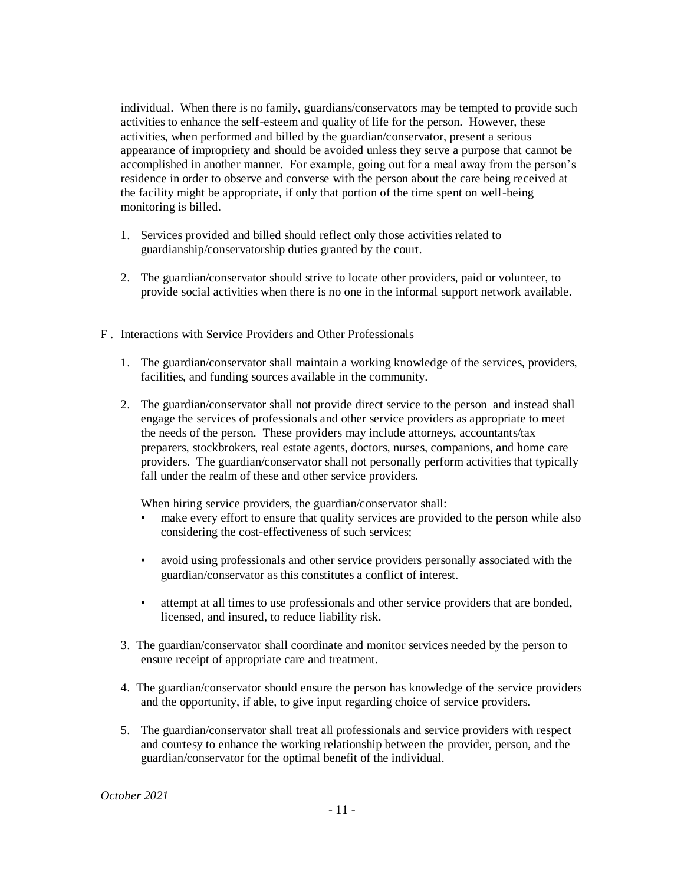individual. When there is no family, guardians/conservators may be tempted to provide such activities to enhance the self-esteem and quality of life for the person. However, these activities, when performed and billed by the guardian/conservator, present a serious appearance of impropriety and should be avoided unless they serve a purpose that cannot be accomplished in another manner. For example, going out for a meal away from the person's residence in order to observe and converse with the person about the care being received at the facility might be appropriate, if only that portion of the time spent on well-being monitoring is billed.

1. Services provided and billed should reflect only those activities related to guardianship/conservatorship duties granted by the court.

2. The guardian/conservator should strive to locate other providers, paid or volunteer, to provide social activities when there is no one in the informal support network available.

F . Interactions with Service Providers and Other Professionals

1. The guardian/conservator shall maintain a working knowledge of the services, providers, facilities, and funding sources available in the community.

2. The guardian/conservator shall not provide direct service to the person and instead shall engage the services of professionals and other service providers as appropriate to meet the needs of the person. These providers may include attorneys, accountants/tax preparers, stockbrokers, real estate agents, doctors, nurses, companions, and home care providers. The guardian/conservator shall not personally perform activities that typically fall under the realm of these and other service providers.

   When hiring service providers, the guardian/conservator shall:

   - make every effort to ensure that quality services are provided to the person while also considering the cost-effectiveness of such services;

   - avoid using professionals and other service providers personally associated with the guardian/conservator as this constitutes a conflict of interest.

   - attempt at all times to use professionals and other service providers that are bonded, licensed, and insured, to reduce liability risk.

3. The guardian/conservator shall coordinate and monitor services needed by the person to ensure receipt of appropriate care and treatment.

4. The guardian/conservator should ensure the person has knowledge of the service providers and the opportunity, if able, to give input regarding choice of service providers.

5. The guardian/conservator shall treat all professionals and service providers with respect and courtesy to enhance the working relationship between the provider, person, and the guardian/conservator for the optimal benefit of the individual.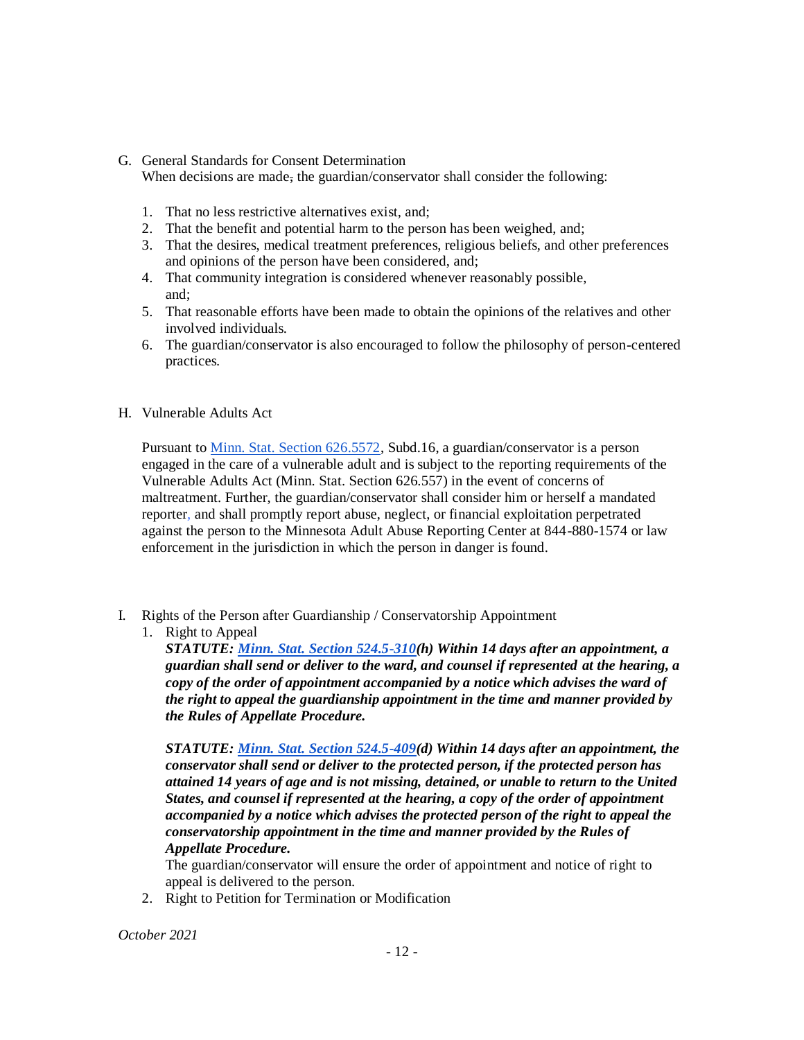G. General Standards for Consent Determination
When decisions are made, the guardian/conservator shall consider the following:

1. That no less restrictive alternatives exist, and;
2. That the benefit and potential harm to the person has been weighed, and;
3. That the desires, medical treatment preferences, religious beliefs, and other preferences and opinions of the person have been considered, and;
4. That community integration is considered whenever reasonably possible, and;
5. That reasonable efforts have been made to obtain the opinions of the relatives and other involved individuals.
6. The guardian/conservator is also encouraged to follow the philosophy of person-centered practices.

H. Vulnerable Adults Act

Pursuant to [Minn. Stat. Section 626.5572](), Subd.16, a guardian/conservator is a person engaged in the care of a vulnerable adult and is subject to the reporting requirements of the Vulnerable Adults Act (Minn. Stat. Section 626.557) in the event of concerns of maltreatment. Further, the guardian/conservator shall consider him or herself a mandated reporter, and shall promptly report abuse, neglect, or financial exploitation perpetrated against the person to the Minnesota Adult Abuse Reporting Center at 844-880-1574 or law enforcement in the jurisdiction in which the person in danger is found.

I. Rights of the Person after Guardianship / Conservatorship Appointment

1. Right to Appeal
   ***STATUTE: [Minn. Stat. Section 524.5-310]()(h) Within 14 days after an appointment, a guardian shall send or deliver to the ward, and counsel if represented at the hearing, a copy of the order of appointment accompanied by a notice which advises the ward of the right to appeal the guardianship appointment in the time and manner provided by the Rules of Appellate Procedure.***

   ***STATUTE: [Minn. Stat. Section 524.5-409]()(d) Within 14 days after an appointment, the conservator shall send or deliver to the protected person, if the protected person has attained 14 years of age and is not missing, detained, or unable to return to the United States, and counsel if represented at the hearing, a copy of the order of appointment accompanied by a notice which advises the protected person of the right to appeal the conservatorship appointment in the time and manner provided by the Rules of Appellate Procedure.***

   The guardian/conservator will ensure the order of appointment and notice of right to appeal is delivered to the person.
2. Right to Petition for Termination or Modification

*October 2021*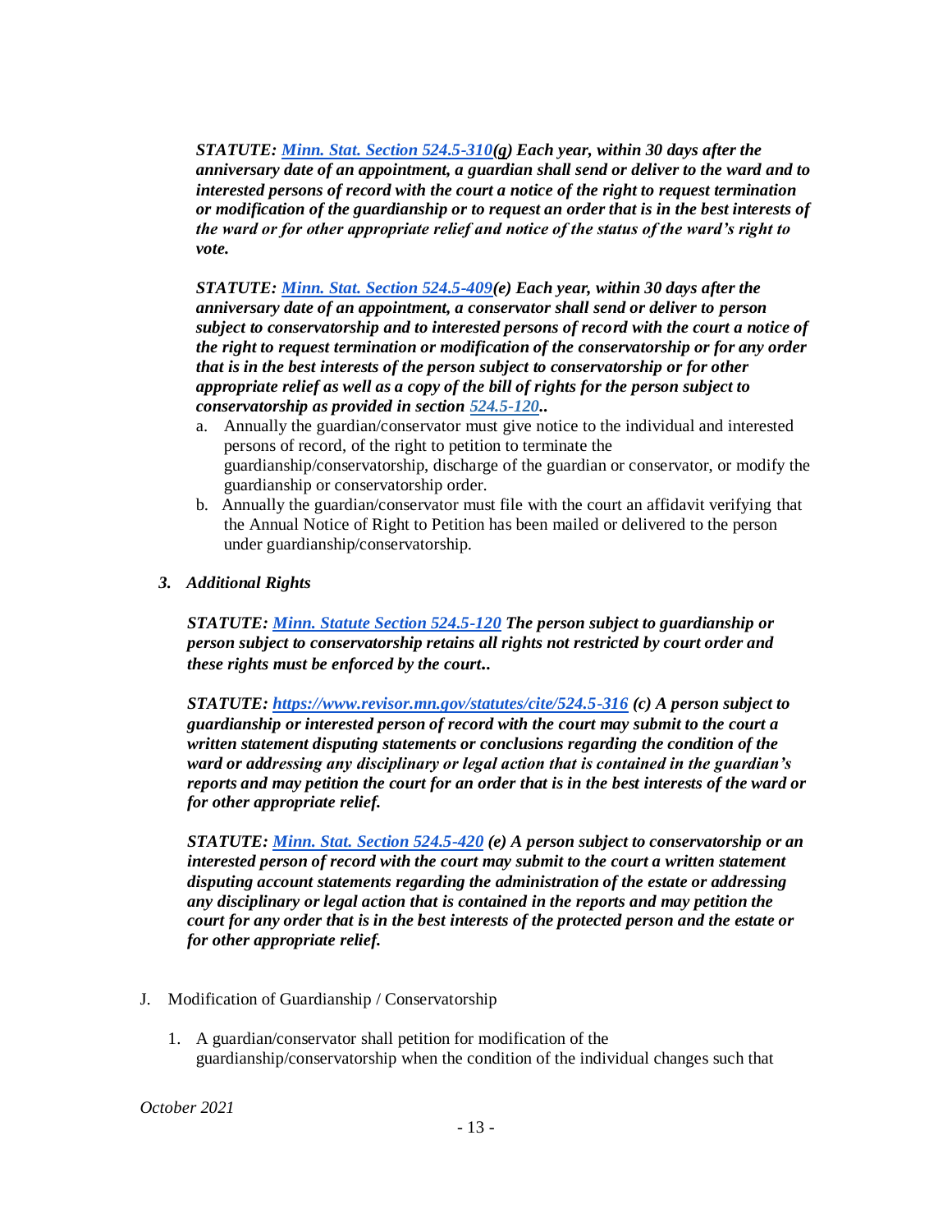***STATUTE: [Minn. Stat. Section 524.5-310](https://www.revisor.mn.gov/statutes/cite/524.5-310)(g) Each year, within 30 days after the anniversary date of an appointment, a guardian shall send or deliver to the ward and to interested persons of record with the court a notice of the right to request termination or modification of the guardianship or to request an order that is in the best interests of the ward or for other appropriate relief and notice of the status of the ward's right to vote.***

***STATUTE: [Minn. Stat. Section 524.5-409](https://www.revisor.mn.gov/statutes/cite/524.5-409)(e) Each year, within 30 days after the anniversary date of an appointment, a conservator shall send or deliver to person subject to conservatorship and to interested persons of record with the court a notice of the right to request termination or modification of the conservatorship or for any order that is in the best interests of the person subject to conservatorship or for other appropriate relief as well as a copy of the bill of rights for the person subject to conservatorship as provided in section [524.5-120](https://www.revisor.mn.gov/statutes/cite/524.5-120)..***

a. Annually the guardian/conservator must give notice to the individual and interested persons of record, of the right to petition to terminate the guardianship/conservatorship, discharge of the guardian or conservator, or modify the guardianship or conservatorship order.
b. Annually the guardian/conservator must file with the court an affidavit verifying that the Annual Notice of Right to Petition has been mailed or delivered to the person under guardianship/conservatorship.

### *3. Additional Rights*

***STATUTE: [Minn. Statute Section 524.5-120](https://www.revisor.mn.gov/statutes/cite/524.5-120) The person subject to guardianship or person subject to conservatorship retains all rights not restricted by court order and these rights must be enforced by the court..***

***STATUTE: [https://www.revisor.mn.gov/statutes/cite/524.5-316](https://www.revisor.mn.gov/statutes/cite/524.5-316) (c) A person subject to guardianship or interested person of record with the court may submit to the court a written statement disputing statements or conclusions regarding the condition of the ward or addressing any disciplinary or legal action that is contained in the guardian's reports and may petition the court for an order that is in the best interests of the ward or for other appropriate relief.***

***STATUTE: [Minn. Stat. Section 524.5-420](https://www.revisor.mn.gov/statutes/cite/524.5-420) (e) A person subject to conservatorship or an interested person of record with the court may submit to the court a written statement disputing account statements regarding the administration of the estate or addressing any disciplinary or legal action that is contained in the reports and may petition the court for any order that is in the best interests of the protected person and the estate or for other appropriate relief.***

## J. Modification of Guardianship / Conservatorship

1. A guardian/conservator shall petition for modification of the guardianship/conservatorship when the condition of the individual changes such that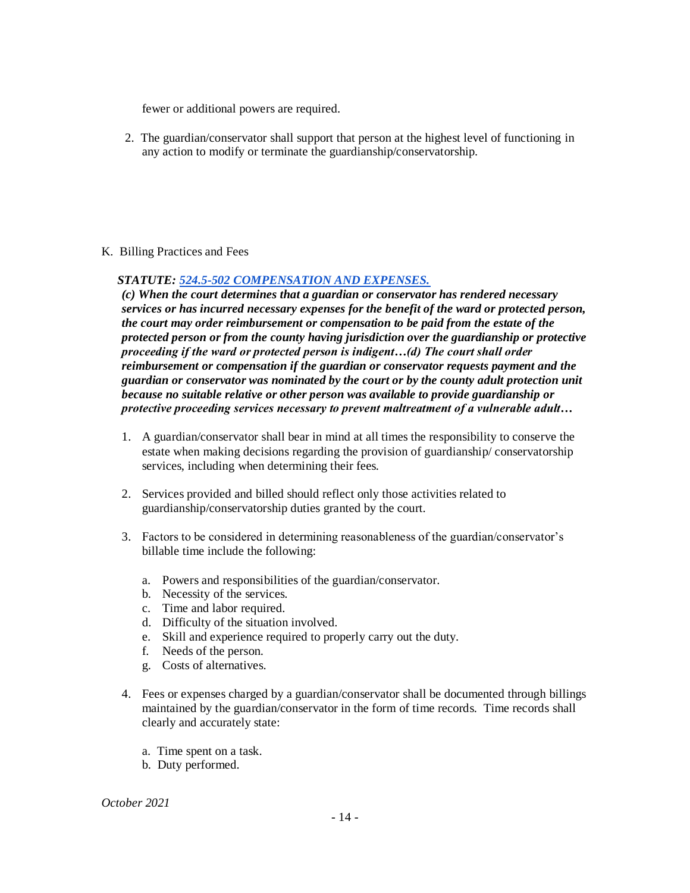fewer or additional powers are required.

2. The guardian/conservator shall support that person at the highest level of functioning in any action to modify or terminate the guardianship/conservatorship.

K. Billing Practices and Fees

***STATUTE: [524.5-502 COMPENSATION AND EXPENSES.](#)***

***(c) When the court determines that a guardian or conservator has rendered necessary services or has incurred necessary expenses for the benefit of the ward or protected person, the court may order reimbursement or compensation to be paid from the estate of the protected person or from the county having jurisdiction over the guardianship or protective proceeding if the ward or protected person is indigent…(d) The court shall order reimbursement or compensation if the guardian or conservator requests payment and the guardian or conservator was nominated by the court or by the county adult protection unit because no suitable relative or other person was available to provide guardianship or protective proceeding services necessary to prevent maltreatment of a vulnerable adult…***

1. A guardian/conservator shall bear in mind at all times the responsibility to conserve the estate when making decisions regarding the provision of guardianship/ conservatorship services, including when determining their fees.

2. Services provided and billed should reflect only those activities related to guardianship/conservatorship duties granted by the court.

3. Factors to be considered in determining reasonableness of the guardian/conservator's billable time include the following:

   a. Powers and responsibilities of the guardian/conservator.
   b. Necessity of the services.
   c. Time and labor required.
   d. Difficulty of the situation involved.
   e. Skill and experience required to properly carry out the duty.
   f. Needs of the person.
   g. Costs of alternatives.

4. Fees or expenses charged by a guardian/conservator shall be documented through billings maintained by the guardian/conservator in the form of time records. Time records shall clearly and accurately state:

   a. Time spent on a task.
   b. Duty performed.

*October 2021*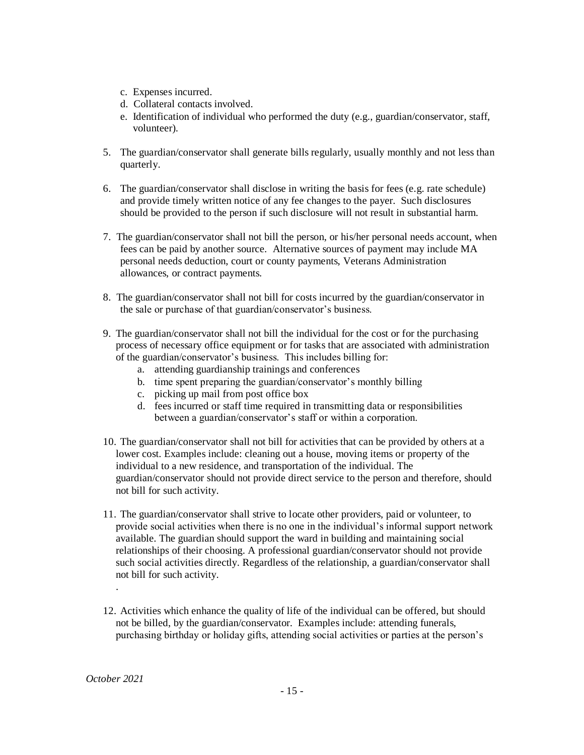c. Expenses incurred.
d. Collateral contacts involved.
e. Identification of individual who performed the duty (e.g., guardian/conservator, staff, volunteer).

5. The guardian/conservator shall generate bills regularly, usually monthly and not less than quarterly.

6. The guardian/conservator shall disclose in writing the basis for fees (e.g. rate schedule) and provide timely written notice of any fee changes to the payer. Such disclosures should be provided to the person if such disclosure will not result in substantial harm.

7. The guardian/conservator shall not bill the person, or his/her personal needs account, when fees can be paid by another source. Alternative sources of payment may include MA personal needs deduction, court or county payments, Veterans Administration allowances, or contract payments.

8. The guardian/conservator shall not bill for costs incurred by the guardian/conservator in the sale or purchase of that guardian/conservator's business.

9. The guardian/conservator shall not bill the individual for the cost or for the purchasing process of necessary office equipment or for tasks that are associated with administration of the guardian/conservator's business. This includes billing for:
   a. attending guardianship trainings and conferences
   b. time spent preparing the guardian/conservator's monthly billing
   c. picking up mail from post office box
   d. fees incurred or staff time required in transmitting data or responsibilities between a guardian/conservator's staff or within a corporation.

10. The guardian/conservator shall not bill for activities that can be provided by others at a lower cost. Examples include: cleaning out a house, moving items or property of the individual to a new residence, and transportation of the individual. The guardian/conservator should not provide direct service to the person and therefore, should not bill for such activity.

11. The guardian/conservator shall strive to locate other providers, paid or volunteer, to provide social activities when there is no one in the individual's informal support network available. The guardian should support the ward in building and maintaining social relationships of their choosing. A professional guardian/conservator should not provide such social activities directly. Regardless of the relationship, a guardian/conservator shall not bill for such activity.

12. Activities which enhance the quality of life of the individual can be offered, but should not be billed, by the guardian/conservator. Examples include: attending funerals, purchasing birthday or holiday gifts, attending social activities or parties at the person's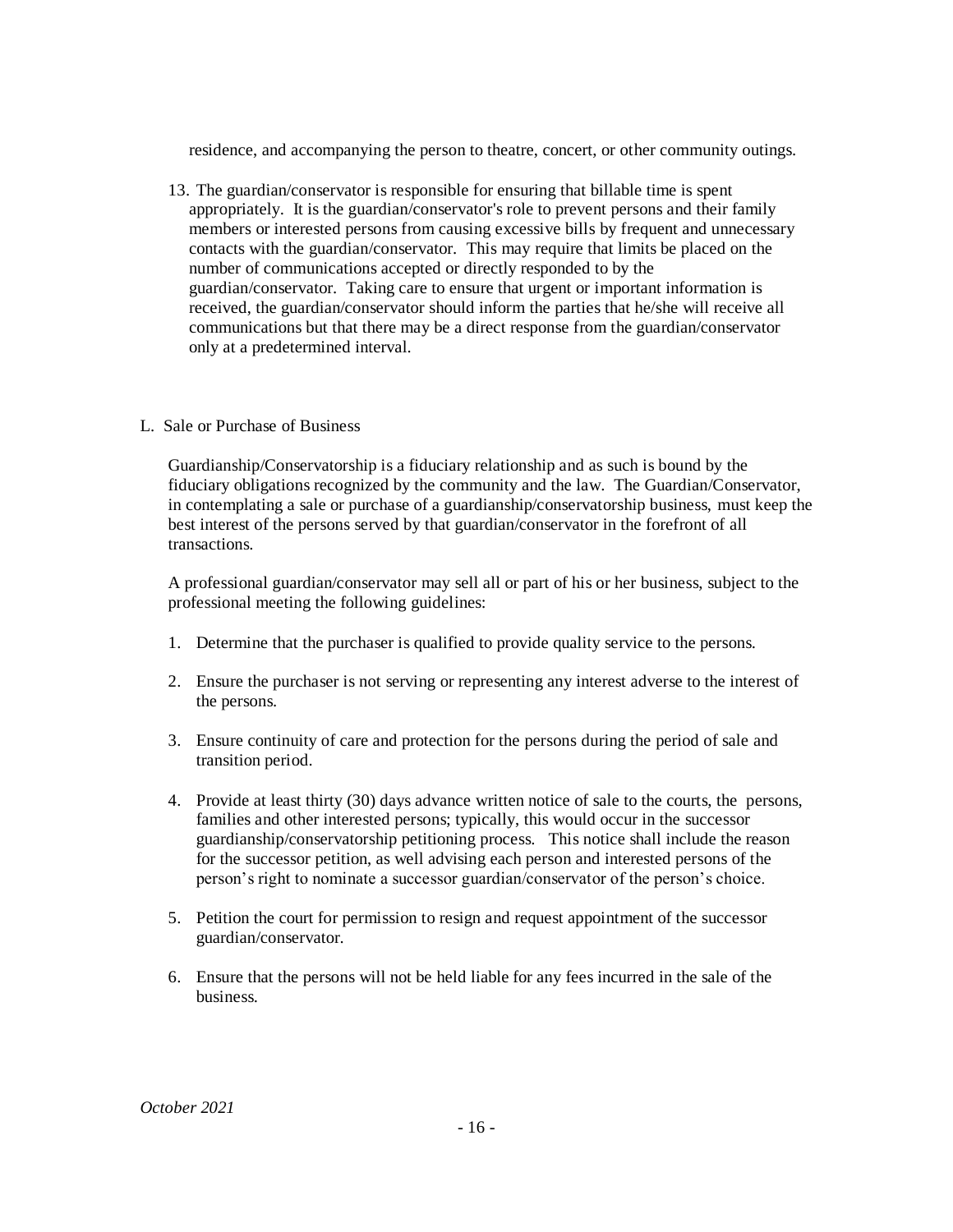residence, and accompanying the person to theatre, concert, or other community outings.

13. The guardian/conservator is responsible for ensuring that billable time is spent appropriately. It is the guardian/conservator's role to prevent persons and their family members or interested persons from causing excessive bills by frequent and unnecessary contacts with the guardian/conservator. This may require that limits be placed on the number of communications accepted or directly responded to by the guardian/conservator. Taking care to ensure that urgent or important information is received, the guardian/conservator should inform the parties that he/she will receive all communications but that there may be a direct response from the guardian/conservator only at a predetermined interval.

## L. Sale or Purchase of Business

Guardianship/Conservatorship is a fiduciary relationship and as such is bound by the fiduciary obligations recognized by the community and the law. The Guardian/Conservator, in contemplating a sale or purchase of a guardianship/conservatorship business, must keep the best interest of the persons served by that guardian/conservator in the forefront of all transactions.

A professional guardian/conservator may sell all or part of his or her business, subject to the professional meeting the following guidelines:

1. Determine that the purchaser is qualified to provide quality service to the persons.
2. Ensure the purchaser is not serving or representing any interest adverse to the interest of the persons.
3. Ensure continuity of care and protection for the persons during the period of sale and transition period.
4. Provide at least thirty (30) days advance written notice of sale to the courts, the persons, families and other interested persons; typically, this would occur in the successor guardianship/conservatorship petitioning process. This notice shall include the reason for the successor petition, as well advising each person and interested persons of the person's right to nominate a successor guardian/conservator of the person's choice.
5. Petition the court for permission to resign and request appointment of the successor guardian/conservator.
6. Ensure that the persons will not be held liable for any fees incurred in the sale of the business.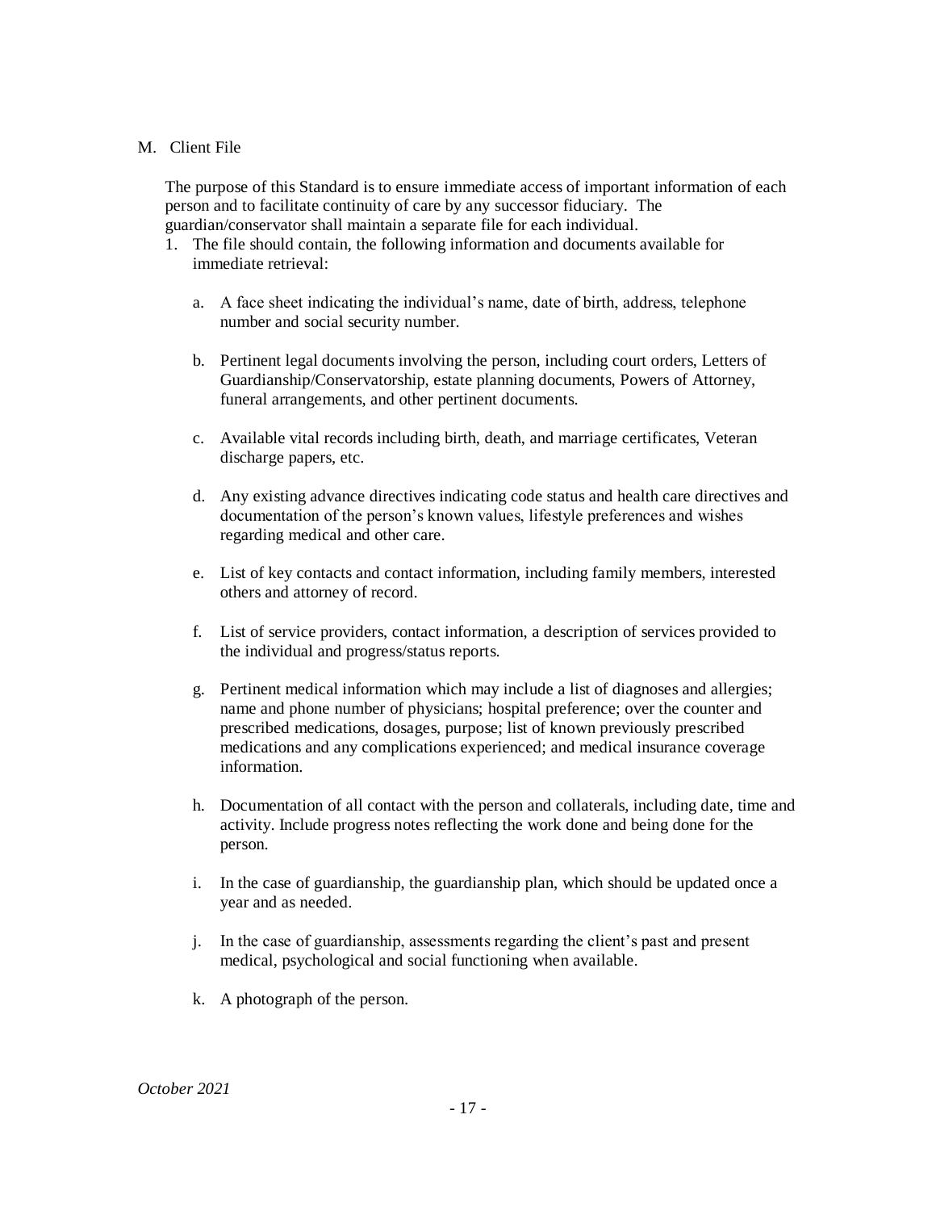## M. Client File

The purpose of this Standard is to ensure immediate access of important information of each person and to facilitate continuity of care by any successor fiduciary. The guardian/conservator shall maintain a separate file for each individual.

1. The file should contain, the following information and documents available for immediate retrieval:

   a. A face sheet indicating the individual's name, date of birth, address, telephone number and social security number.

   b. Pertinent legal documents involving the person, including court orders, Letters of Guardianship/Conservatorship, estate planning documents, Powers of Attorney, funeral arrangements, and other pertinent documents.

   c. Available vital records including birth, death, and marriage certificates, Veteran discharge papers, etc.

   d. Any existing advance directives indicating code status and health care directives and documentation of the person's known values, lifestyle preferences and wishes regarding medical and other care.

   e. List of key contacts and contact information, including family members, interested others and attorney of record.

   f. List of service providers, contact information, a description of services provided to the individual and progress/status reports.

   g. Pertinent medical information which may include a list of diagnoses and allergies; name and phone number of physicians; hospital preference; over the counter and prescribed medications, dosages, purpose; list of known previously prescribed medications and any complications experienced; and medical insurance coverage information.

   h. Documentation of all contact with the person and collaterals, including date, time and activity. Include progress notes reflecting the work done and being done for the person.

   i. In the case of guardianship, the guardianship plan, which should be updated once a year and as needed.

   j. In the case of guardianship, assessments regarding the client's past and present medical, psychological and social functioning when available.

   k. A photograph of the person.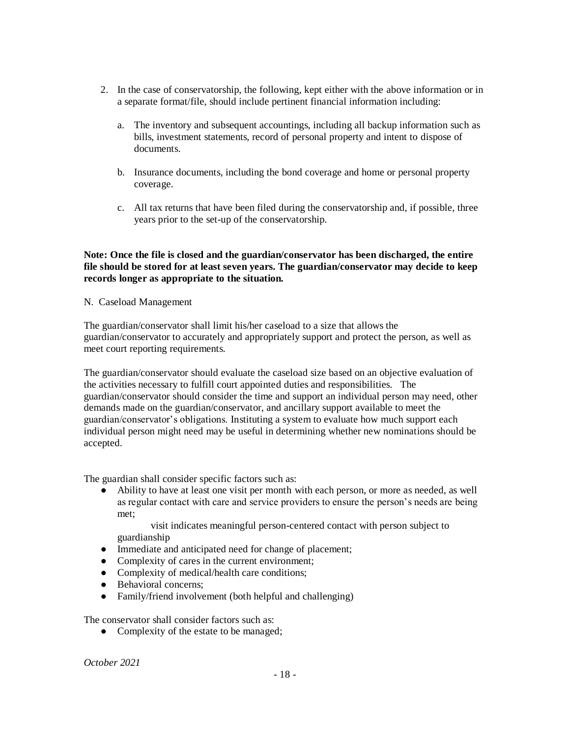2. In the case of conservatorship, the following, kept either with the above information or in a separate format/file, should include pertinent financial information including:

   a. The inventory and subsequent accountings, including all backup information such as bills, investment statements, record of personal property and intent to dispose of documents.

   b. Insurance documents, including the bond coverage and home or personal property coverage.

   c. All tax returns that have been filed during the conservatorship and, if possible, three years prior to the set-up of the conservatorship.

**Note: Once the file is closed and the guardian/conservator has been discharged, the entire file should be stored for at least seven years. The guardian/conservator may decide to keep records longer as appropriate to the situation.**

N. Caseload Management

The guardian/conservator shall limit his/her caseload to a size that allows the guardian/conservator to accurately and appropriately support and protect the person, as well as meet court reporting requirements.

The guardian/conservator should evaluate the caseload size based on an objective evaluation of the activities necessary to fulfill court appointed duties and responsibilities. The guardian/conservator should consider the time and support an individual person may need, other demands made on the guardian/conservator, and ancillary support available to meet the guardian/conservator's obligations. Instituting a system to evaluate how much support each individual person might need may be useful in determining whether new nominations should be accepted.

The guardian shall consider specific factors such as:

- Ability to have at least one visit per month with each person, or more as needed, as well as regular contact with care and service providers to ensure the person's needs are being met;
  visit indicates meaningful person-centered contact with person subject to guardianship
- Immediate and anticipated need for change of placement;
- Complexity of cares in the current environment;
- Complexity of medical/health care conditions;
- Behavioral concerns;
- Family/friend involvement (both helpful and challenging)

The conservator shall consider factors such as:

- Complexity of the estate to be managed;

*October 2021*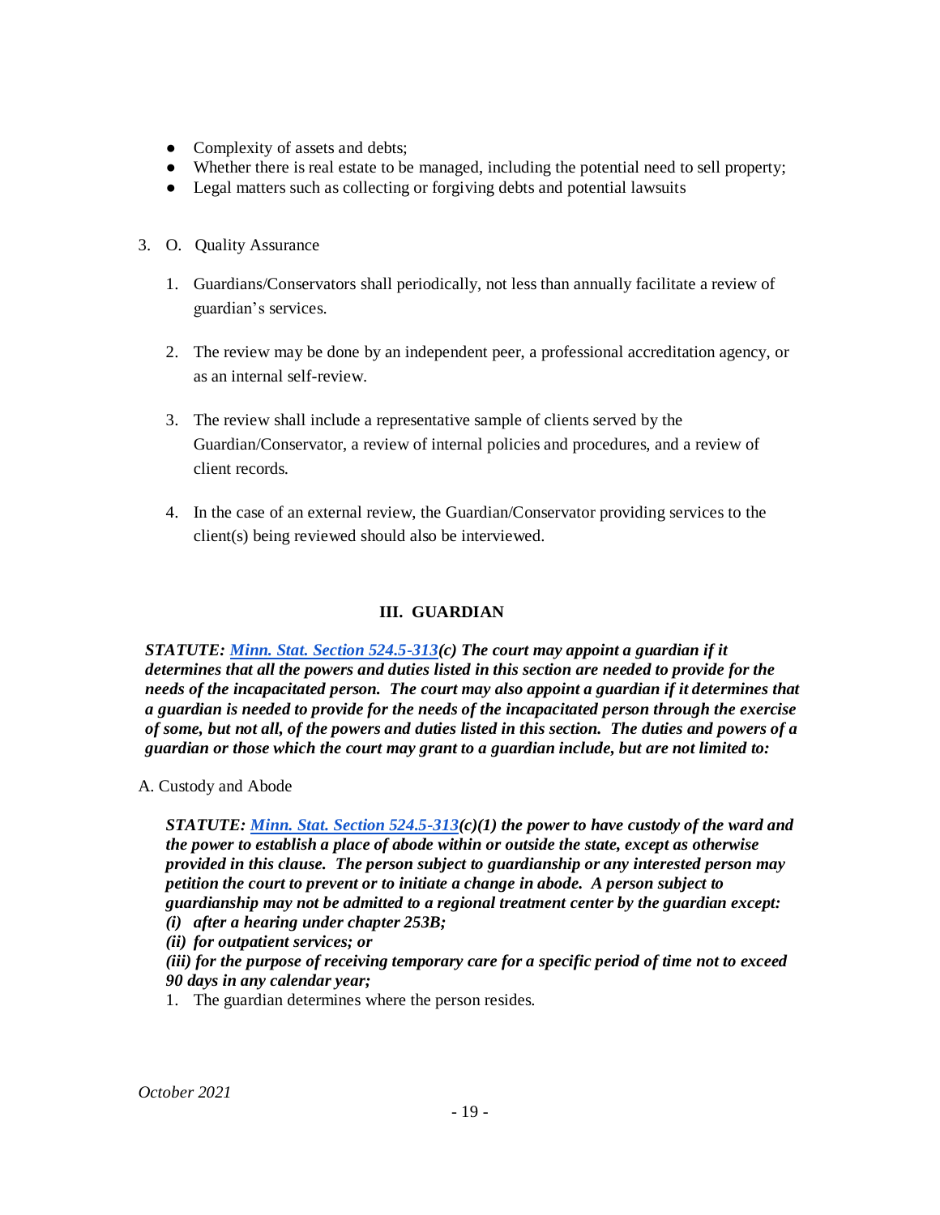- Complexity of assets and debts;
- Whether there is real estate to be managed, including the potential need to sell property;
- Legal matters such as collecting or forgiving debts and potential lawsuits

3. O. Quality Assurance

   1. Guardians/Conservators shall periodically, not less than annually facilitate a review of guardian's services.

   2. The review may be done by an independent peer, a professional accreditation agency, or as an internal self-review.

   3. The review shall include a representative sample of clients served by the Guardian/Conservator, a review of internal policies and procedures, and a review of client records.

   4. In the case of an external review, the Guardian/Conservator providing services to the client(s) being reviewed should also be interviewed.

## III. GUARDIAN

***STATUTE: [Minn. Stat. Section 524.5-313](#)(c) The court may appoint a guardian if it determines that all the powers and duties listed in this section are needed to provide for the needs of the incapacitated person. The court may also appoint a guardian if it determines that a guardian is needed to provide for the needs of the incapacitated person through the exercise of some, but not all, of the powers and duties listed in this section. The duties and powers of a guardian or those which the court may grant to a guardian include, but are not limited to:***

A. Custody and Abode

***STATUTE: [Minn. Stat. Section 524.5-313](#)(c)(1) the power to have custody of the ward and the power to establish a place of abode within or outside the state, except as otherwise provided in this clause. The person subject to guardianship or any interested person may petition the court to prevent or to initiate a change in abode. A person subject to guardianship may not be admitted to a regional treatment center by the guardian except:***
***(i) after a hearing under chapter 253B;***
***(ii) for outpatient services; or***
***(iii) for the purpose of receiving temporary care for a specific period of time not to exceed 90 days in any calendar year;***

1. The guardian determines where the person resides.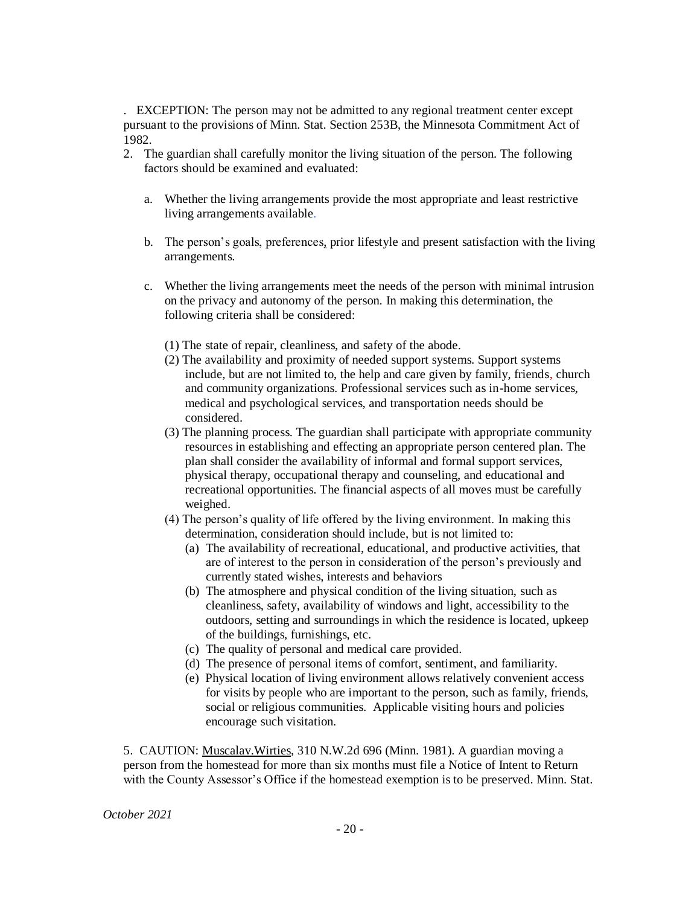. EXCEPTION: The person may not be admitted to any regional treatment center except pursuant to the provisions of Minn. Stat. Section 253B, the Minnesota Commitment Act of 1982.

2. The guardian shall carefully monitor the living situation of the person. The following factors should be examined and evaluated:

   a. Whether the living arrangements provide the most appropriate and least restrictive living arrangements available.

   b. The person's goals, preferences, prior lifestyle and present satisfaction with the living arrangements.

   c. Whether the living arrangements meet the needs of the person with minimal intrusion on the privacy and autonomy of the person. In making this determination, the following criteria shall be considered:

      (1) The state of repair, cleanliness, and safety of the abode.

      (2) The availability and proximity of needed support systems. Support systems include, but are not limited to, the help and care given by family, friends, church and community organizations. Professional services such as in-home services, medical and psychological services, and transportation needs should be considered.

      (3) The planning process. The guardian shall participate with appropriate community resources in establishing and effecting an appropriate person centered plan. The plan shall consider the availability of informal and formal support services, physical therapy, occupational therapy and counseling, and educational and recreational opportunities. The financial aspects of all moves must be carefully weighed.

      (4) The person's quality of life offered by the living environment. In making this determination, consideration should include, but is not limited to:

         (a) The availability of recreational, educational, and productive activities, that are of interest to the person in consideration of the person's previously and currently stated wishes, interests and behaviors

         (b) The atmosphere and physical condition of the living situation, such as cleanliness, safety, availability of windows and light, accessibility to the outdoors, setting and surroundings in which the residence is located, upkeep of the buildings, furnishings, etc.

         (c) The quality of personal and medical care provided.

         (d) The presence of personal items of comfort, sentiment, and familiarity.

         (e) Physical location of living environment allows relatively convenient access for visits by people who are important to the person, such as family, friends, social or religious communities. Applicable visiting hours and policies encourage such visitation.

5. CAUTION: Muscalav.Wirties, 310 N.W.2d 696 (Minn. 1981). A guardian moving a person from the homestead for more than six months must file a Notice of Intent to Return with the County Assessor's Office if the homestead exemption is to be preserved. Minn. Stat.

*October 2021*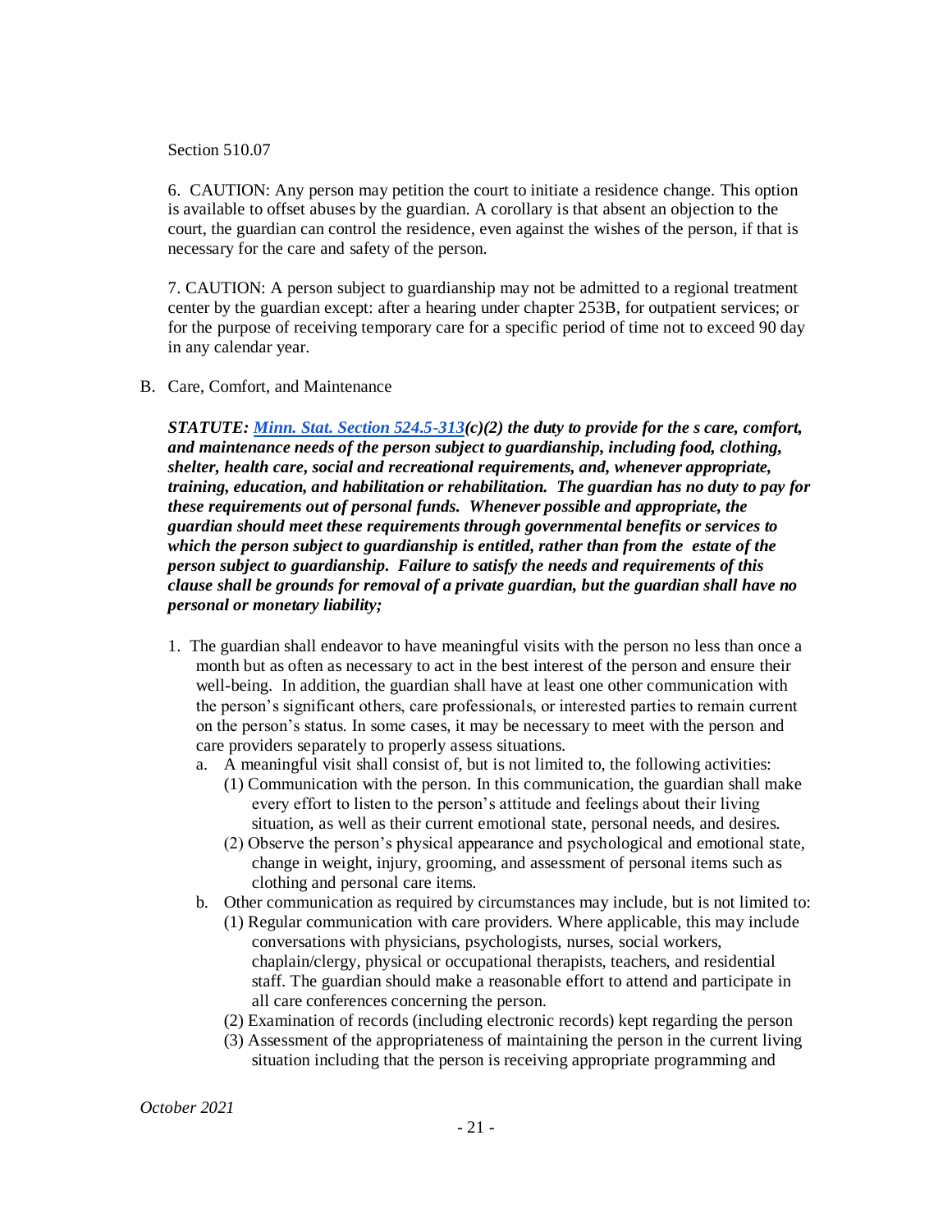Section 510.07

6. CAUTION: Any person may petition the court to initiate a residence change. This option is available to offset abuses by the guardian. A corollary is that absent an objection to the court, the guardian can control the residence, even against the wishes of the person, if that is necessary for the care and safety of the person.

7. CAUTION: A person subject to guardianship may not be admitted to a regional treatment center by the guardian except: after a hearing under chapter 253B, for outpatient services; or for the purpose of receiving temporary care for a specific period of time not to exceed 90 day in any calendar year.

B. Care, Comfort, and Maintenance

***STATUTE: [Minn. Stat. Section 524.5-313](c)(2) the duty to provide for the s care, comfort, and maintenance needs of the person subject to guardianship, including food, clothing, shelter, health care, social and recreational requirements, and, whenever appropriate, training, education, and habilitation or rehabilitation. The guardian has no duty to pay for these requirements out of personal funds. Whenever possible and appropriate, the guardian should meet these requirements through governmental benefits or services to which the person subject to guardianship is entitled, rather than from the estate of the person subject to guardianship. Failure to satisfy the needs and requirements of this clause shall be grounds for removal of a private guardian, but the guardian shall have no personal or monetary liability;***

1. The guardian shall endeavor to have meaningful visits with the person no less than once a month but as often as necessary to act in the best interest of the person and ensure their well-being. In addition, the guardian shall have at least one other communication with the person's significant others, care professionals, or interested parties to remain current on the person's status. In some cases, it may be necessary to meet with the person and care providers separately to properly assess situations.
   a. A meaningful visit shall consist of, but is not limited to, the following activities:
      (1) Communication with the person. In this communication, the guardian shall make every effort to listen to the person's attitude and feelings about their living situation, as well as their current emotional state, personal needs, and desires.
      (2) Observe the person's physical appearance and psychological and emotional state, change in weight, injury, grooming, and assessment of personal items such as clothing and personal care items.
   b. Other communication as required by circumstances may include, but is not limited to:
      (1) Regular communication with care providers. Where applicable, this may include conversations with physicians, psychologists, nurses, social workers, chaplain/clergy, physical or occupational therapists, teachers, and residential staff. The guardian should make a reasonable effort to attend and participate in all care conferences concerning the person.
      (2) Examination of records (including electronic records) kept regarding the person
      (3) Assessment of the appropriateness of maintaining the person in the current living situation including that the person is receiving appropriate programming and

*October 2021*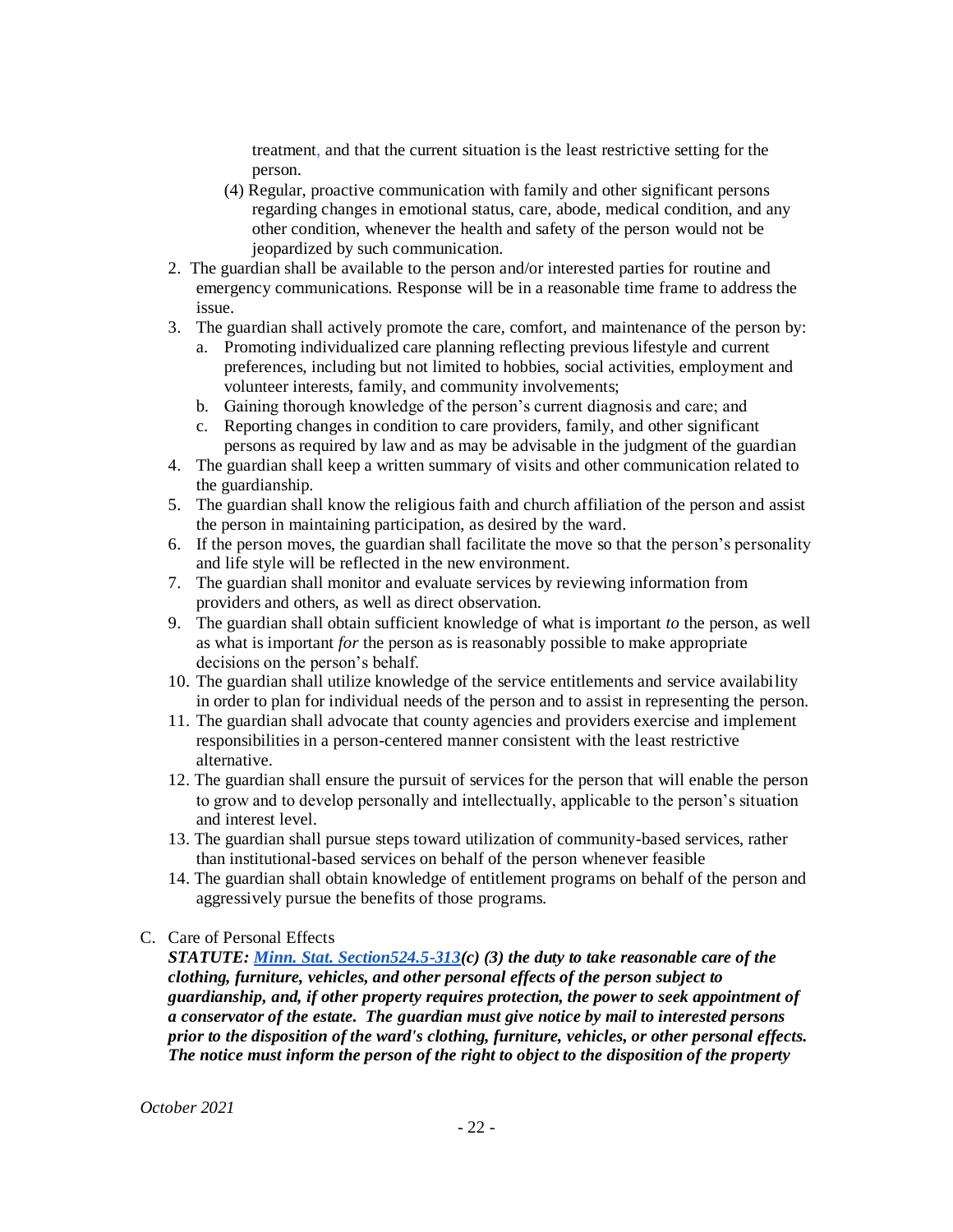treatment, and that the current situation is the least restrictive setting for the person.

(4) Regular, proactive communication with family and other significant persons regarding changes in emotional status, care, abode, medical condition, and any other condition, whenever the health and safety of the person would not be jeopardized by such communication.

2. The guardian shall be available to the person and/or interested parties for routine and emergency communications. Response will be in a reasonable time frame to address the issue.
3. The guardian shall actively promote the care, comfort, and maintenance of the person by:
   a. Promoting individualized care planning reflecting previous lifestyle and current preferences, including but not limited to hobbies, social activities, employment and volunteer interests, family, and community involvements;
   b. Gaining thorough knowledge of the person's current diagnosis and care; and
   c. Reporting changes in condition to care providers, family, and other significant persons as required by law and as may be advisable in the judgment of the guardian
4. The guardian shall keep a written summary of visits and other communication related to the guardianship.
5. The guardian shall know the religious faith and church affiliation of the person and assist the person in maintaining participation, as desired by the ward.
6. If the person moves, the guardian shall facilitate the move so that the person's personality and life style will be reflected in the new environment.
7. The guardian shall monitor and evaluate services by reviewing information from providers and others, as well as direct observation.
9. The guardian shall obtain sufficient knowledge of what is important *to* the person, as well as what is important *for* the person as is reasonably possible to make appropriate decisions on the person's behalf.
10. The guardian shall utilize knowledge of the service entitlements and service availability in order to plan for individual needs of the person and to assist in representing the person.
11. The guardian shall advocate that county agencies and providers exercise and implement responsibilities in a person-centered manner consistent with the least restrictive alternative.
12. The guardian shall ensure the pursuit of services for the person that will enable the person to grow and to develop personally and intellectually, applicable to the person's situation and interest level.
13. The guardian shall pursue steps toward utilization of community-based services, rather than institutional-based services on behalf of the person whenever feasible
14. The guardian shall obtain knowledge of entitlement programs on behalf of the person and aggressively pursue the benefits of those programs.

C. Care of Personal Effects

***STATUTE: Minn. Stat. Section524.5-313(c) (3) the duty to take reasonable care of the clothing, furniture, vehicles, and other personal effects of the person subject to guardianship, and, if other property requires protection, the power to seek appointment of a conservator of the estate. The guardian must give notice by mail to interested persons prior to the disposition of the ward's clothing, furniture, vehicles, or other personal effects. The notice must inform the person of the right to object to the disposition of the property***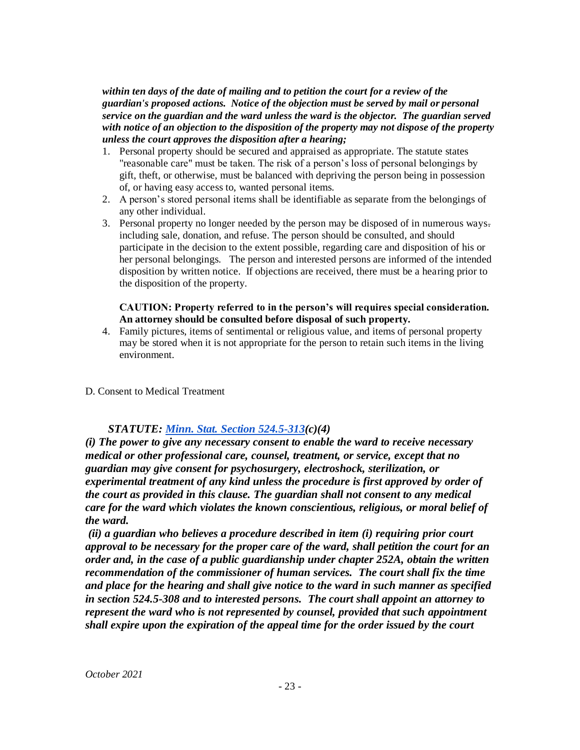***within ten days of the date of mailing and to petition the court for a review of the guardian's proposed actions. Notice of the objection must be served by mail or personal service on the guardian and the ward unless the ward is the objector. The guardian served with notice of an objection to the disposition of the property may not dispose of the property unless the court approves the disposition after a hearing;***

1. Personal property should be secured and appraised as appropriate. The statute states "reasonable care" must be taken. The risk of a person's loss of personal belongings by gift, theft, or otherwise, must be balanced with depriving the person being in possession of, or having easy access to, wanted personal items.
2. A person's stored personal items shall be identifiable as separate from the belongings of any other individual.
3. Personal property no longer needed by the person may be disposed of in numerous ways. including sale, donation, and refuse. The person should be consulted, and should participate in the decision to the extent possible, regarding care and disposition of his or her personal belongings. The person and interested persons are informed of the intended disposition by written notice. If objections are received, there must be a hearing prior to the disposition of the property.

   **CAUTION: Property referred to in the person's will requires special consideration. An attorney should be consulted before disposal of such property.**

4. Family pictures, items of sentimental or religious value, and items of personal property may be stored when it is not appropriate for the person to retain such items in the living environment.

D. Consent to Medical Treatment

***STATUTE: [Minn. Stat. Section 524.5-313](c)(4)***

***(i) The power to give any necessary consent to enable the ward to receive necessary medical or other professional care, counsel, treatment, or service, except that no guardian may give consent for psychosurgery, electroshock, sterilization, or experimental treatment of any kind unless the procedure is first approved by order of the court as provided in this clause. The guardian shall not consent to any medical care for the ward which violates the known conscientious, religious, or moral belief of the ward.***

***(ii) a guardian who believes a procedure described in item (i) requiring prior court approval to be necessary for the proper care of the ward, shall petition the court for an order and, in the case of a public guardianship under chapter 252A, obtain the written recommendation of the commissioner of human services. The court shall fix the time and place for the hearing and shall give notice to the ward in such manner as specified in section 524.5-308 and to interested persons. The court shall appoint an attorney to represent the ward who is not represented by counsel, provided that such appointment shall expire upon the expiration of the appeal time for the order issued by the court***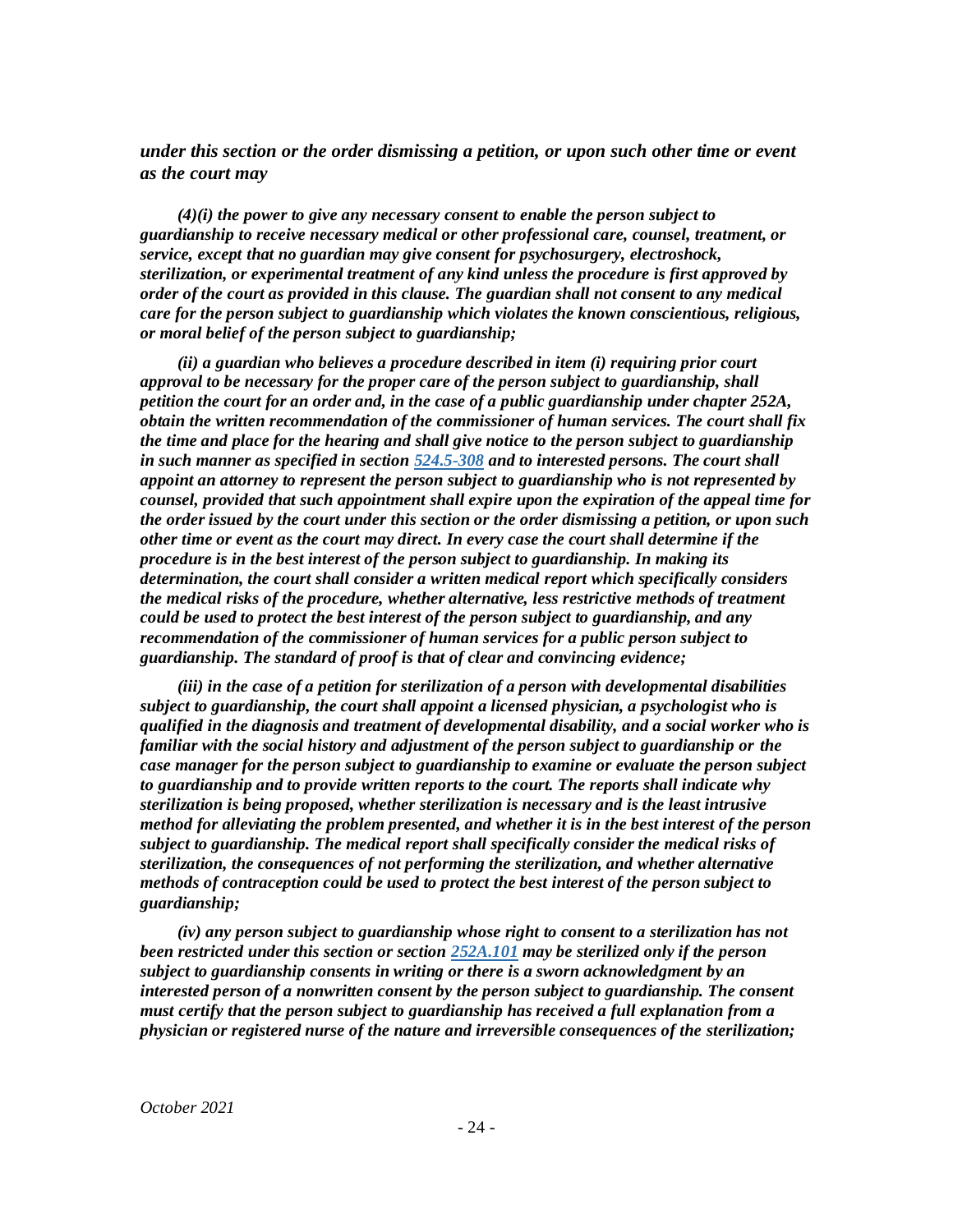*under this section or the order dismissing a petition, or upon such other time or event as the court may*

*(4)(i) the power to give any necessary consent to enable the person subject to guardianship to receive necessary medical or other professional care, counsel, treatment, or service, except that no guardian may give consent for psychosurgery, electroshock, sterilization, or experimental treatment of any kind unless the procedure is first approved by order of the court as provided in this clause. The guardian shall not consent to any medical care for the person subject to guardianship which violates the known conscientious, religious, or moral belief of the person subject to guardianship;*

*(ii) a guardian who believes a procedure described in item (i) requiring prior court approval to be necessary for the proper care of the person subject to guardianship, shall petition the court for an order and, in the case of a public guardianship under chapter 252A, obtain the written recommendation of the commissioner of human services. The court shall fix the time and place for the hearing and shall give notice to the person subject to guardianship in such manner as specified in section [524.5-308] and to interested persons. The court shall appoint an attorney to represent the person subject to guardianship who is not represented by counsel, provided that such appointment shall expire upon the expiration of the appeal time for the order issued by the court under this section or the order dismissing a petition, or upon such other time or event as the court may direct. In every case the court shall determine if the procedure is in the best interest of the person subject to guardianship. In making its determination, the court shall consider a written medical report which specifically considers the medical risks of the procedure, whether alternative, less restrictive methods of treatment could be used to protect the best interest of the person subject to guardianship, and any recommendation of the commissioner of human services for a public person subject to guardianship. The standard of proof is that of clear and convincing evidence;*

*(iii) in the case of a petition for sterilization of a person with developmental disabilities subject to guardianship, the court shall appoint a licensed physician, a psychologist who is qualified in the diagnosis and treatment of developmental disability, and a social worker who is familiar with the social history and adjustment of the person subject to guardianship or the case manager for the person subject to guardianship to examine or evaluate the person subject to guardianship and to provide written reports to the court. The reports shall indicate why sterilization is being proposed, whether sterilization is necessary and is the least intrusive method for alleviating the problem presented, and whether it is in the best interest of the person subject to guardianship. The medical report shall specifically consider the medical risks of sterilization, the consequences of not performing the sterilization, and whether alternative methods of contraception could be used to protect the best interest of the person subject to guardianship;*

*(iv) any person subject to guardianship whose right to consent to a sterilization has not been restricted under this section or section [252A.101] may be sterilized only if the person subject to guardianship consents in writing or there is a sworn acknowledgment by an interested person of a nonwritten consent by the person subject to guardianship. The consent must certify that the person subject to guardianship has received a full explanation from a physician or registered nurse of the nature and irreversible consequences of the sterilization;*

*October 2021*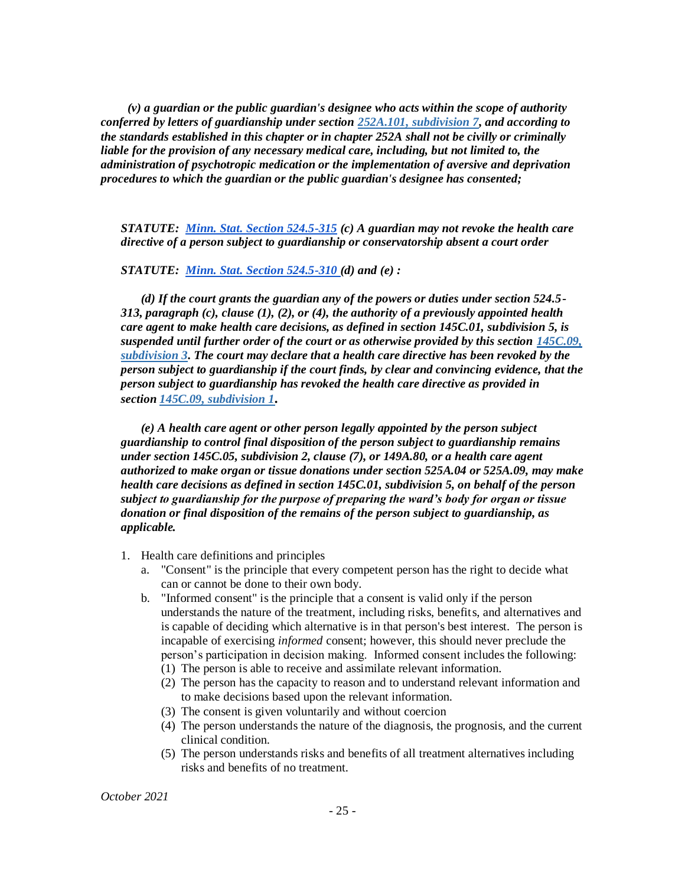***(v) a guardian or the public guardian's designee who acts within the scope of authority conferred by letters of guardianship under section [252A.101, subdivision 7](), and according to the standards established in this chapter or in chapter 252A shall not be civilly or criminally liable for the provision of any necessary medical care, including, but not limited to, the administration of psychotropic medication or the implementation of aversive and deprivation procedures to which the guardian or the public guardian's designee has consented;***

***STATUTE: [Minn. Stat. Section 524.5-315]() (c) A guardian may not revoke the health care directive of a person subject to guardianship or conservatorship absent a court order***

***STATUTE: [Minn. Stat. Section 524.5-310 ]()(d) and (e) :***

***(d) If the court grants the guardian any of the powers or duties under section 524.5-313, paragraph (c), clause (1), (2), or (4), the authority of a previously appointed health care agent to make health care decisions, as defined in section 145C.01, subdivision 5, is suspended until further order of the court or as otherwise provided by this section [145C.09, subdivision 3](). The court may declare that a health care directive has been revoked by the person subject to guardianship if the court finds, by clear and convincing evidence, that the person subject to guardianship has revoked the health care directive as provided in section [145C.09, subdivision 1]().***

***(e) A health care agent or other person legally appointed by the person subject guardianship to control final disposition of the person subject to guardianship remains under section 145C.05, subdivision 2, clause (7), or 149A.80, or a health care agent authorized to make organ or tissue donations under section 525A.04 or 525A.09, may make health care decisions as defined in section 145C.01, subdivision 5, on behalf of the person subject to guardianship for the purpose of preparing the ward's body for organ or tissue donation or final disposition of the remains of the person subject to guardianship, as applicable.***

1. Health care definitions and principles
   a. "Consent" is the principle that every competent person has the right to decide what can or cannot be done to their own body.
   b. "Informed consent" is the principle that a consent is valid only if the person understands the nature of the treatment, including risks, benefits, and alternatives and is capable of deciding which alternative is in that person's best interest. The person is incapable of exercising *informed* consent; however, this should never preclude the person's participation in decision making. Informed consent includes the following:
      (1) The person is able to receive and assimilate relevant information.
      (2) The person has the capacity to reason and to understand relevant information and to make decisions based upon the relevant information.
      (3) The consent is given voluntarily and without coercion
      (4) The person understands the nature of the diagnosis, the prognosis, and the current clinical condition.
      (5) The person understands risks and benefits of all treatment alternatives including risks and benefits of no treatment.

*October 2021*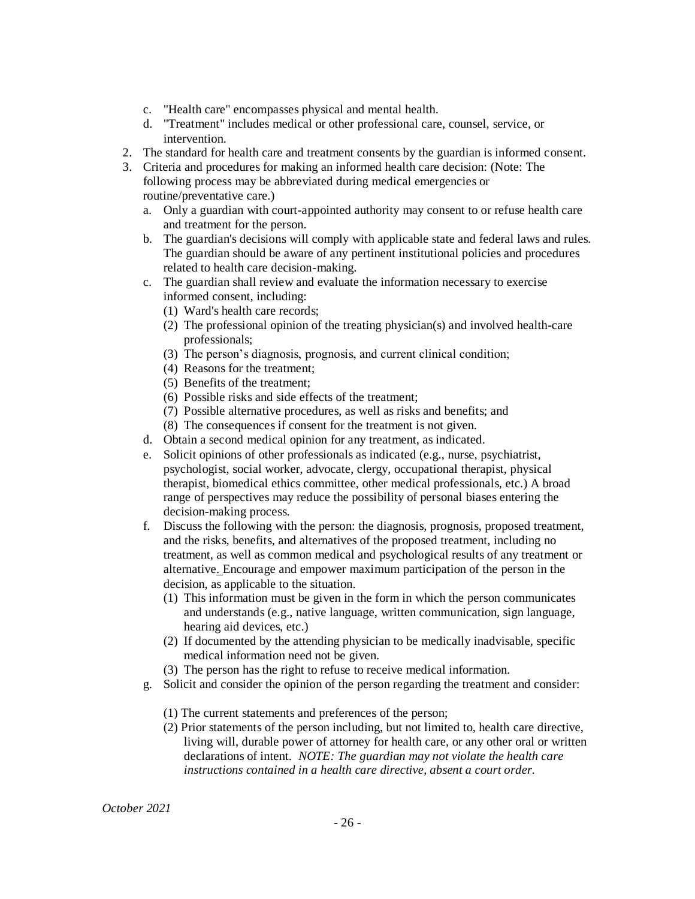c. "Health care" encompasses physical and mental health.
d. "Treatment" includes medical or other professional care, counsel, service, or intervention.

2. The standard for health care and treatment consents by the guardian is informed consent.
3. Criteria and procedures for making an informed health care decision: (Note: The following process may be abbreviated during medical emergencies or routine/preventative care.)
   a. Only a guardian with court-appointed authority may consent to or refuse health care and treatment for the person.
   b. The guardian's decisions will comply with applicable state and federal laws and rules. The guardian should be aware of any pertinent institutional policies and procedures related to health care decision-making.
   c. The guardian shall review and evaluate the information necessary to exercise informed consent, including:
      (1) Ward's health care records;
      (2) The professional opinion of the treating physician(s) and involved health-care professionals;
      (3) The person's diagnosis, prognosis, and current clinical condition;
      (4) Reasons for the treatment;
      (5) Benefits of the treatment;
      (6) Possible risks and side effects of the treatment;
      (7) Possible alternative procedures, as well as risks and benefits; and
      (8) The consequences if consent for the treatment is not given.
   d. Obtain a second medical opinion for any treatment, as indicated.
   e. Solicit opinions of other professionals as indicated (e.g., nurse, psychiatrist, psychologist, social worker, advocate, clergy, occupational therapist, physical therapist, biomedical ethics committee, other medical professionals, etc.) A broad range of perspectives may reduce the possibility of personal biases entering the decision-making process.
   f. Discuss the following with the person: the diagnosis, prognosis, proposed treatment, and the risks, benefits, and alternatives of the proposed treatment, including no treatment, as well as common medical and psychological results of any treatment or alternative. Encourage and empower maximum participation of the person in the decision, as applicable to the situation.
      (1) This information must be given in the form in which the person communicates and understands (e.g., native language, written communication, sign language, hearing aid devices, etc.)
      (2) If documented by the attending physician to be medically inadvisable, specific medical information need not be given.
      (3) The person has the right to refuse to receive medical information.
   g. Solicit and consider the opinion of the person regarding the treatment and consider:
      (1) The current statements and preferences of the person;
      (2) Prior statements of the person including, but not limited to, health care directive, living will, durable power of attorney for health care, or any other oral or written declarations of intent. *NOTE: The guardian may not violate the health care instructions contained in a health care directive, absent a court order.*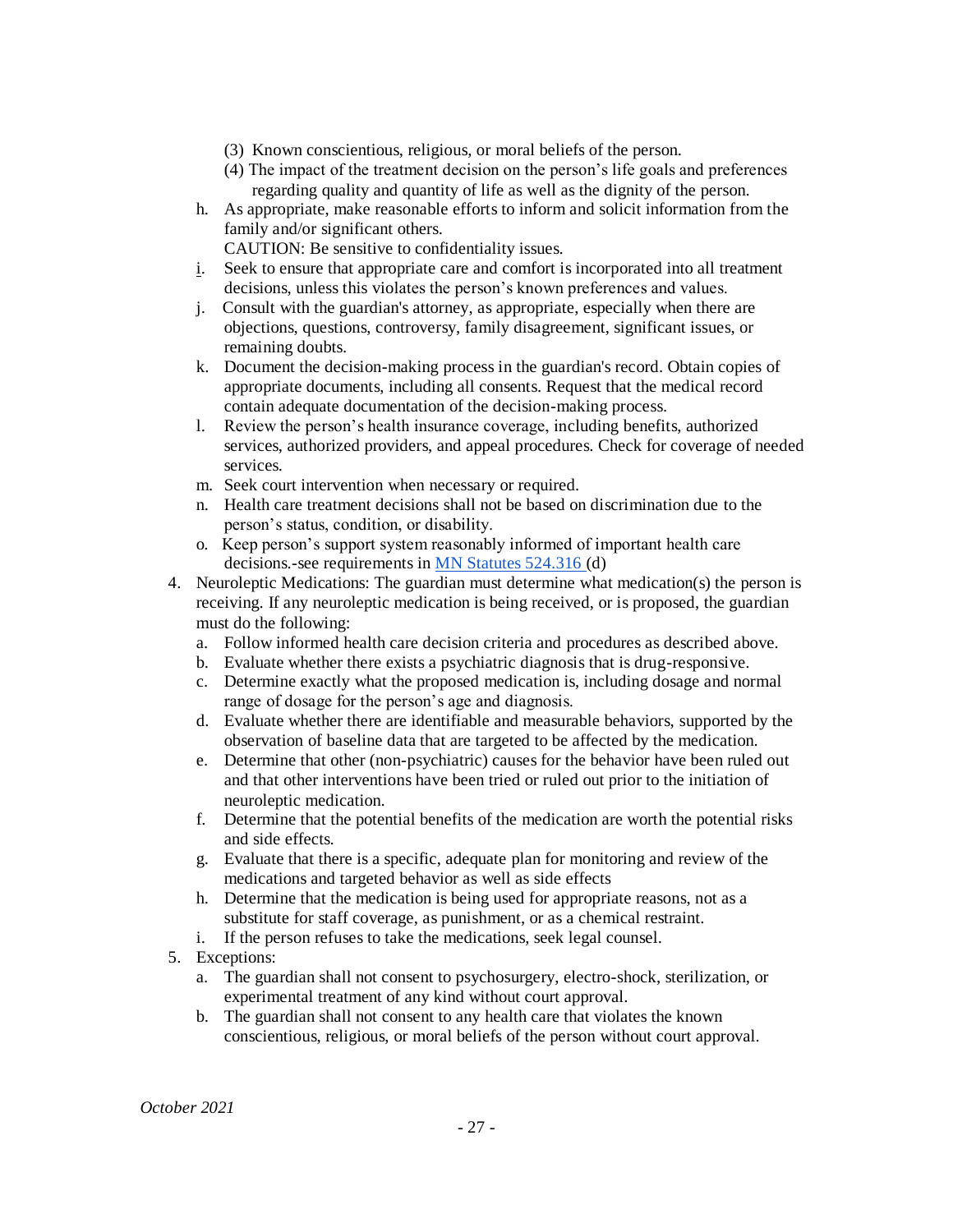(3) Known conscientious, religious, or moral beliefs of the person.

(4) The impact of the treatment decision on the person's life goals and preferences regarding quality and quantity of life as well as the dignity of the person.

h. As appropriate, make reasonable efforts to inform and solicit information from the family and/or significant others.
   CAUTION: Be sensitive to confidentiality issues.

i. Seek to ensure that appropriate care and comfort is incorporated into all treatment decisions, unless this violates the person's known preferences and values.

j. Consult with the guardian's attorney, as appropriate, especially when there are objections, questions, controversy, family disagreement, significant issues, or remaining doubts.

k. Document the decision-making process in the guardian's record. Obtain copies of appropriate documents, including all consents. Request that the medical record contain adequate documentation of the decision-making process.

l. Review the person's health insurance coverage, including benefits, authorized services, authorized providers, and appeal procedures. Check for coverage of needed services.

m. Seek court intervention when necessary or required.

n. Health care treatment decisions shall not be based on discrimination due to the person's status, condition, or disability.

o. Keep person's support system reasonably informed of important health care decisions.-see requirements in [MN Statutes 524.316](#) (d)

4. Neuroleptic Medications: The guardian must determine what medication(s) the person is receiving. If any neuroleptic medication is being received, or is proposed, the guardian must do the following:
   a. Follow informed health care decision criteria and procedures as described above.
   b. Evaluate whether there exists a psychiatric diagnosis that is drug-responsive.
   c. Determine exactly what the proposed medication is, including dosage and normal range of dosage for the person's age and diagnosis.
   d. Evaluate whether there are identifiable and measurable behaviors, supported by the observation of baseline data that are targeted to be affected by the medication.
   e. Determine that other (non-psychiatric) causes for the behavior have been ruled out and that other interventions have been tried or ruled out prior to the initiation of neuroleptic medication.
   f. Determine that the potential benefits of the medication are worth the potential risks and side effects.
   g. Evaluate that there is a specific, adequate plan for monitoring and review of the medications and targeted behavior as well as side effects
   h. Determine that the medication is being used for appropriate reasons, not as a substitute for staff coverage, as punishment, or as a chemical restraint.
   i. If the person refuses to take the medications, seek legal counsel.

5. Exceptions:
   a. The guardian shall not consent to psychosurgery, electro-shock, sterilization, or experimental treatment of any kind without court approval.
   b. The guardian shall not consent to any health care that violates the known conscientious, religious, or moral beliefs of the person without court approval.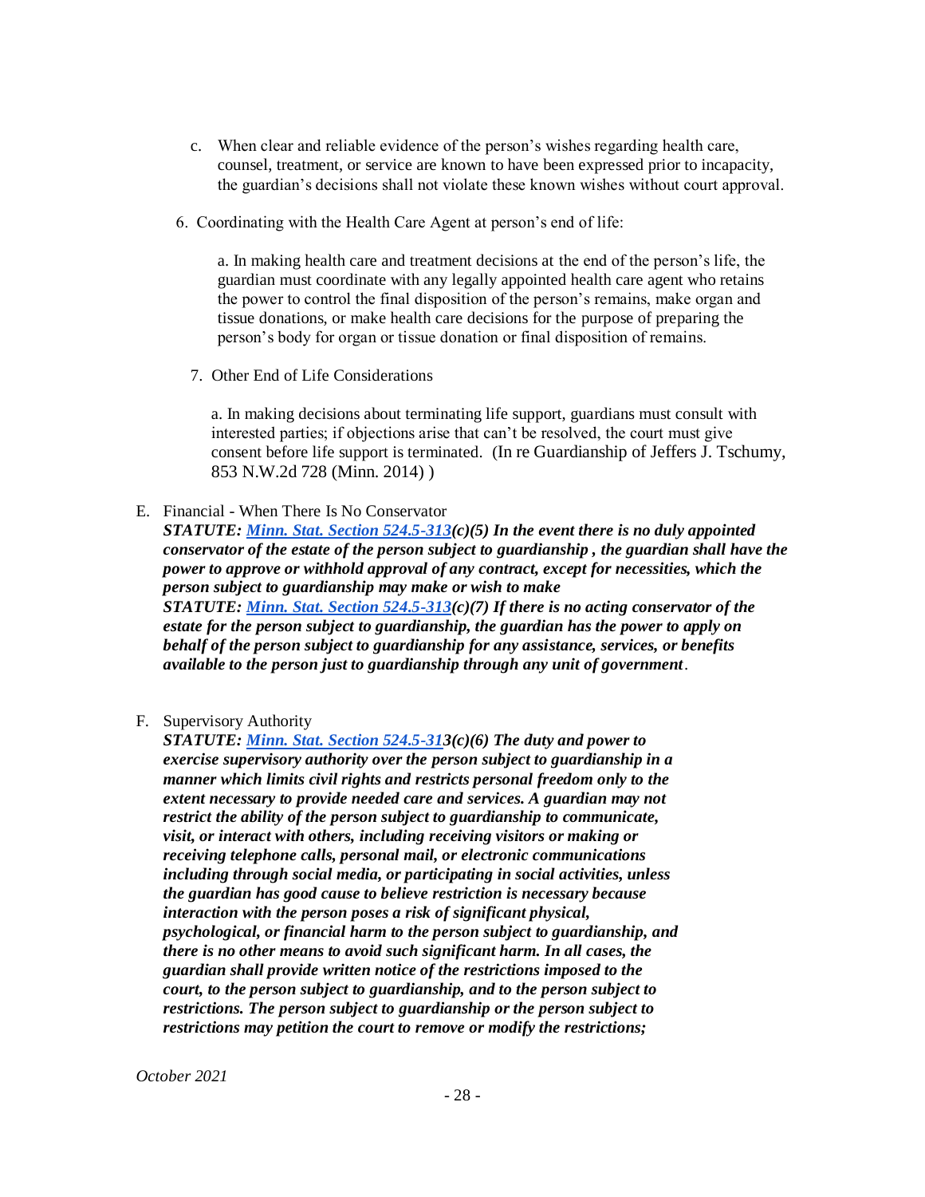c. When clear and reliable evidence of the person's wishes regarding health care, counsel, treatment, or service are known to have been expressed prior to incapacity, the guardian's decisions shall not violate these known wishes without court approval.

6. Coordinating with the Health Care Agent at person's end of life:

   a. In making health care and treatment decisions at the end of the person's life, the guardian must coordinate with any legally appointed health care agent who retains the power to control the final disposition of the person's remains, make organ and tissue donations, or make health care decisions for the purpose of preparing the person's body for organ or tissue donation or final disposition of remains.

7. Other End of Life Considerations

   a. In making decisions about terminating life support, guardians must consult with interested parties; if objections arise that can't be resolved, the court must give consent before life support is terminated. (In re Guardianship of Jeffers J. Tschumy, 853 N.W.2d 728 (Minn. 2014) )

E. Financial - When There Is No Conservator
***STATUTE: [Minn. Stat. Section 524.5-313](c)(5) In the event there is no duly appointed conservator of the estate of the person subject to guardianship , the guardian shall have the power to approve or withhold approval of any contract, except for necessities, which the person subject to guardianship may make or wish to make***
***STATUTE: [Minn. Stat. Section 524.5-313](c)(7) If there is no acting conservator of the estate for the person subject to guardianship, the guardian has the power to apply on behalf of the person subject to guardianship for any assistance, services, or benefits available to the person just to guardianship through any unit of government***.

F. Supervisory Authority
***STATUTE: [Minn. Stat. Section 524.5-313](c)(6) The duty and power to exercise supervisory authority over the person subject to guardianship in a manner which limits civil rights and restricts personal freedom only to the extent necessary to provide needed care and services. A guardian may not restrict the ability of the person subject to guardianship to communicate, visit, or interact with others, including receiving visitors or making or receiving telephone calls, personal mail, or electronic communications including through social media, or participating in social activities, unless the guardian has good cause to believe restriction is necessary because interaction with the person poses a risk of significant physical, psychological, or financial harm to the person subject to guardianship, and there is no other means to avoid such significant harm. In all cases, the guardian shall provide written notice of the restrictions imposed to the court, to the person subject to guardianship, and to the person subject to restrictions. The person subject to guardianship or the person subject to restrictions may petition the court to remove or modify the restrictions;***

*October 2021*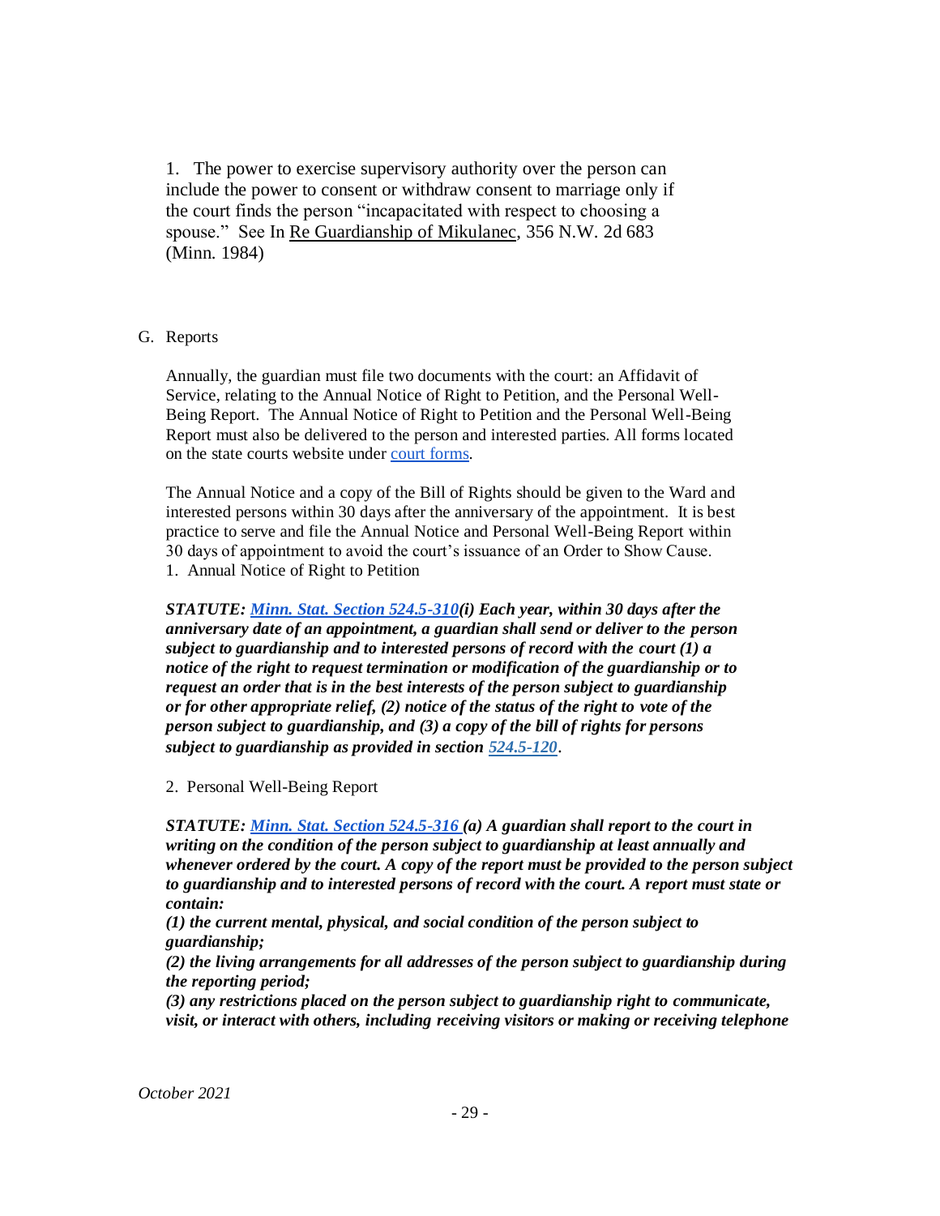1. The power to exercise supervisory authority over the person can include the power to consent or withdraw consent to marriage only if the court finds the person "incapacitated with respect to choosing a spouse." See In Re Guardianship of Mikulanec, 356 N.W. 2d 683 (Minn. 1984)

G. Reports

Annually, the guardian must file two documents with the court: an Affidavit of Service, relating to the Annual Notice of Right to Petition, and the Personal Well-Being Report. The Annual Notice of Right to Petition and the Personal Well-Being Report must also be delivered to the person and interested parties. All forms located on the state courts website under court forms.

The Annual Notice and a copy of the Bill of Rights should be given to the Ward and interested persons within 30 days after the anniversary of the appointment. It is best practice to serve and file the Annual Notice and Personal Well-Being Report within 30 days of appointment to avoid the court's issuance of an Order to Show Cause.

1. Annual Notice of Right to Petition

***STATUTE: Minn. Stat. Section 524.5-310(i) Each year, within 30 days after the anniversary date of an appointment, a guardian shall send or deliver to the person subject to guardianship and to interested persons of record with the court (1) a notice of the right to request termination or modification of the guardianship or to request an order that is in the best interests of the person subject to guardianship or for other appropriate relief, (2) notice of the status of the right to vote of the person subject to guardianship, and (3) a copy of the bill of rights for persons subject to guardianship as provided in section 524.5-120.***

2. Personal Well-Being Report

***STATUTE: Minn. Stat. Section 524.5-316 (a) A guardian shall report to the court in writing on the condition of the person subject to guardianship at least annually and whenever ordered by the court. A copy of the report must be provided to the person subject to guardianship and to interested persons of record with the court. A report must state or contain:***

***(1) the current mental, physical, and social condition of the person subject to guardianship;***

***(2) the living arrangements for all addresses of the person subject to guardianship during the reporting period;***

***(3) any restrictions placed on the person subject to guardianship right to communicate, visit, or interact with others, including receiving visitors or making or receiving telephone***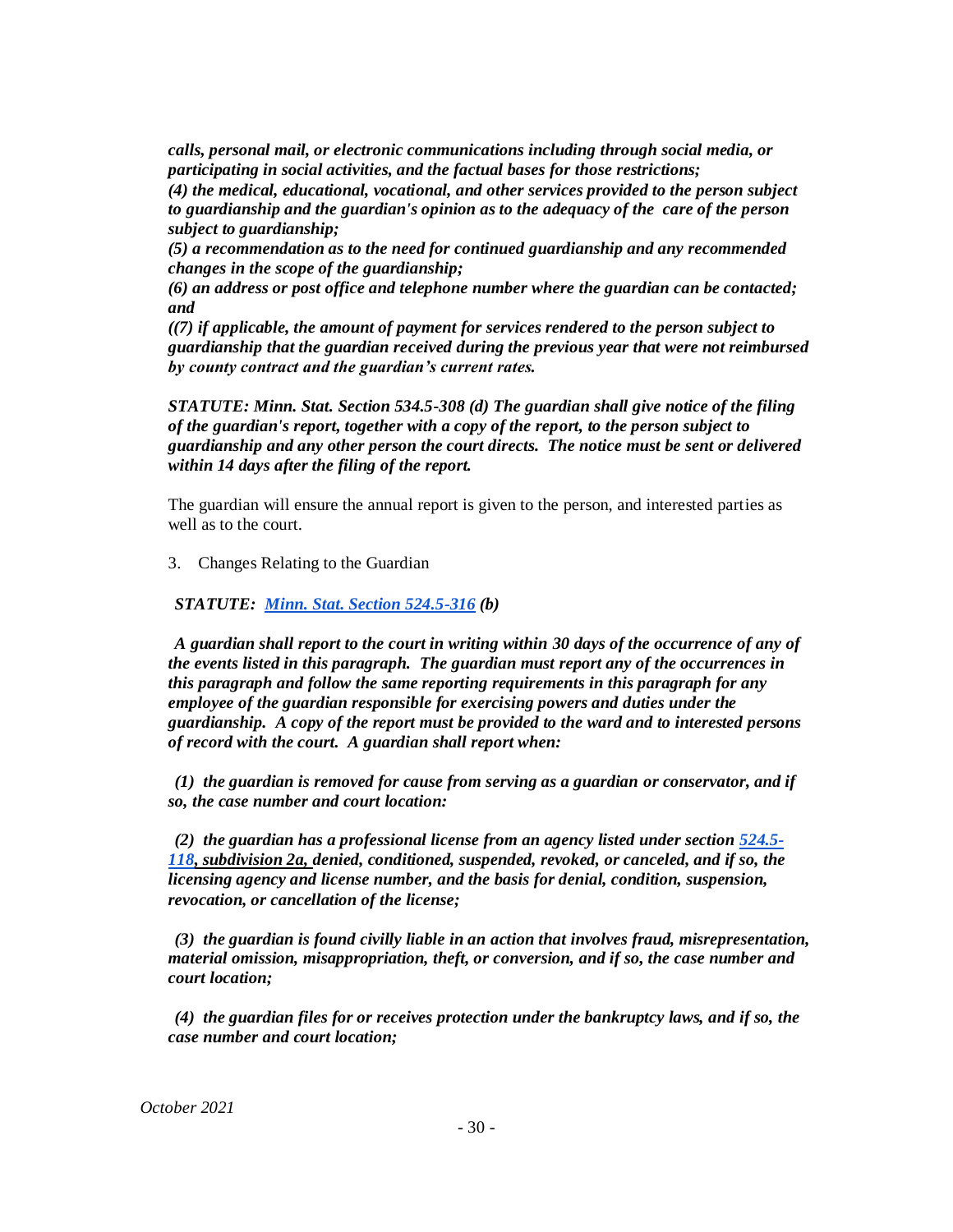***calls, personal mail, or electronic communications including through social media, or participating in social activities, and the factual bases for those restrictions;***

***(4) the medical, educational, vocational, and other services provided to the person subject to guardianship and the guardian's opinion as to the adequacy of the care of the person subject to guardianship;***

***(5) a recommendation as to the need for continued guardianship and any recommended changes in the scope of the guardianship;***

***(6) an address or post office and telephone number where the guardian can be contacted; and***

***((7) if applicable, the amount of payment for services rendered to the person subject to guardianship that the guardian received during the previous year that were not reimbursed by county contract and the guardian's current rates.***

***STATUTE: Minn. Stat. Section 534.5-308 (d) The guardian shall give notice of the filing of the guardian's report, together with a copy of the report, to the person subject to guardianship and any other person the court directs. The notice must be sent or delivered within 14 days after the filing of the report.***

The guardian will ensure the annual report is given to the person, and interested parties as well as to the court.

3. Changes Relating to the Guardian

***STATUTE: [Minn. Stat. Section 524.5-316](#) (b)***

***A guardian shall report to the court in writing within 30 days of the occurrence of any of the events listed in this paragraph. The guardian must report any of the occurrences in this paragraph and follow the same reporting requirements in this paragraph for any employee of the guardian responsible for exercising powers and duties under the guardianship. A copy of the report must be provided to the ward and to interested persons of record with the court. A guardian shall report when:***

***(1) the guardian is removed for cause from serving as a guardian or conservator, and if so, the case number and court location:***

***(2) the guardian has a professional license from an agency listed under section [524.5-118](#), subdivision 2a, denied, conditioned, suspended, revoked, or canceled, and if so, the licensing agency and license number, and the basis for denial, condition, suspension, revocation, or cancellation of the license;***

***(3) the guardian is found civilly liable in an action that involves fraud, misrepresentation, material omission, misappropriation, theft, or conversion, and if so, the case number and court location;***

***(4) the guardian files for or receives protection under the bankruptcy laws, and if so, the case number and court location;***

*October 2021*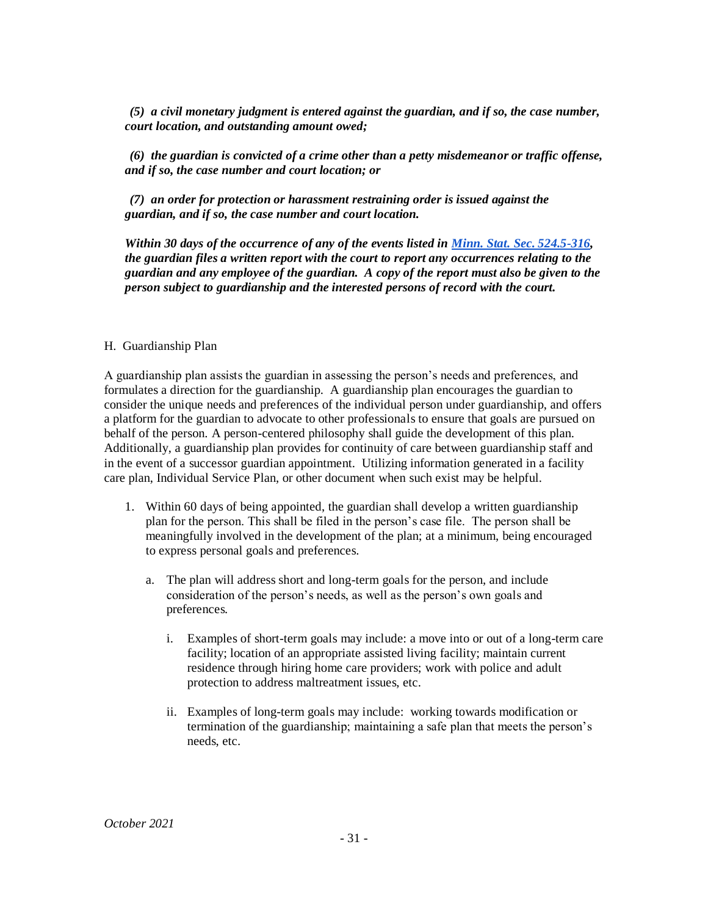***(5) a civil monetary judgment is entered against the guardian, and if so, the case number, court location, and outstanding amount owed;***

***(6) the guardian is convicted of a crime other than a petty misdemeanor or traffic offense, and if so, the case number and court location; or***

***(7) an order for protection or harassment restraining order is issued against the guardian, and if so, the case number and court location.***

***Within 30 days of the occurrence of any of the events listed in [Minn. Stat. Sec. 524.5-316](), the guardian files a written report with the court to report any occurrences relating to the guardian and any employee of the guardian. A copy of the report must also be given to the person subject to guardianship and the interested persons of record with the court.***

H. Guardianship Plan

A guardianship plan assists the guardian in assessing the person's needs and preferences, and formulates a direction for the guardianship. A guardianship plan encourages the guardian to consider the unique needs and preferences of the individual person under guardianship, and offers a platform for the guardian to advocate to other professionals to ensure that goals are pursued on behalf of the person. A person-centered philosophy shall guide the development of this plan. Additionally, a guardianship plan provides for continuity of care between guardianship staff and in the event of a successor guardian appointment. Utilizing information generated in a facility care plan, Individual Service Plan, or other document when such exist may be helpful.

1. Within 60 days of being appointed, the guardian shall develop a written guardianship plan for the person. This shall be filed in the person's case file. The person shall be meaningfully involved in the development of the plan; at a minimum, being encouraged to express personal goals and preferences.

   a. The plan will address short and long-term goals for the person, and include consideration of the person's needs, as well as the person's own goals and preferences.

      i. Examples of short-term goals may include: a move into or out of a long-term care facility; location of an appropriate assisted living facility; maintain current residence through hiring home care providers; work with police and adult protection to address maltreatment issues, etc.

      ii. Examples of long-term goals may include: working towards modification or termination of the guardianship; maintaining a safe plan that meets the person's needs, etc.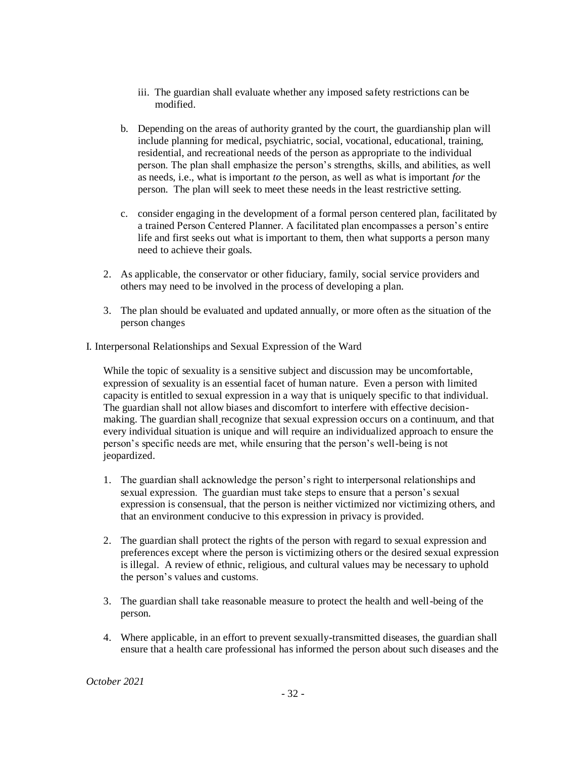iii. The guardian shall evaluate whether any imposed safety restrictions can be modified.

b. Depending on the areas of authority granted by the court, the guardianship plan will include planning for medical, psychiatric, social, vocational, educational, training, residential, and recreational needs of the person as appropriate to the individual person. The plan shall emphasize the person's strengths, skills, and abilities, as well as needs, i.e., what is important *to* the person, as well as what is important *for* the person. The plan will seek to meet these needs in the least restrictive setting.

c. consider engaging in the development of a formal person centered plan, facilitated by a trained Person Centered Planner. A facilitated plan encompasses a person's entire life and first seeks out what is important to them, then what supports a person many need to achieve their goals.

2. As applicable, the conservator or other fiduciary, family, social service providers and others may need to be involved in the process of developing a plan.

3. The plan should be evaluated and updated annually, or more often as the situation of the person changes

I. Interpersonal Relationships and Sexual Expression of the Ward

While the topic of sexuality is a sensitive subject and discussion may be uncomfortable, expression of sexuality is an essential facet of human nature. Even a person with limited capacity is entitled to sexual expression in a way that is uniquely specific to that individual. The guardian shall not allow biases and discomfort to interfere with effective decision-making. The guardian shall recognize that sexual expression occurs on a continuum, and that every individual situation is unique and will require an individualized approach to ensure the person's specific needs are met, while ensuring that the person's well-being is not jeopardized.

1. The guardian shall acknowledge the person's right to interpersonal relationships and sexual expression. The guardian must take steps to ensure that a person's sexual expression is consensual, that the person is neither victimized nor victimizing others, and that an environment conducive to this expression in privacy is provided.

2. The guardian shall protect the rights of the person with regard to sexual expression and preferences except where the person is victimizing others or the desired sexual expression is illegal. A review of ethnic, religious, and cultural values may be necessary to uphold the person's values and customs.

3. The guardian shall take reasonable measure to protect the health and well-being of the person.

4. Where applicable, in an effort to prevent sexually-transmitted diseases, the guardian shall ensure that a health care professional has informed the person about such diseases and the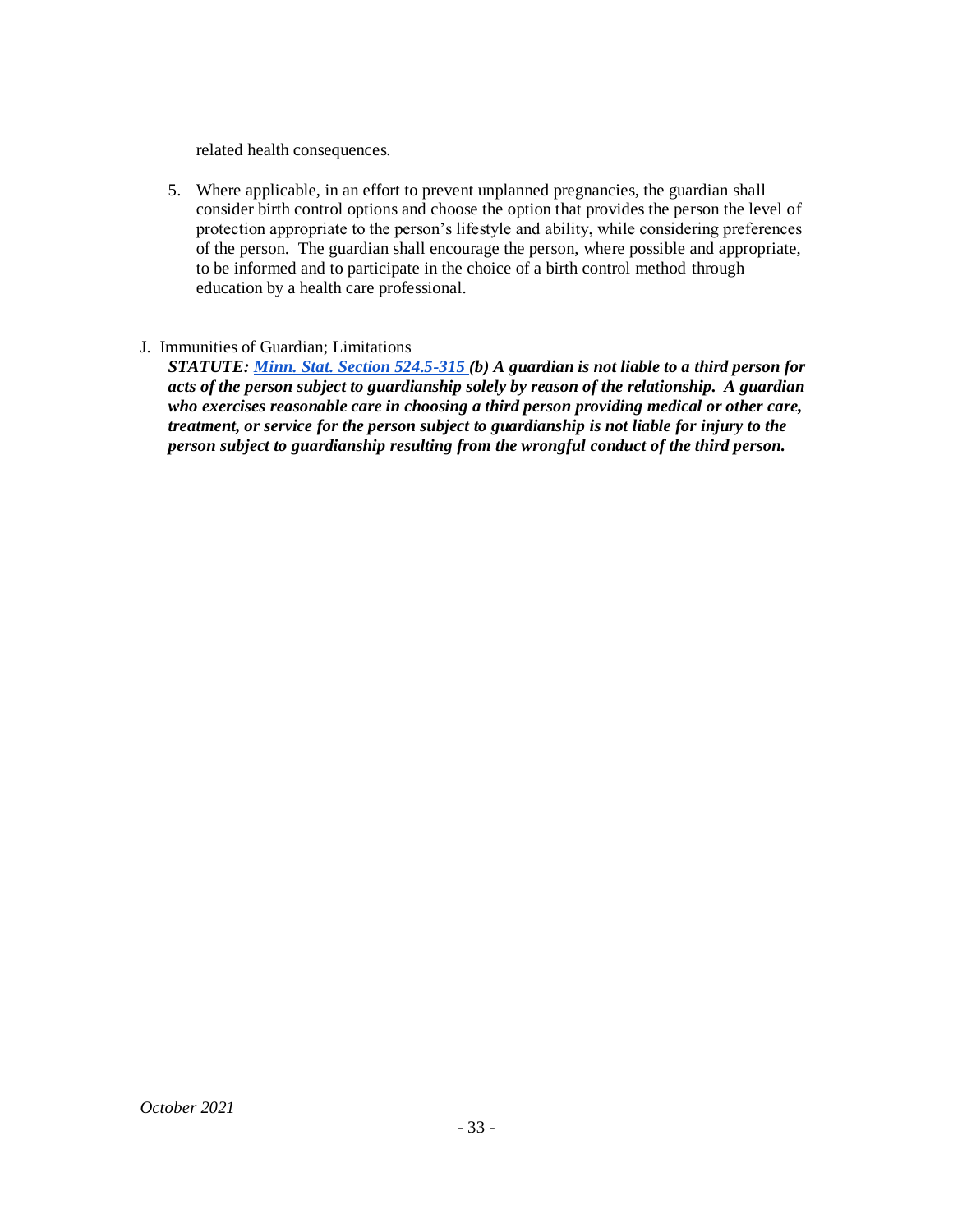related health consequences.

5. Where applicable, in an effort to prevent unplanned pregnancies, the guardian shall consider birth control options and choose the option that provides the person the level of protection appropriate to the person's lifestyle and ability, while considering preferences of the person. The guardian shall encourage the person, where possible and appropriate, to be informed and to participate in the choice of a birth control method through education by a health care professional.

J. Immunities of Guardian; Limitations

***STATUTE: [Minn. Stat. Section 524.5-315](https://www.revisor.mn.gov/statutes/cite/524.5-315) (b) A guardian is not liable to a third person for acts of the person subject to guardianship solely by reason of the relationship. A guardian who exercises reasonable care in choosing a third person providing medical or other care, treatment, or service for the person subject to guardianship is not liable for injury to the person subject to guardianship resulting from the wrongful conduct of the third person.***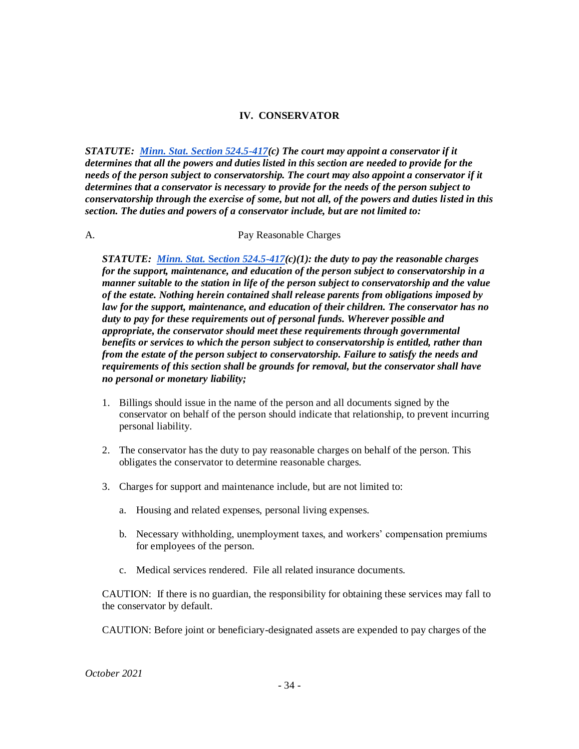## IV. CONSERVATOR

***STATUTE: [Minn. Stat. Section 524.5-417](c) The court may appoint a conservator if it determines that all the powers and duties listed in this section are needed to provide for the needs of the person subject to conservatorship. The court may also appoint a conservator if it determines that a conservator is necessary to provide for the needs of the person subject to conservatorship through the exercise of some, but not all, of the powers and duties listed in this section. The duties and powers of a conservator include, but are not limited to:***

### A. Pay Reasonable Charges

***STATUTE: [Minn. Stat. Section 524.5-417](c)(1): the duty to pay the reasonable charges for the support, maintenance, and education of the person subject to conservatorship in a manner suitable to the station in life of the person subject to conservatorship and the value of the estate. Nothing herein contained shall release parents from obligations imposed by law for the support, maintenance, and education of their children. The conservator has no duty to pay for these requirements out of personal funds. Wherever possible and appropriate, the conservator should meet these requirements through governmental benefits or services to which the person subject to conservatorship is entitled, rather than from the estate of the person subject to conservatorship. Failure to satisfy the needs and requirements of this section shall be grounds for removal, but the conservator shall have no personal or monetary liability;***

1. Billings should issue in the name of the person and all documents signed by the conservator on behalf of the person should indicate that relationship, to prevent incurring personal liability.

2. The conservator has the duty to pay reasonable charges on behalf of the person. This obligates the conservator to determine reasonable charges.

3. Charges for support and maintenance include, but are not limited to:

   a. Housing and related expenses, personal living expenses.

   b. Necessary withholding, unemployment taxes, and workers' compensation premiums for employees of the person.

   c. Medical services rendered. File all related insurance documents.

CAUTION: If there is no guardian, the responsibility for obtaining these services may fall to the conservator by default.

CAUTION: Before joint or beneficiary-designated assets are expended to pay charges of the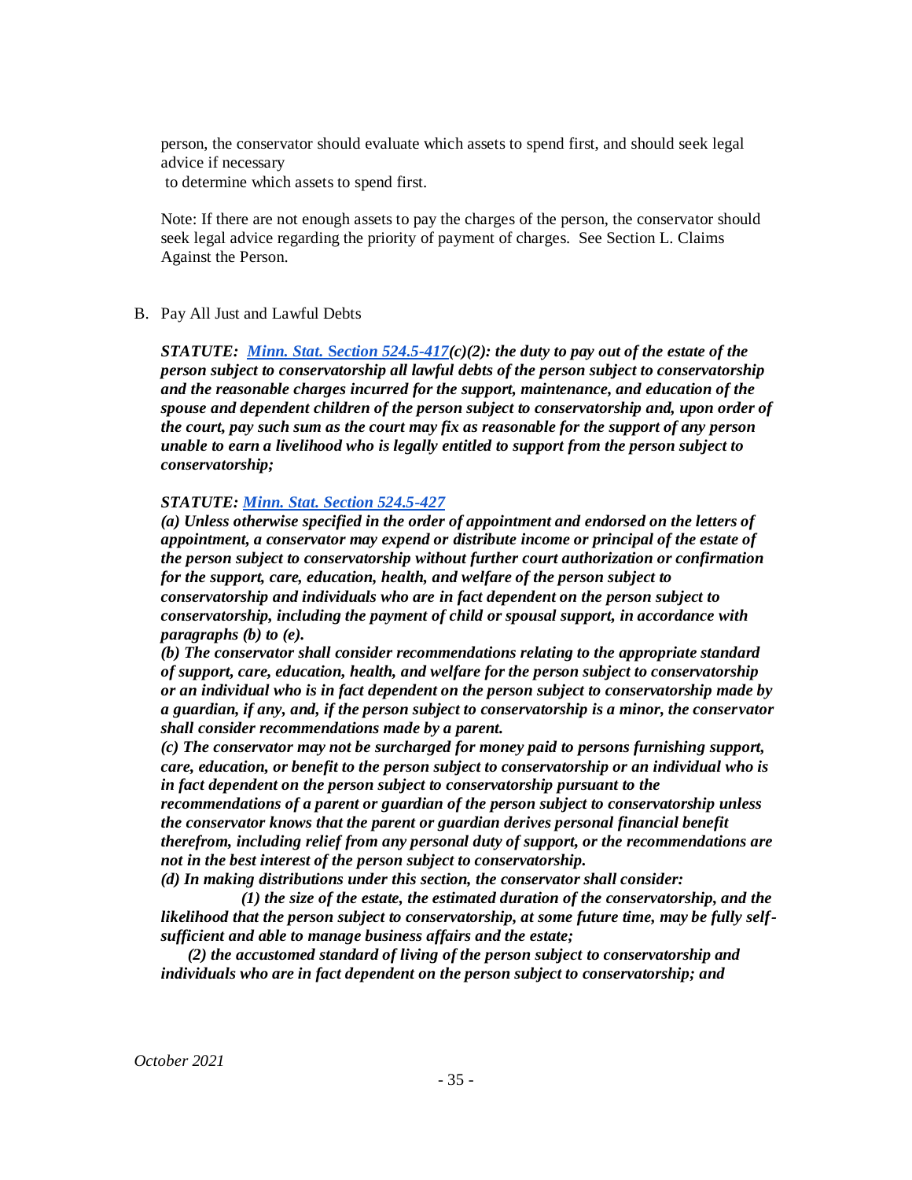person, the conservator should evaluate which assets to spend first, and should seek legal advice if necessary to determine which assets to spend first.

Note: If there are not enough assets to pay the charges of the person, the conservator should seek legal advice regarding the priority of payment of charges. See Section L. Claims Against the Person.

B. Pay All Just and Lawful Debts

***STATUTE: [Minn. Stat. Section 524.5-417](c)(2): the duty to pay out of the estate of the person subject to conservatorship all lawful debts of the person subject to conservatorship and the reasonable charges incurred for the support, maintenance, and education of the spouse and dependent children of the person subject to conservatorship and, upon order of the court, pay such sum as the court may fix as reasonable for the support of any person unable to earn a livelihood who is legally entitled to support from the person subject to conservatorship;***

***STATUTE: [Minn. Stat. Section 524.5-427]***

***(a) Unless otherwise specified in the order of appointment and endorsed on the letters of appointment, a conservator may expend or distribute income or principal of the estate of the person subject to conservatorship without further court authorization or confirmation for the support, care, education, health, and welfare of the person subject to conservatorship and individuals who are in fact dependent on the person subject to conservatorship, including the payment of child or spousal support, in accordance with paragraphs (b) to (e).***

***(b) The conservator shall consider recommendations relating to the appropriate standard of support, care, education, health, and welfare for the person subject to conservatorship or an individual who is in fact dependent on the person subject to conservatorship made by a guardian, if any, and, if the person subject to conservatorship is a minor, the conservator shall consider recommendations made by a parent.***

***(c) The conservator may not be surcharged for money paid to persons furnishing support, care, education, or benefit to the person subject to conservatorship or an individual who is in fact dependent on the person subject to conservatorship pursuant to the recommendations of a parent or guardian of the person subject to conservatorship unless the conservator knows that the parent or guardian derives personal financial benefit therefrom, including relief from any personal duty of support, or the recommendations are not in the best interest of the person subject to conservatorship.***

***(d) In making distributions under this section, the conservator shall consider:***

***(1) the size of the estate, the estimated duration of the conservatorship, and the likelihood that the person subject to conservatorship, at some future time, may be fully self-sufficient and able to manage business affairs and the estate;***

***(2) the accustomed standard of living of the person subject to conservatorship and individuals who are in fact dependent on the person subject to conservatorship; and***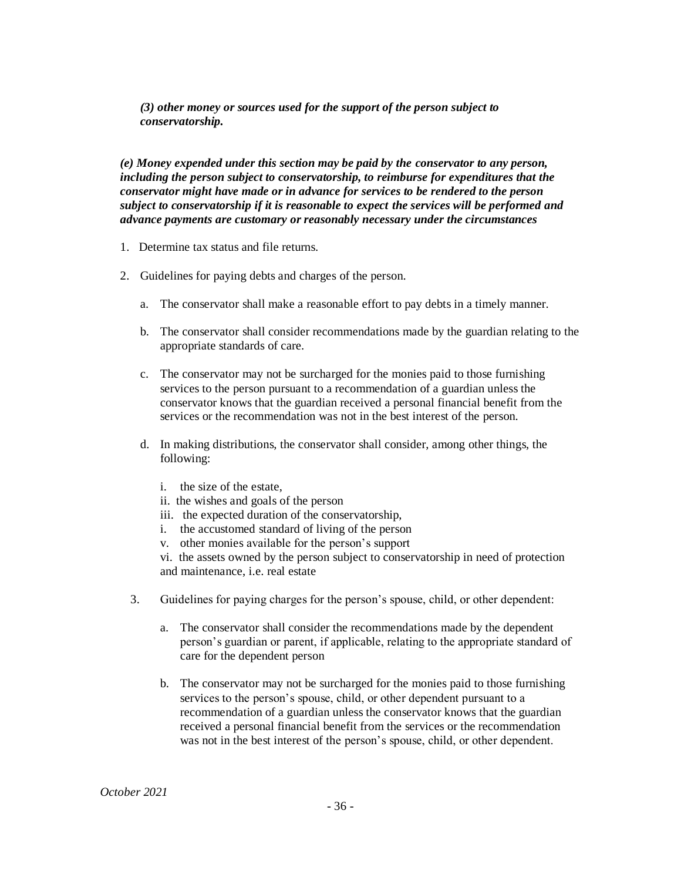***(3) other money or sources used for the support of the person subject to conservatorship.***

***(e) Money expended under this section may be paid by the conservator to any person, including the person subject to conservatorship, to reimburse for expenditures that the conservator might have made or in advance for services to be rendered to the person subject to conservatorship if it is reasonable to expect the services will be performed and advance payments are customary or reasonably necessary under the circumstances***

1. Determine tax status and file returns.

2. Guidelines for paying debts and charges of the person.

   a. The conservator shall make a reasonable effort to pay debts in a timely manner.

   b. The conservator shall consider recommendations made by the guardian relating to the appropriate standards of care.

   c. The conservator may not be surcharged for the monies paid to those furnishing services to the person pursuant to a recommendation of a guardian unless the conservator knows that the guardian received a personal financial benefit from the services or the recommendation was not in the best interest of the person.

   d. In making distributions, the conservator shall consider, among other things, the following:

      i. the size of the estate,
      ii. the wishes and goals of the person
      iii. the expected duration of the conservatorship,
      i. the accustomed standard of living of the person
      v. other monies available for the person's support
      vi. the assets owned by the person subject to conservatorship in need of protection and maintenance, i.e. real estate

3. Guidelines for paying charges for the person's spouse, child, or other dependent:

   a. The conservator shall consider the recommendations made by the dependent person's guardian or parent, if applicable, relating to the appropriate standard of care for the dependent person

   b. The conservator may not be surcharged for the monies paid to those furnishing services to the person's spouse, child, or other dependent pursuant to a recommendation of a guardian unless the conservator knows that the guardian received a personal financial benefit from the services or the recommendation was not in the best interest of the person's spouse, child, or other dependent.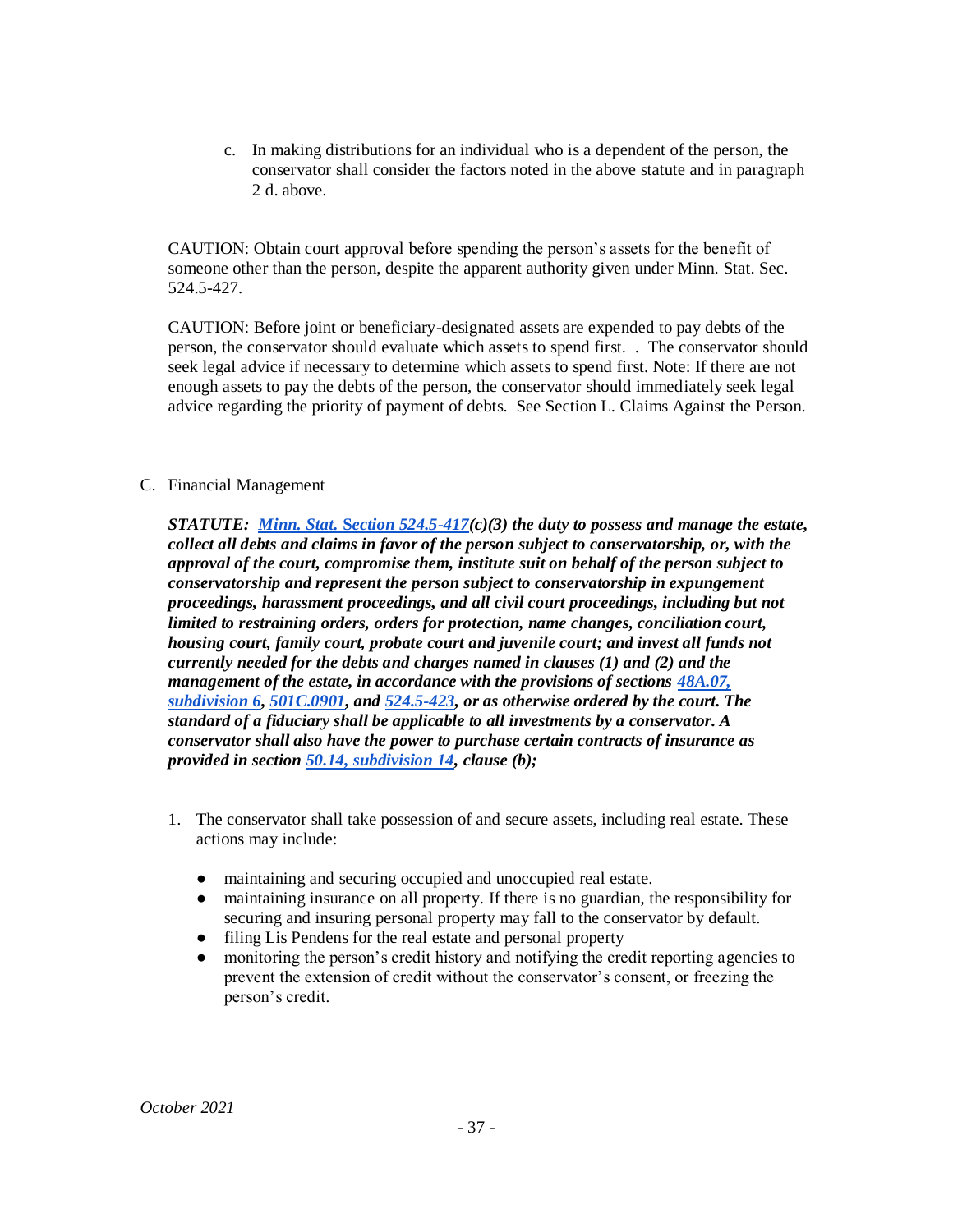c. In making distributions for an individual who is a dependent of the person, the conservator shall consider the factors noted in the above statute and in paragraph 2 d. above.

CAUTION: Obtain court approval before spending the person's assets for the benefit of someone other than the person, despite the apparent authority given under Minn. Stat. Sec. 524.5-427.

CAUTION: Before joint or beneficiary-designated assets are expended to pay debts of the person, the conservator should evaluate which assets to spend first. . The conservator should seek legal advice if necessary to determine which assets to spend first. Note: If there are not enough assets to pay the debts of the person, the conservator should immediately seek legal advice regarding the priority of payment of debts. See Section L. Claims Against the Person.

C. Financial Management

***STATUTE: Minn. Stat. Section 524.5-417(c)(3) the duty to possess and manage the estate, collect all debts and claims in favor of the person subject to conservatorship, or, with the approval of the court, compromise them, institute suit on behalf of the person subject to conservatorship and represent the person subject to conservatorship in expungement proceedings, harassment proceedings, and all civil court proceedings, including but not limited to restraining orders, orders for protection, name changes, conciliation court, housing court, family court, probate court and juvenile court; and invest all funds not currently needed for the debts and charges named in clauses (1) and (2) and the management of the estate, in accordance with the provisions of sections 48A.07, subdivision 6, 501C.0901, and 524.5-423, or as otherwise ordered by the court. The standard of a fiduciary shall be applicable to all investments by a conservator. A conservator shall also have the power to purchase certain contracts of insurance as provided in section 50.14, subdivision 14, clause (b);***

1. The conservator shall take possession of and secure assets, including real estate. These actions may include:

   - maintaining and securing occupied and unoccupied real estate.
   - maintaining insurance on all property. If there is no guardian, the responsibility for securing and insuring personal property may fall to the conservator by default.
   - filing Lis Pendens for the real estate and personal property
   - monitoring the person's credit history and notifying the credit reporting agencies to prevent the extension of credit without the conservator's consent, or freezing the person's credit.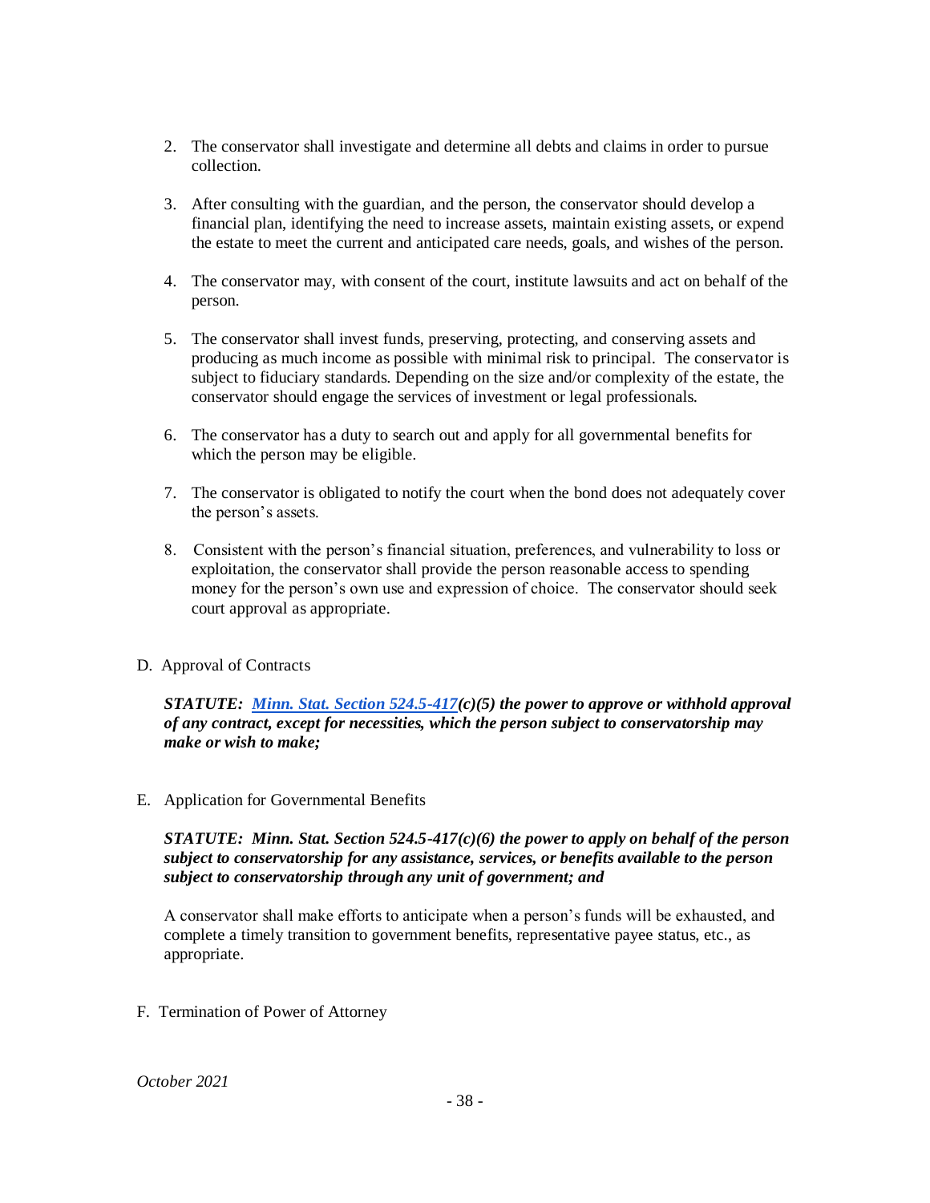2. The conservator shall investigate and determine all debts and claims in order to pursue collection.

3. After consulting with the guardian, and the person, the conservator should develop a financial plan, identifying the need to increase assets, maintain existing assets, or expend the estate to meet the current and anticipated care needs, goals, and wishes of the person.

4. The conservator may, with consent of the court, institute lawsuits and act on behalf of the person.

5. The conservator shall invest funds, preserving, protecting, and conserving assets and producing as much income as possible with minimal risk to principal. The conservator is subject to fiduciary standards. Depending on the size and/or complexity of the estate, the conservator should engage the services of investment or legal professionals.

6. The conservator has a duty to search out and apply for all governmental benefits for which the person may be eligible.

7. The conservator is obligated to notify the court when the bond does not adequately cover the person's assets.

8. Consistent with the person's financial situation, preferences, and vulnerability to loss or exploitation, the conservator shall provide the person reasonable access to spending money for the person's own use and expression of choice. The conservator should seek court approval as appropriate.

D. Approval of Contracts

***STATUTE: [Minn. Stat. Section 524.5-417](c)(5) the power to approve or withhold approval of any contract, except for necessities, which the person subject to conservatorship may make or wish to make;***

E. Application for Governmental Benefits

***STATUTE: Minn. Stat. Section 524.5-417(c)(6) the power to apply on behalf of the person subject to conservatorship for any assistance, services, or benefits available to the person subject to conservatorship through any unit of government; and***

A conservator shall make efforts to anticipate when a person's funds will be exhausted, and complete a timely transition to government benefits, representative payee status, etc., as appropriate.

F. Termination of Power of Attorney

*October 2021*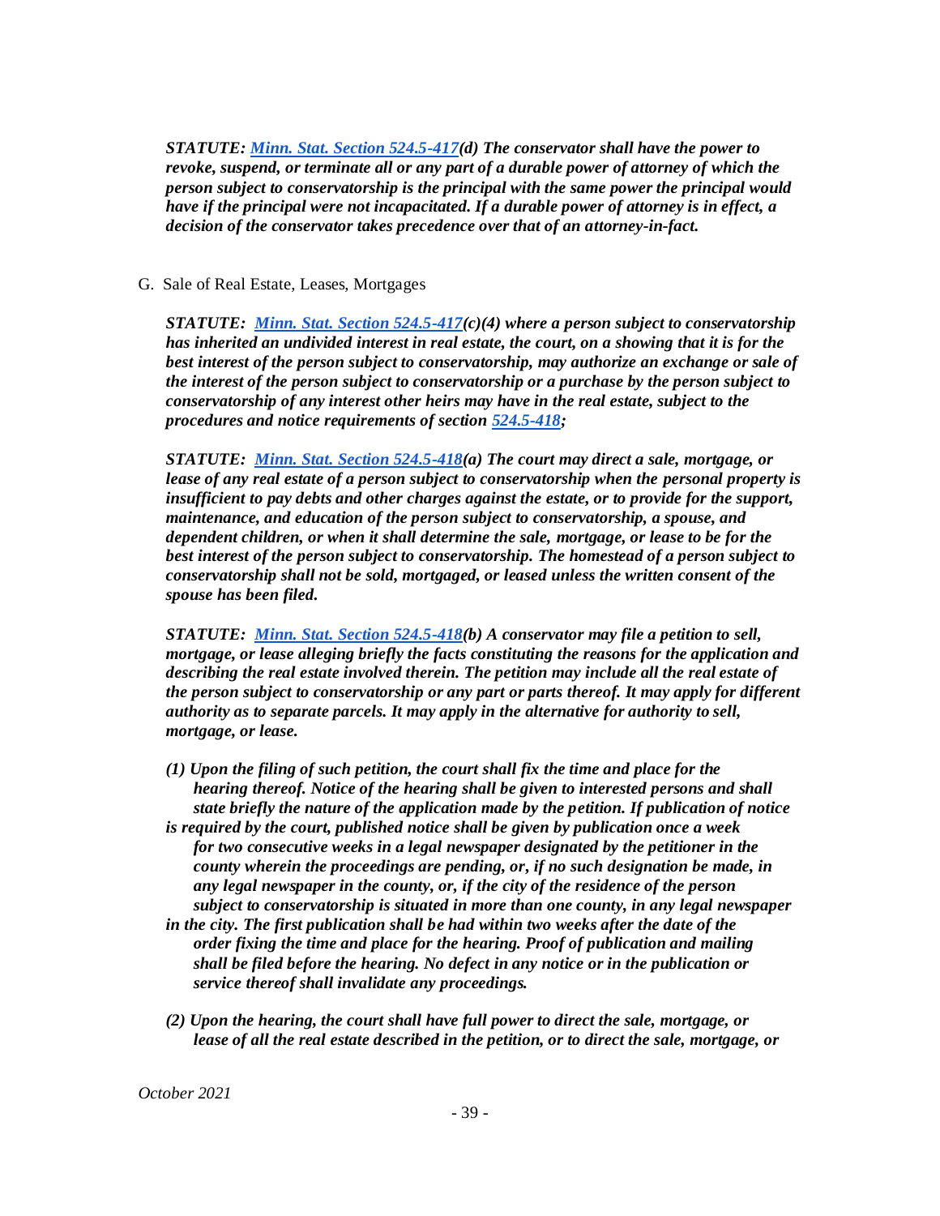***STATUTE: [Minn. Stat. Section 524.5-417](#)(d) The conservator shall have the power to revoke, suspend, or terminate all or any part of a durable power of attorney of which the person subject to conservatorship is the principal with the same power the principal would have if the principal were not incapacitated. If a durable power of attorney is in effect, a decision of the conservator takes precedence over that of an attorney-in-fact.***

G. Sale of Real Estate, Leases, Mortgages

***STATUTE: [Minn. Stat. Section 524.5-417](#)(c)(4) where a person subject to conservatorship has inherited an undivided interest in real estate, the court, on a showing that it is for the best interest of the person subject to conservatorship, may authorize an exchange or sale of the interest of the person subject to conservatorship or a purchase by the person subject to conservatorship of any interest other heirs may have in the real estate, subject to the procedures and notice requirements of section [524.5-418](#);***

***STATUTE: [Minn. Stat. Section 524.5-418](#)(a) The court may direct a sale, mortgage, or lease of any real estate of a person subject to conservatorship when the personal property is insufficient to pay debts and other charges against the estate, or to provide for the support, maintenance, and education of the person subject to conservatorship, a spouse, and dependent children, or when it shall determine the sale, mortgage, or lease to be for the best interest of the person subject to conservatorship. The homestead of a person subject to conservatorship shall not be sold, mortgaged, or leased unless the written consent of the spouse has been filed.***

***STATUTE: [Minn. Stat. Section 524.5-418](#)(b) A conservator may file a petition to sell, mortgage, or lease alleging briefly the facts constituting the reasons for the application and describing the real estate involved therein. The petition may include all the real estate of the person subject to conservatorship or any part or parts thereof. It may apply for different authority as to separate parcels. It may apply in the alternative for authority to sell, mortgage, or lease.***

***(1) Upon the filing of such petition, the court shall fix the time and place for the hearing thereof. Notice of the hearing shall be given to interested persons and shall state briefly the nature of the application made by the petition. If publication of notice is required by the court, published notice shall be given by publication once a week for two consecutive weeks in a legal newspaper designated by the petitioner in the county wherein the proceedings are pending, or, if no such designation be made, in any legal newspaper in the county, or, if the city of the residence of the person subject to conservatorship is situated in more than one county, in any legal newspaper in the city. The first publication shall be had within two weeks after the date of the order fixing the time and place for the hearing. Proof of publication and mailing shall be filed before the hearing. No defect in any notice or in the publication or service thereof shall invalidate any proceedings.***

***(2) Upon the hearing, the court shall have full power to direct the sale, mortgage, or lease of all the real estate described in the petition, or to direct the sale, mortgage, or***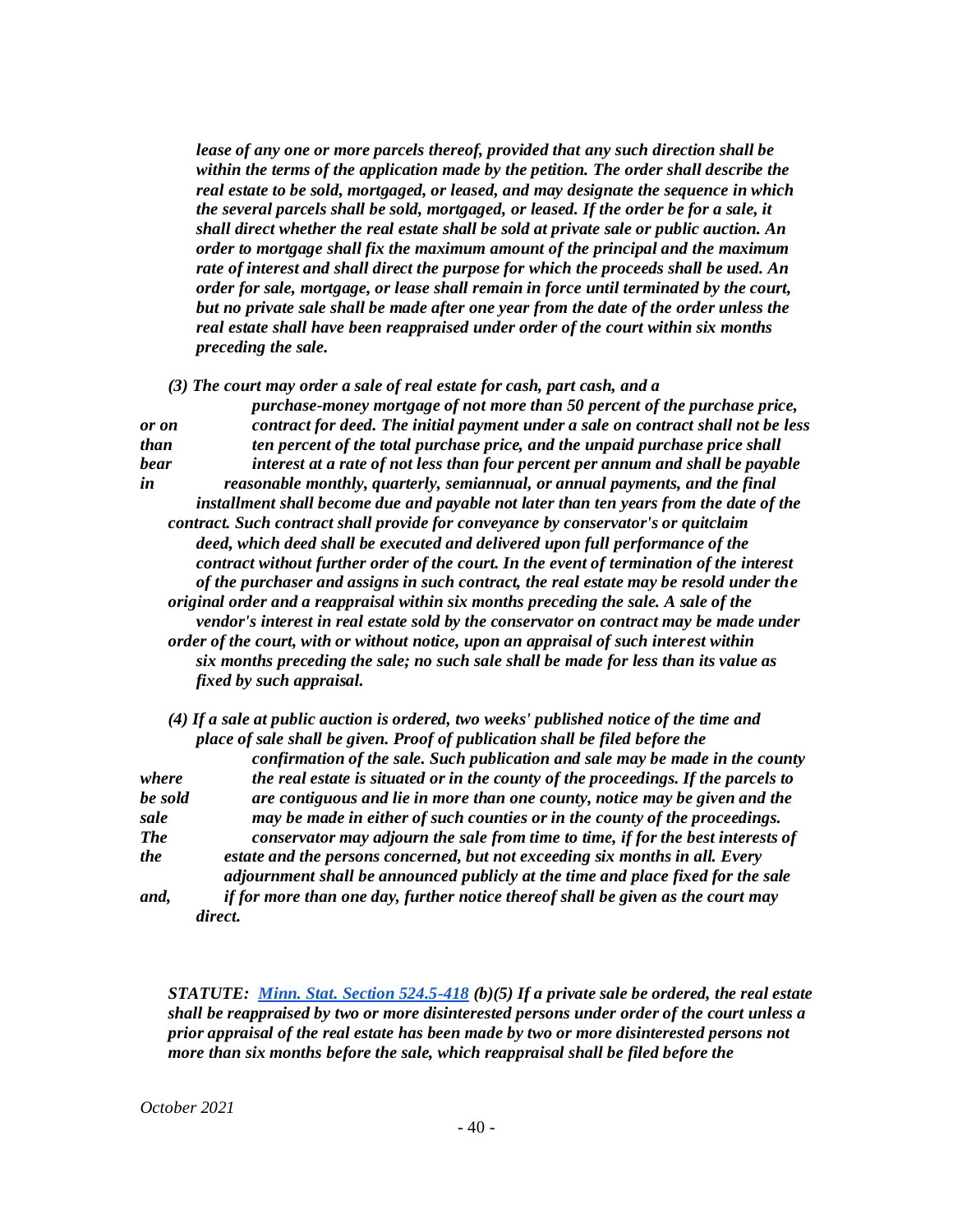***lease of any one or more parcels thereof, provided that any such direction shall be within the terms of the application made by the petition. The order shall describe the real estate to be sold, mortgaged, or leased, and may designate the sequence in which the several parcels shall be sold, mortgaged, or leased. If the order be for a sale, it shall direct whether the real estate shall be sold at private sale or public auction. An order to mortgage shall fix the maximum amount of the principal and the maximum rate of interest and shall direct the purpose for which the proceeds shall be used. An order for sale, mortgage, or lease shall remain in force until terminated by the court, but no private sale shall be made after one year from the date of the order unless the real estate shall have been reappraised under order of the court within six months preceding the sale.***

***(3) The court may order a sale of real estate for cash, part cash, and a purchase-money mortgage of not more than 50 percent of the purchase price, or on contract for deed. The initial payment under a sale on contract shall not be less than ten percent of the total purchase price, and the unpaid purchase price shall bear interest at a rate of not less than four percent per annum and shall be payable in reasonable monthly, quarterly, semiannual, or annual payments, and the final installment shall become due and payable not later than ten years from the date of the contract. Such contract shall provide for conveyance by conservator's or quitclaim deed, which deed shall be executed and delivered upon full performance of the contract without further order of the court. In the event of termination of the interest of the purchaser and assigns in such contract, the real estate may be resold under the original order and a reappraisal within six months preceding the sale. A sale of the vendor's interest in real estate sold by the conservator on contract may be made under order of the court, with or without notice, upon an appraisal of such interest within six months preceding the sale; no such sale shall be made for less than its value as fixed by such appraisal.***

***(4) If a sale at public auction is ordered, two weeks' published notice of the time and place of sale shall be given. Proof of publication shall be filed before the confirmation of the sale. Such publication and sale may be made in the county where the real estate is situated or in the county of the proceedings. If the parcels to be sold are contiguous and lie in more than one county, notice may be given and the sale may be made in either of such counties or in the county of the proceedings. The conservator may adjourn the sale from time to time, if for the best interests of the estate and the persons concerned, but not exceeding six months in all. Every adjournment shall be announced publicly at the time and place fixed for the sale and, if for more than one day, further notice thereof shall be given as the court may direct.***

***STATUTE: [Minn. Stat. Section 524.5-418](https://www.revisor.mn.gov/statutes/cite/524.5-418) (b)(5) If a private sale be ordered, the real estate shall be reappraised by two or more disinterested persons under order of the court unless a prior appraisal of the real estate has been made by two or more disinterested persons not more than six months before the sale, which reappraisal shall be filed before the***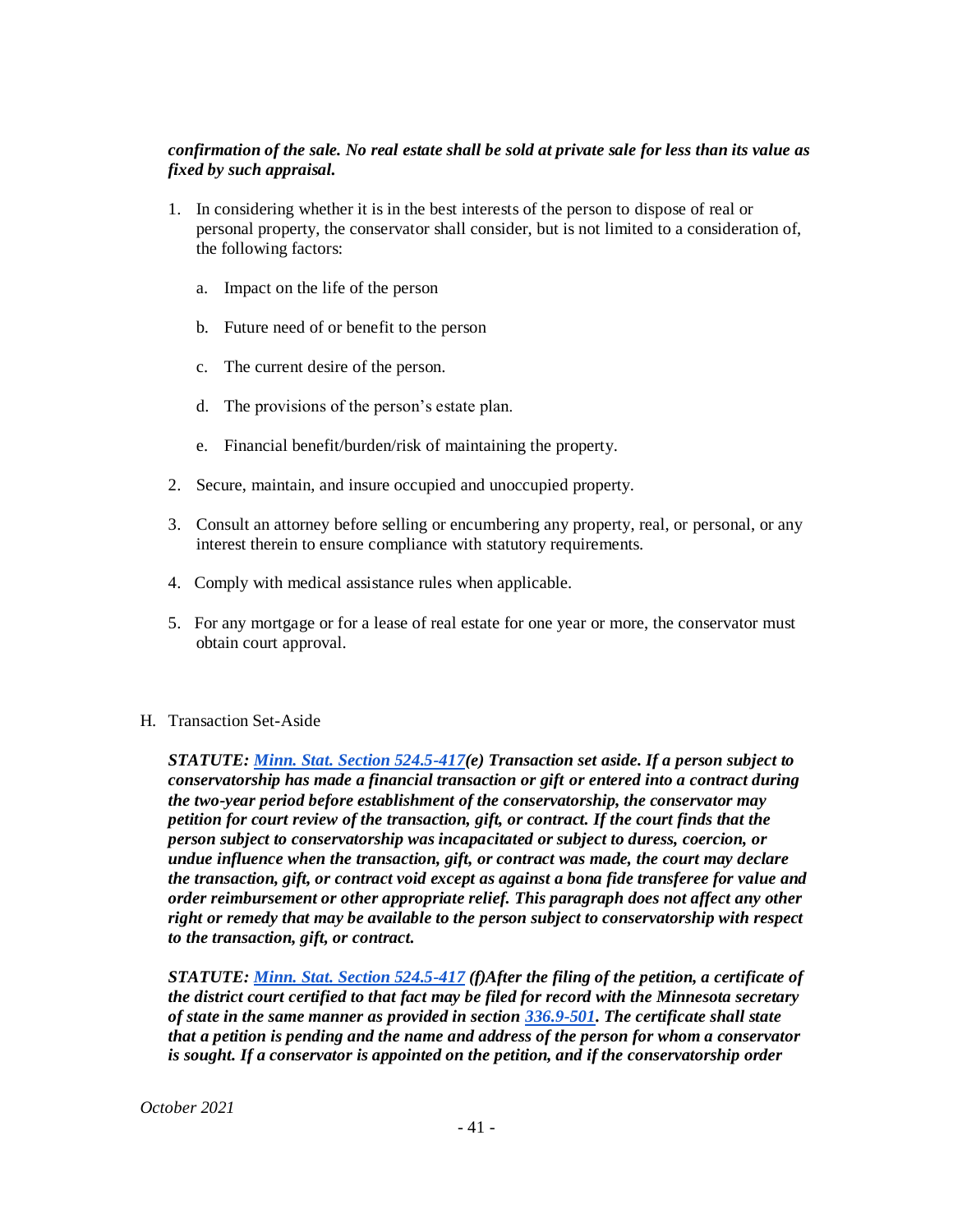***confirmation of the sale. No real estate shall be sold at private sale for less than its value as fixed by such appraisal.***

1. In considering whether it is in the best interests of the person to dispose of real or personal property, the conservator shall consider, but is not limited to a consideration of, the following factors:

   a. Impact on the life of the person

   b. Future need of or benefit to the person

   c. The current desire of the person.

   d. The provisions of the person's estate plan.

   e. Financial benefit/burden/risk of maintaining the property.

2. Secure, maintain, and insure occupied and unoccupied property.

3. Consult an attorney before selling or encumbering any property, real, or personal, or any interest therein to ensure compliance with statutory requirements.

4. Comply with medical assistance rules when applicable.

5. For any mortgage or for a lease of real estate for one year or more, the conservator must obtain court approval.

H. Transaction Set-Aside

***STATUTE: [Minn. Stat. Section 524.5-417](Minn. Stat. Section 524.5-417)(e) Transaction set aside. If a person subject to conservatorship has made a financial transaction or gift or entered into a contract during the two-year period before establishment of the conservatorship, the conservator may petition for court review of the transaction, gift, or contract. If the court finds that the person subject to conservatorship was incapacitated or subject to duress, coercion, or undue influence when the transaction, gift, or contract was made, the court may declare the transaction, gift, or contract void except as against a bona fide transferee for value and order reimbursement or other appropriate relief. This paragraph does not affect any other right or remedy that may be available to the person subject to conservatorship with respect to the transaction, gift, or contract.***

***STATUTE: [Minn. Stat. Section 524.5-417](Minn. Stat. Section 524.5-417) (f)After the filing of the petition, a certificate of the district court certified to that fact may be filed for record with the Minnesota secretary of state in the same manner as provided in section [336.9-501](336.9-501). The certificate shall state that a petition is pending and the name and address of the person for whom a conservator is sought. If a conservator is appointed on the petition, and if the conservatorship order***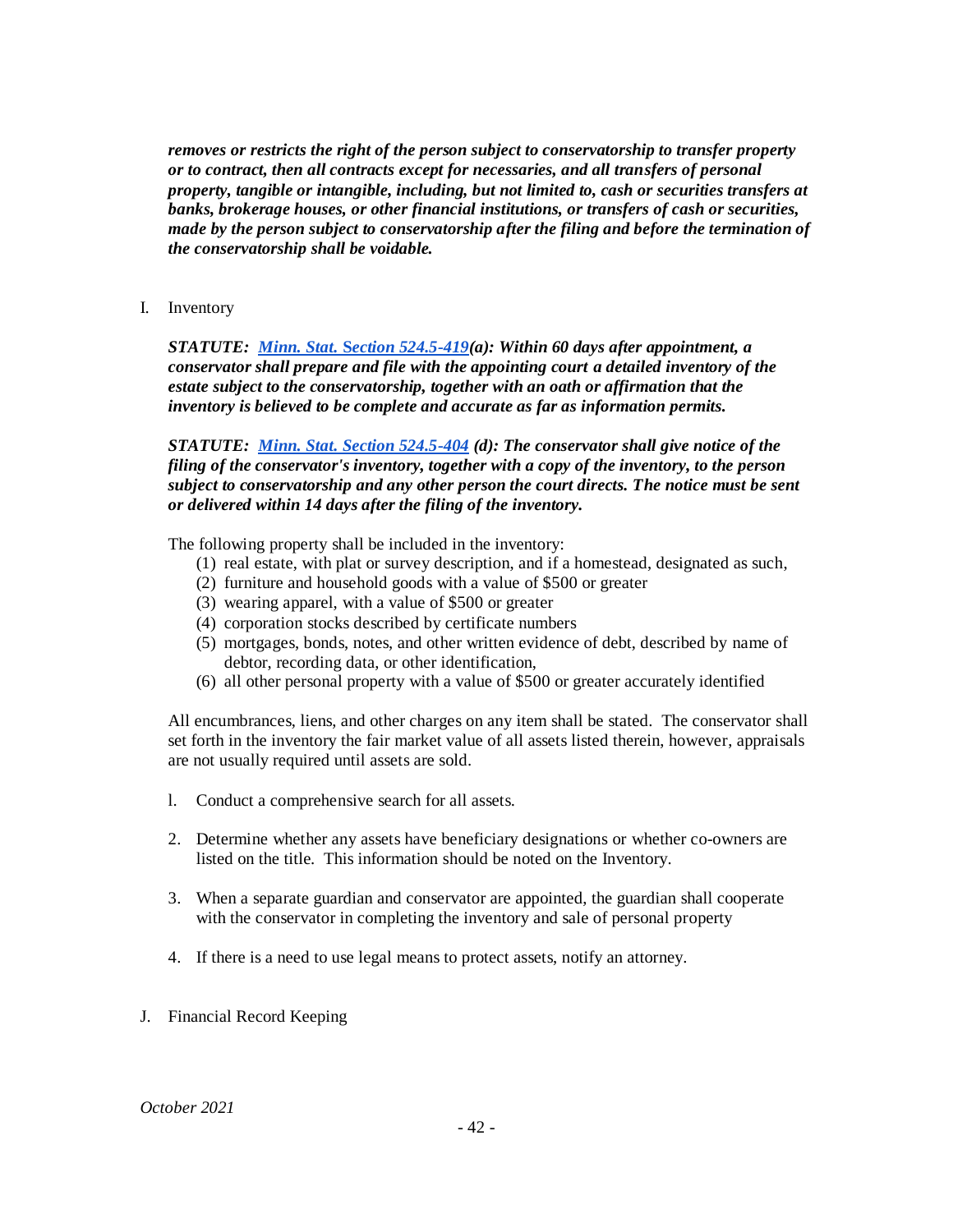***removes or restricts the right of the person subject to conservatorship to transfer property or to contract, then all contracts except for necessaries, and all transfers of personal property, tangible or intangible, including, but not limited to, cash or securities transfers at banks, brokerage houses, or other financial institutions, or transfers of cash or securities, made by the person subject to conservatorship after the filing and before the termination of the conservatorship shall be voidable.***

I. Inventory

***STATUTE: Minn. Stat. Section 524.5-419(a): Within 60 days after appointment, a conservator shall prepare and file with the appointing court a detailed inventory of the estate subject to the conservatorship, together with an oath or affirmation that the inventory is believed to be complete and accurate as far as information permits.***

***STATUTE: Minn. Stat. Section 524.5-404 (d): The conservator shall give notice of the filing of the conservator's inventory, together with a copy of the inventory, to the person subject to conservatorship and any other person the court directs. The notice must be sent or delivered within 14 days after the filing of the inventory.***

The following property shall be included in the inventory:

(1) real estate, with plat or survey description, and if a homestead, designated as such,
(2) furniture and household goods with a value of $500 or greater
(3) wearing apparel, with a value of $500 or greater
(4) corporation stocks described by certificate numbers
(5) mortgages, bonds, notes, and other written evidence of debt, described by name of debtor, recording data, or other identification,
(6) all other personal property with a value of $500 or greater accurately identified

All encumbrances, liens, and other charges on any item shall be stated. The conservator shall set forth in the inventory the fair market value of all assets listed therein, however, appraisals are not usually required until assets are sold.

1. Conduct a comprehensive search for all assets.

2. Determine whether any assets have beneficiary designations or whether co-owners are listed on the title. This information should be noted on the Inventory.

3. When a separate guardian and conservator are appointed, the guardian shall cooperate with the conservator in completing the inventory and sale of personal property

4. If there is a need to use legal means to protect assets, notify an attorney.

J. Financial Record Keeping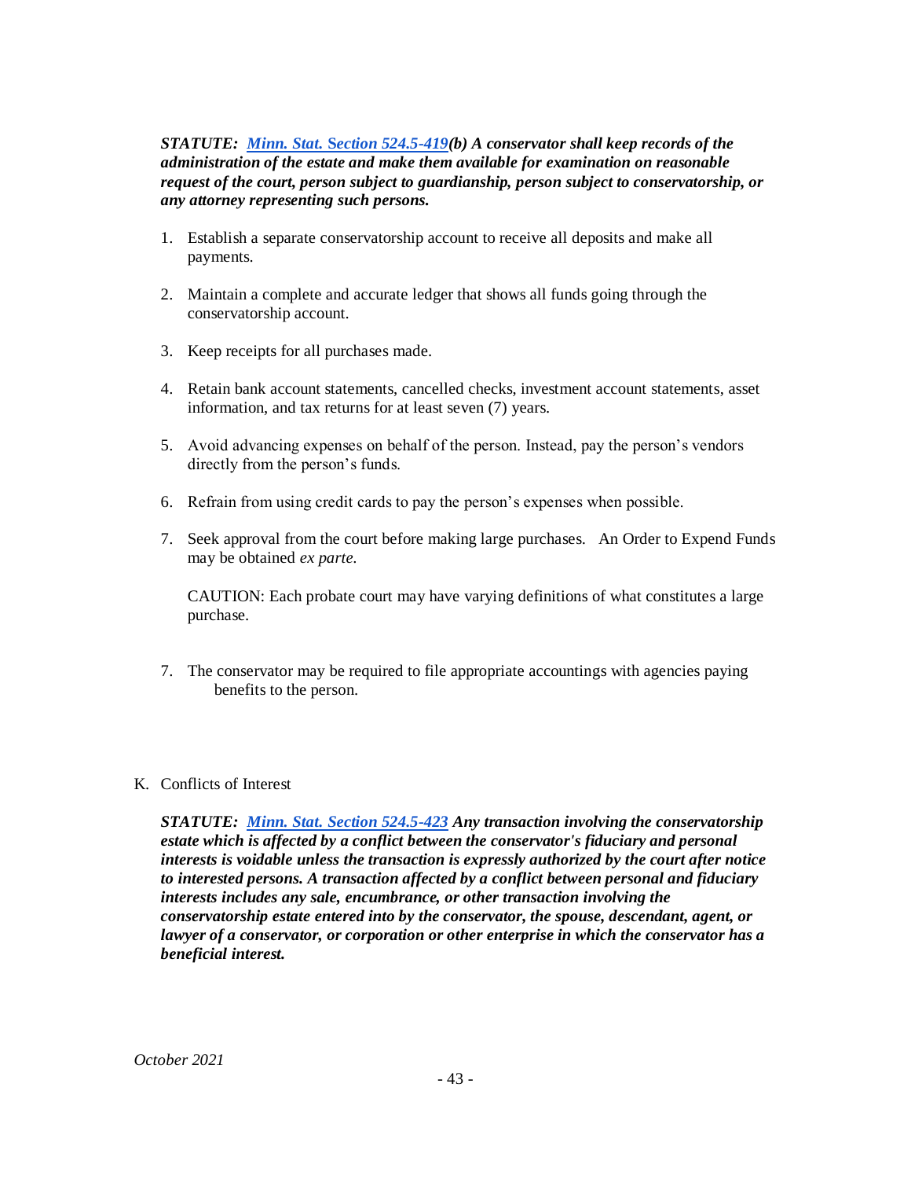***STATUTE: [Minn. Stat. Section 524.5-419](#)(b) A conservator shall keep records of the administration of the estate and make them available for examination on reasonable request of the court, person subject to guardianship, person subject to conservatorship, or any attorney representing such persons.***

1. Establish a separate conservatorship account to receive all deposits and make all payments.

2. Maintain a complete and accurate ledger that shows all funds going through the conservatorship account.

3. Keep receipts for all purchases made.

4. Retain bank account statements, cancelled checks, investment account statements, asset information, and tax returns for at least seven (7) years.

5. Avoid advancing expenses on behalf of the person. Instead, pay the person's vendors directly from the person's funds.

6. Refrain from using credit cards to pay the person's expenses when possible.

7. Seek approval from the court before making large purchases. An Order to Expend Funds may be obtained *ex parte*.

   CAUTION: Each probate court may have varying definitions of what constitutes a large purchase.

7. The conservator may be required to file appropriate accountings with agencies paying benefits to the person.

K. Conflicts of Interest

***STATUTE: [Minn. Stat. Section 524.5-423](#) Any transaction involving the conservatorship estate which is affected by a conflict between the conservator's fiduciary and personal interests is voidable unless the transaction is expressly authorized by the court after notice to interested persons. A transaction affected by a conflict between personal and fiduciary interests includes any sale, encumbrance, or other transaction involving the conservatorship estate entered into by the conservator, the spouse, descendant, agent, or lawyer of a conservator, or corporation or other enterprise in which the conservator has a beneficial interest.***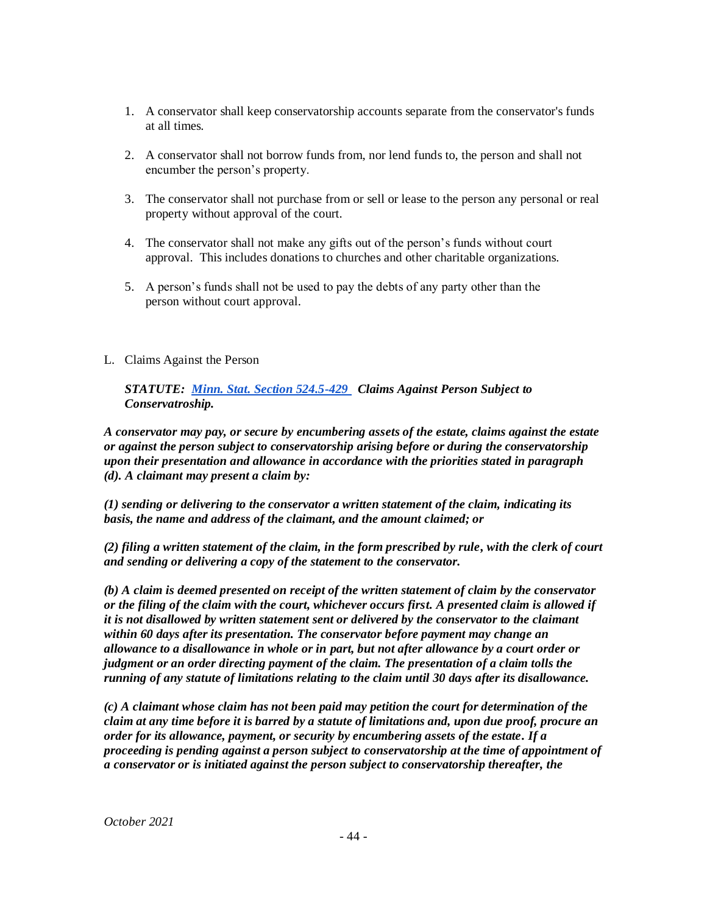1. A conservator shall keep conservatorship accounts separate from the conservator's funds at all times.

2. A conservator shall not borrow funds from, nor lend funds to, the person and shall not encumber the person's property.

3. The conservator shall not purchase from or sell or lease to the person any personal or real property without approval of the court.

4. The conservator shall not make any gifts out of the person's funds without court approval. This includes donations to churches and other charitable organizations.

5. A person's funds shall not be used to pay the debts of any party other than the person without court approval.

L. Claims Against the Person

***STATUTE: [Minn. Stat. Section 524.5-429](Minn. Stat. Section 524.5-429) Claims Against Person Subject to Conservatroship.***

***A conservator may pay, or secure by encumbering assets of the estate, claims against the estate or against the person subject to conservatorship arising before or during the conservatorship upon their presentation and allowance in accordance with the priorities stated in paragraph (d). A claimant may present a claim by:***

***(1) sending or delivering to the conservator a written statement of the claim, indicating its basis, the name and address of the claimant, and the amount claimed; or***

***(2) filing a written statement of the claim, in the form prescribed by rule, with the clerk of court and sending or delivering a copy of the statement to the conservator.***

***(b) A claim is deemed presented on receipt of the written statement of claim by the conservator or the filing of the claim with the court, whichever occurs first. A presented claim is allowed if it is not disallowed by written statement sent or delivered by the conservator to the claimant within 60 days after its presentation. The conservator before payment may change an allowance to a disallowance in whole or in part, but not after allowance by a court order or judgment or an order directing payment of the claim. The presentation of a claim tolls the running of any statute of limitations relating to the claim until 30 days after its disallowance.***

***(c) A claimant whose claim has not been paid may petition the court for determination of the claim at any time before it is barred by a statute of limitations and, upon due proof, procure an order for its allowance, payment, or security by encumbering assets of the estate. If a proceeding is pending against a person subject to conservatorship at the time of appointment of a conservator or is initiated against the person subject to conservatorship thereafter, the***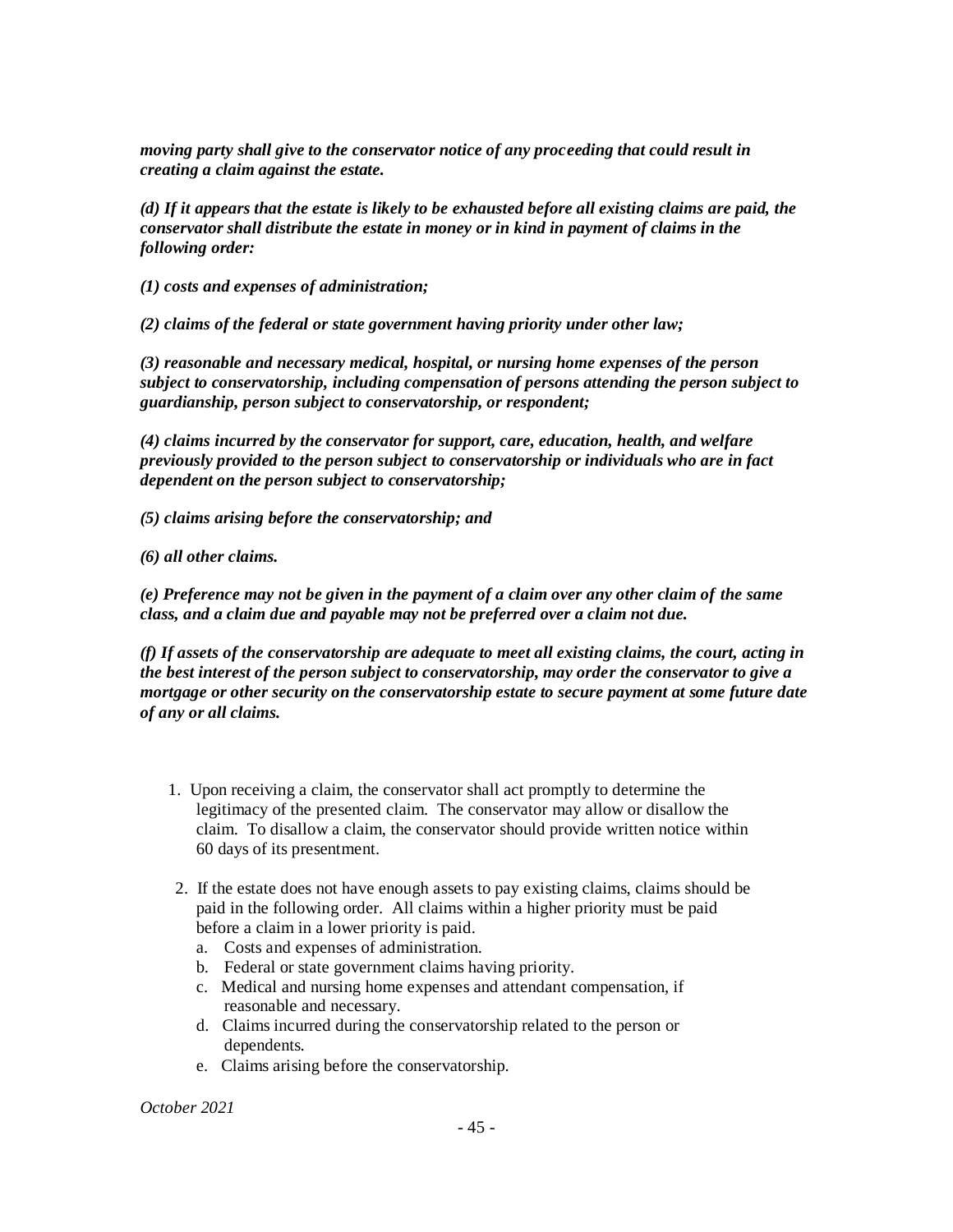***moving party shall give to the conservator notice of any proceeding that could result in creating a claim against the estate.***

***(d) If it appears that the estate is likely to be exhausted before all existing claims are paid, the conservator shall distribute the estate in money or in kind in payment of claims in the following order:***

***(1) costs and expenses of administration;***

***(2) claims of the federal or state government having priority under other law;***

***(3) reasonable and necessary medical, hospital, or nursing home expenses of the person subject to conservatorship, including compensation of persons attending the person subject to guardianship, person subject to conservatorship, or respondent;***

***(4) claims incurred by the conservator for support, care, education, health, and welfare previously provided to the person subject to conservatorship or individuals who are in fact dependent on the person subject to conservatorship;***

***(5) claims arising before the conservatorship; and***

***(6) all other claims.***

***(e) Preference may not be given in the payment of a claim over any other claim of the same class, and a claim due and payable may not be preferred over a claim not due.***

***(f) If assets of the conservatorship are adequate to meet all existing claims, the court, acting in the best interest of the person subject to conservatorship, may order the conservator to give a mortgage or other security on the conservatorship estate to secure payment at some future date of any or all claims.***

1. Upon receiving a claim, the conservator shall act promptly to determine the legitimacy of the presented claim. The conservator may allow or disallow the claim. To disallow a claim, the conservator should provide written notice within 60 days of its presentment.

2. If the estate does not have enough assets to pay existing claims, claims should be paid in the following order. All claims within a higher priority must be paid before a claim in a lower priority is paid.
   a. Costs and expenses of administration.
   b. Federal or state government claims having priority.
   c. Medical and nursing home expenses and attendant compensation, if reasonable and necessary.
   d. Claims incurred during the conservatorship related to the person or dependents.
   e. Claims arising before the conservatorship.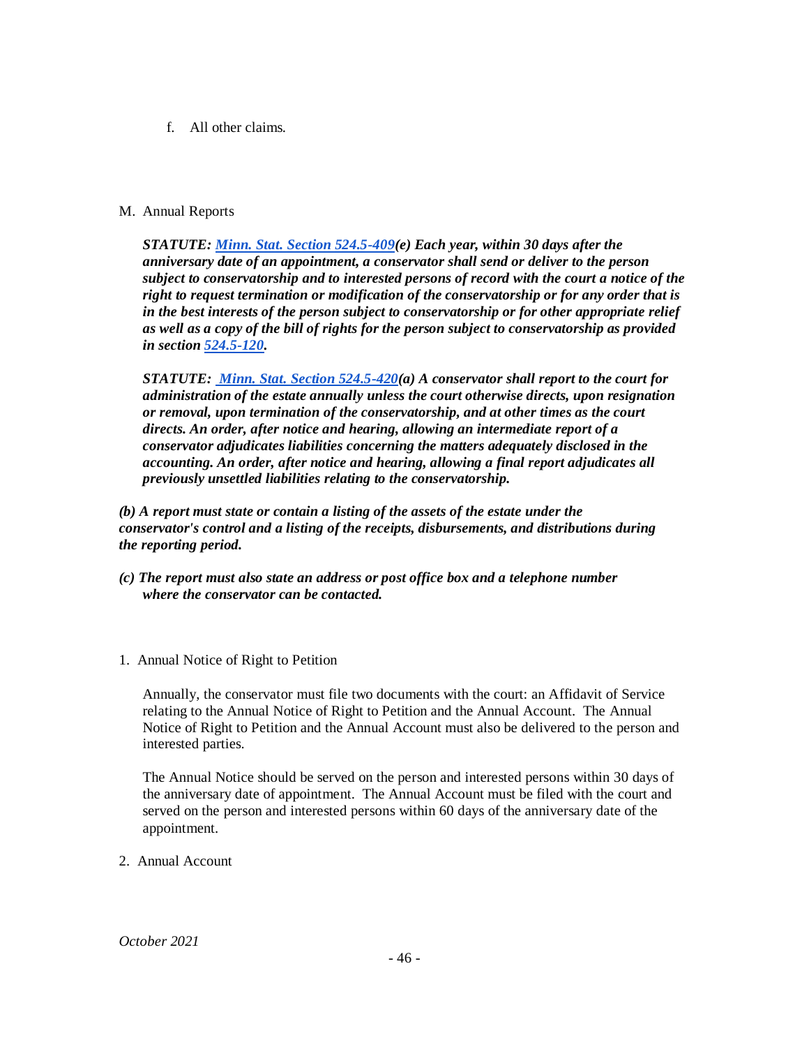f. All other claims.

M. Annual Reports

***STATUTE: [Minn. Stat. Section 524.5-409](#)(e) Each year, within 30 days after the anniversary date of an appointment, a conservator shall send or deliver to the person subject to conservatorship and to interested persons of record with the court a notice of the right to request termination or modification of the conservatorship or for any order that is in the best interests of the person subject to conservatorship or for other appropriate relief as well as a copy of the bill of rights for the person subject to conservatorship as provided in section [524.5-120](#).***

***STATUTE: [Minn. Stat. Section 524.5-420](#)(a) A conservator shall report to the court for administration of the estate annually unless the court otherwise directs, upon resignation or removal, upon termination of the conservatorship, and at other times as the court directs. An order, after notice and hearing, allowing an intermediate report of a conservator adjudicates liabilities concerning the matters adequately disclosed in the accounting. An order, after notice and hearing, allowing a final report adjudicates all previously unsettled liabilities relating to the conservatorship.***

***(b) A report must state or contain a listing of the assets of the estate under the conservator's control and a listing of the receipts, disbursements, and distributions during the reporting period.***

***(c) The report must also state an address or post office box and a telephone number where the conservator can be contacted.***

1. Annual Notice of Right to Petition

Annually, the conservator must file two documents with the court: an Affidavit of Service relating to the Annual Notice of Right to Petition and the Annual Account. The Annual Notice of Right to Petition and the Annual Account must also be delivered to the person and interested parties.

The Annual Notice should be served on the person and interested persons within 30 days of the anniversary date of appointment. The Annual Account must be filed with the court and served on the person and interested persons within 60 days of the anniversary date of the appointment.

2. Annual Account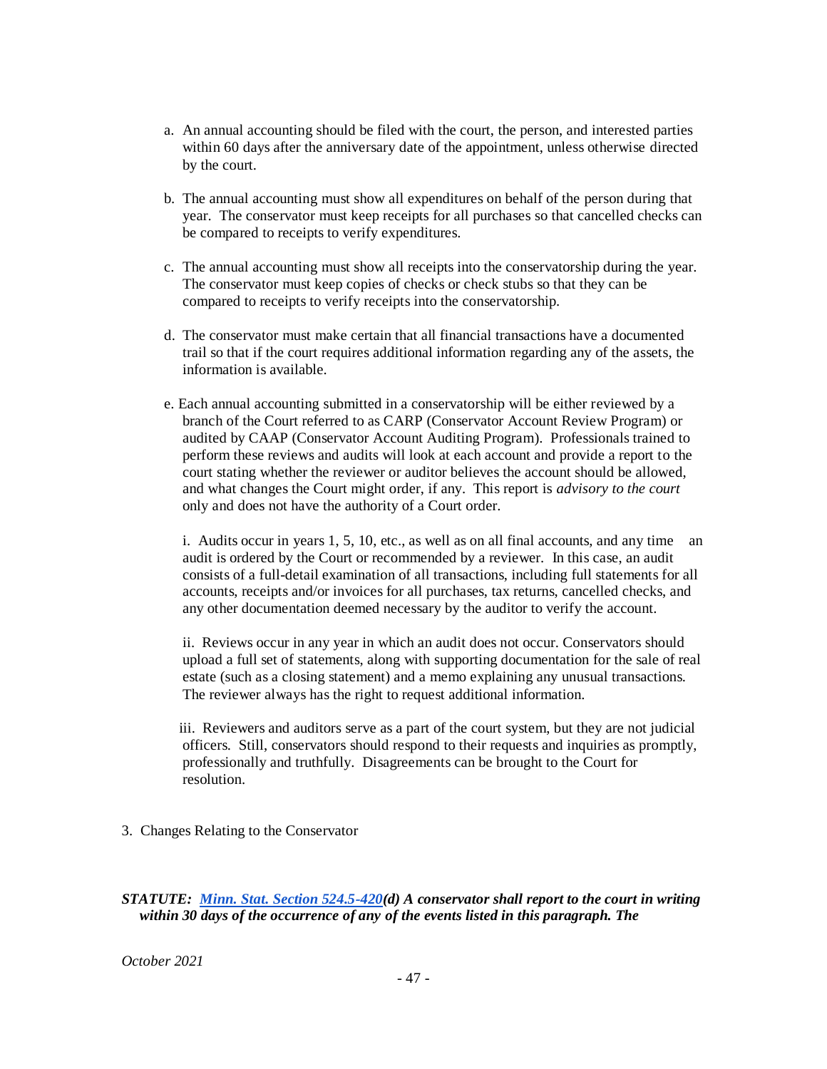a. An annual accounting should be filed with the court, the person, and interested parties within 60 days after the anniversary date of the appointment, unless otherwise directed by the court.

b. The annual accounting must show all expenditures on behalf of the person during that year. The conservator must keep receipts for all purchases so that cancelled checks can be compared to receipts to verify expenditures.

c. The annual accounting must show all receipts into the conservatorship during the year. The conservator must keep copies of checks or check stubs so that they can be compared to receipts to verify receipts into the conservatorship.

d. The conservator must make certain that all financial transactions have a documented trail so that if the court requires additional information regarding any of the assets, the information is available.

e. Each annual accounting submitted in a conservatorship will be either reviewed by a branch of the Court referred to as CARP (Conservator Account Review Program) or audited by CAAP (Conservator Account Auditing Program). Professionals trained to perform these reviews and audits will look at each account and provide a report to the court stating whether the reviewer or auditor believes the account should be allowed, and what changes the Court might order, if any. This report is *advisory to the court* only and does not have the authority of a Court order.

   i. Audits occur in years 1, 5, 10, etc., as well as on all final accounts, and any time an audit is ordered by the Court or recommended by a reviewer. In this case, an audit consists of a full-detail examination of all transactions, including full statements for all accounts, receipts and/or invoices for all purchases, tax returns, cancelled checks, and any other documentation deemed necessary by the auditor to verify the account.

   ii. Reviews occur in any year in which an audit does not occur. Conservators should upload a full set of statements, along with supporting documentation for the sale of real estate (such as a closing statement) and a memo explaining any unusual transactions. The reviewer always has the right to request additional information.

   iii. Reviewers and auditors serve as a part of the court system, but they are not judicial officers. Still, conservators should respond to their requests and inquiries as promptly, professionally and truthfully. Disagreements can be brought to the Court for resolution.

3. Changes Relating to the Conservator

***STATUTE: [Minn. Stat. Section 524.5-420](d) A conservator shall report to the court in writing within 30 days of the occurrence of any of the events listed in this paragraph. The***

*October 2021*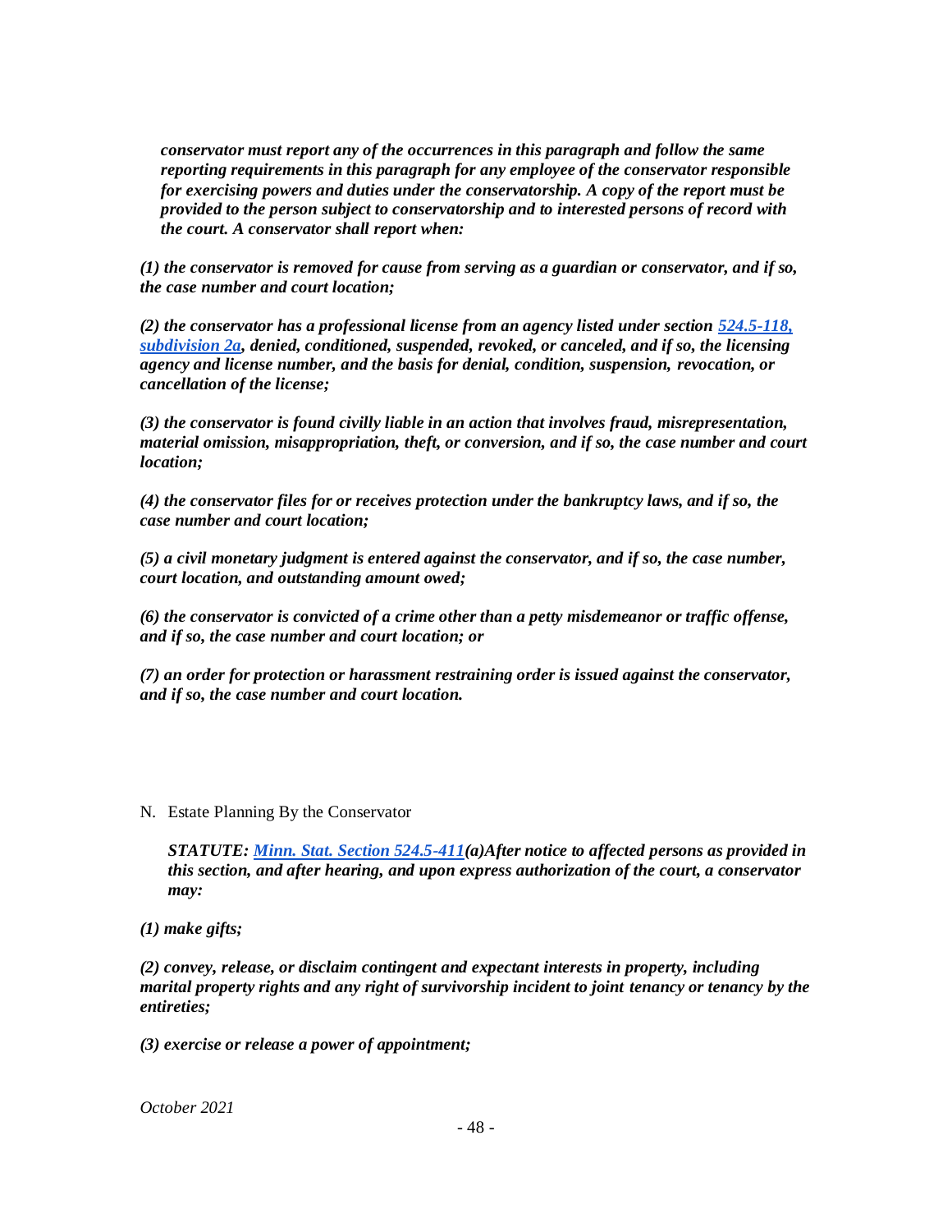***conservator must report any of the occurrences in this paragraph and follow the same reporting requirements in this paragraph for any employee of the conservator responsible for exercising powers and duties under the conservatorship. A copy of the report must be provided to the person subject to conservatorship and to interested persons of record with the court. A conservator shall report when:***

***(1) the conservator is removed for cause from serving as a guardian or conservator, and if so, the case number and court location;***

***(2) the conservator has a professional license from an agency listed under section [524.5-118, subdivision 2a](), denied, conditioned, suspended, revoked, or canceled, and if so, the licensing agency and license number, and the basis for denial, condition, suspension, revocation, or cancellation of the license;***

***(3) the conservator is found civilly liable in an action that involves fraud, misrepresentation, material omission, misappropriation, theft, or conversion, and if so, the case number and court location;***

***(4) the conservator files for or receives protection under the bankruptcy laws, and if so, the case number and court location;***

***(5) a civil monetary judgment is entered against the conservator, and if so, the case number, court location, and outstanding amount owed;***

***(6) the conservator is convicted of a crime other than a petty misdemeanor or traffic offense, and if so, the case number and court location; or***

***(7) an order for protection or harassment restraining order is issued against the conservator, and if so, the case number and court location.***

N. Estate Planning By the Conservator

***STATUTE: [Minn. Stat. Section 524.5-411]()(a)After notice to affected persons as provided in this section, and after hearing, and upon express authorization of the court, a conservator may:***

***(1) make gifts;***

***(2) convey, release, or disclaim contingent and expectant interests in property, including marital property rights and any right of survivorship incident to joint tenancy or tenancy by the entireties;***

***(3) exercise or release a power of appointment;***

*October 2021*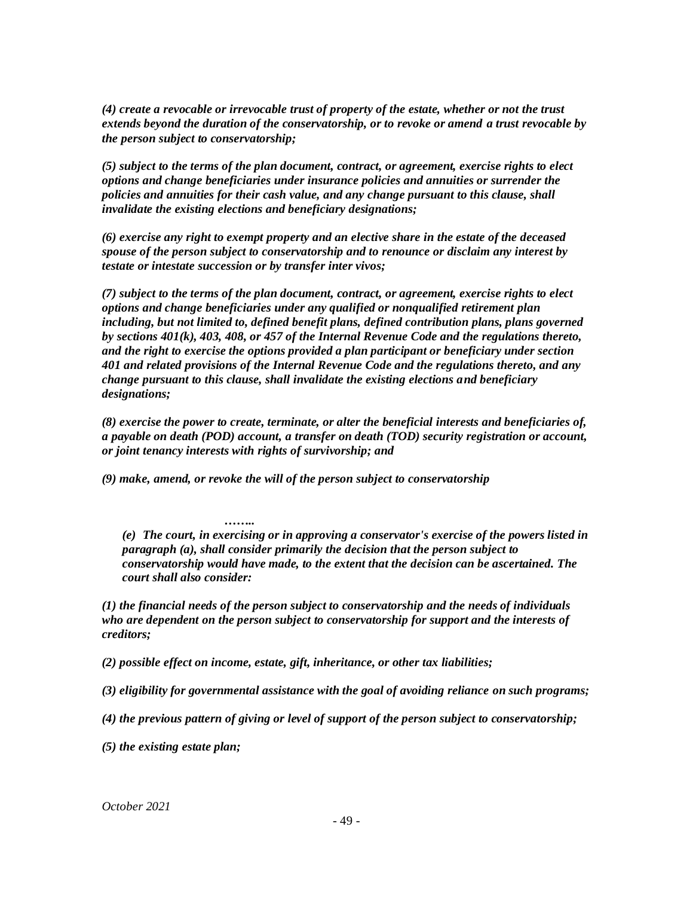*(4) create a revocable or irrevocable trust of property of the estate, whether or not the trust extends beyond the duration of the conservatorship, or to revoke or amend a trust revocable by the person subject to conservatorship;*

*(5) subject to the terms of the plan document, contract, or agreement, exercise rights to elect options and change beneficiaries under insurance policies and annuities or surrender the policies and annuities for their cash value, and any change pursuant to this clause, shall invalidate the existing elections and beneficiary designations;*

*(6) exercise any right to exempt property and an elective share in the estate of the deceased spouse of the person subject to conservatorship and to renounce or disclaim any interest by testate or intestate succession or by transfer inter vivos;*

*(7) subject to the terms of the plan document, contract, or agreement, exercise rights to elect options and change beneficiaries under any qualified or nonqualified retirement plan including, but not limited to, defined benefit plans, defined contribution plans, plans governed by sections 401(k), 403, 408, or 457 of the Internal Revenue Code and the regulations thereto, and the right to exercise the options provided a plan participant or beneficiary under section 401 and related provisions of the Internal Revenue Code and the regulations thereto, and any change pursuant to this clause, shall invalidate the existing elections and beneficiary designations;*

*(8) exercise the power to create, terminate, or alter the beneficial interests and beneficiaries of, a payable on death (POD) account, a transfer on death (TOD) security registration or account, or joint tenancy interests with rights of survivorship; and*

*(9) make, amend, or revoke the will of the person subject to conservatorship*

*……..*

*(e) The court, in exercising or in approving a conservator's exercise of the powers listed in paragraph (a), shall consider primarily the decision that the person subject to conservatorship would have made, to the extent that the decision can be ascertained. The court shall also consider:*

*(1) the financial needs of the person subject to conservatorship and the needs of individuals who are dependent on the person subject to conservatorship for support and the interests of creditors;*

*(2) possible effect on income, estate, gift, inheritance, or other tax liabilities;*

*(3) eligibility for governmental assistance with the goal of avoiding reliance on such programs;*

*(4) the previous pattern of giving or level of support of the person subject to conservatorship;*

*(5) the existing estate plan;*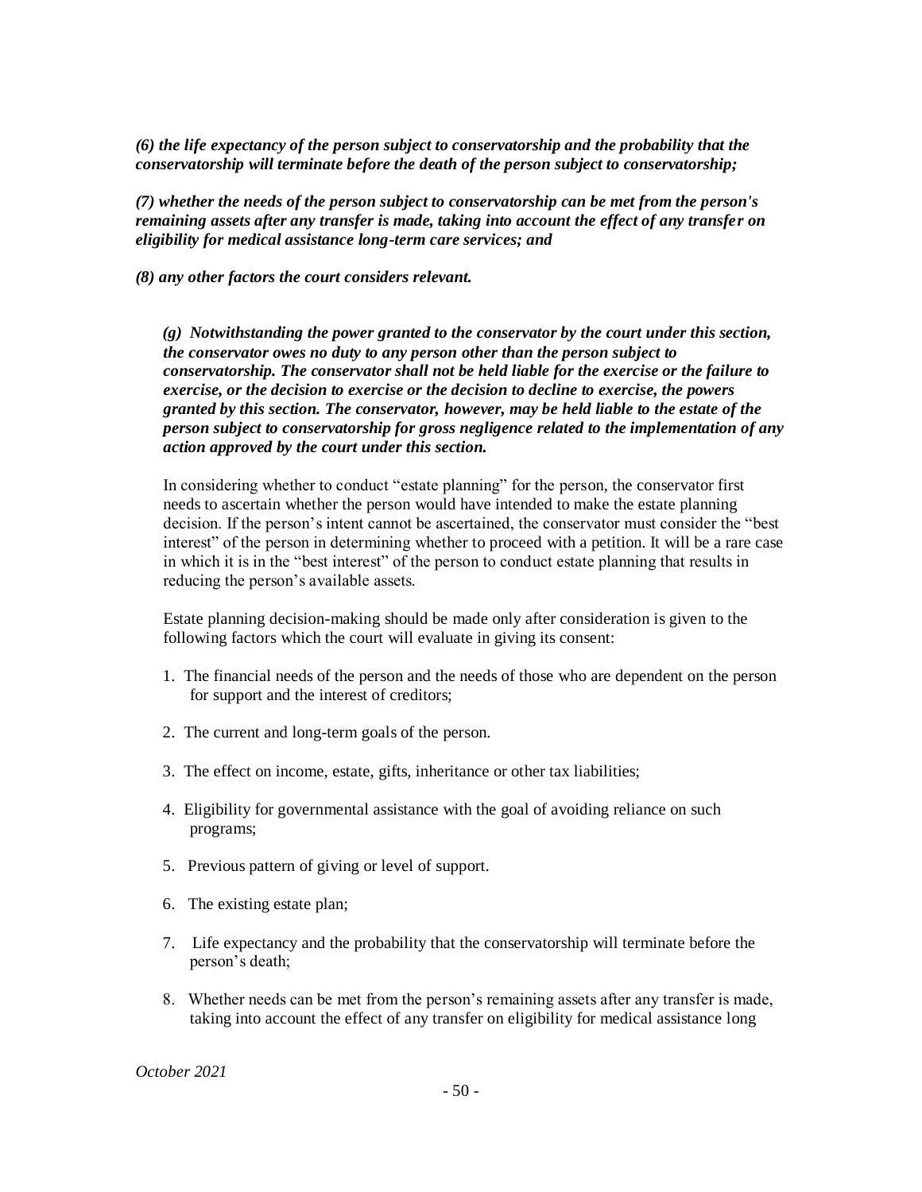***(6) the life expectancy of the person subject to conservatorship and the probability that the conservatorship will terminate before the death of the person subject to conservatorship;***

***(7) whether the needs of the person subject to conservatorship can be met from the person's remaining assets after any transfer is made, taking into account the effect of any transfer on eligibility for medical assistance long-term care services; and***

***(8) any other factors the court considers relevant.***

> ***(g) Notwithstanding the power granted to the conservator by the court under this section, the conservator owes no duty to any person other than the person subject to conservatorship. The conservator shall not be held liable for the exercise or the failure to exercise, or the decision to exercise or the decision to decline to exercise, the powers granted by this section. The conservator, however, may be held liable to the estate of the person subject to conservatorship for gross negligence related to the implementation of any action approved by the court under this section.***

In considering whether to conduct "estate planning" for the person, the conservator first needs to ascertain whether the person would have intended to make the estate planning decision. If the person's intent cannot be ascertained, the conservator must consider the "best interest" of the person in determining whether to proceed with a petition. It will be a rare case in which it is in the "best interest" of the person to conduct estate planning that results in reducing the person's available assets.

Estate planning decision-making should be made only after consideration is given to the following factors which the court will evaluate in giving its consent:

1. The financial needs of the person and the needs of those who are dependent on the person for support and the interest of creditors;
2. The current and long-term goals of the person.
3. The effect on income, estate, gifts, inheritance or other tax liabilities;
4. Eligibility for governmental assistance with the goal of avoiding reliance on such programs;
5. Previous pattern of giving or level of support.
6. The existing estate plan;
7. Life expectancy and the probability that the conservatorship will terminate before the person's death;
8. Whether needs can be met from the person's remaining assets after any transfer is made, taking into account the effect of any transfer on eligibility for medical assistance long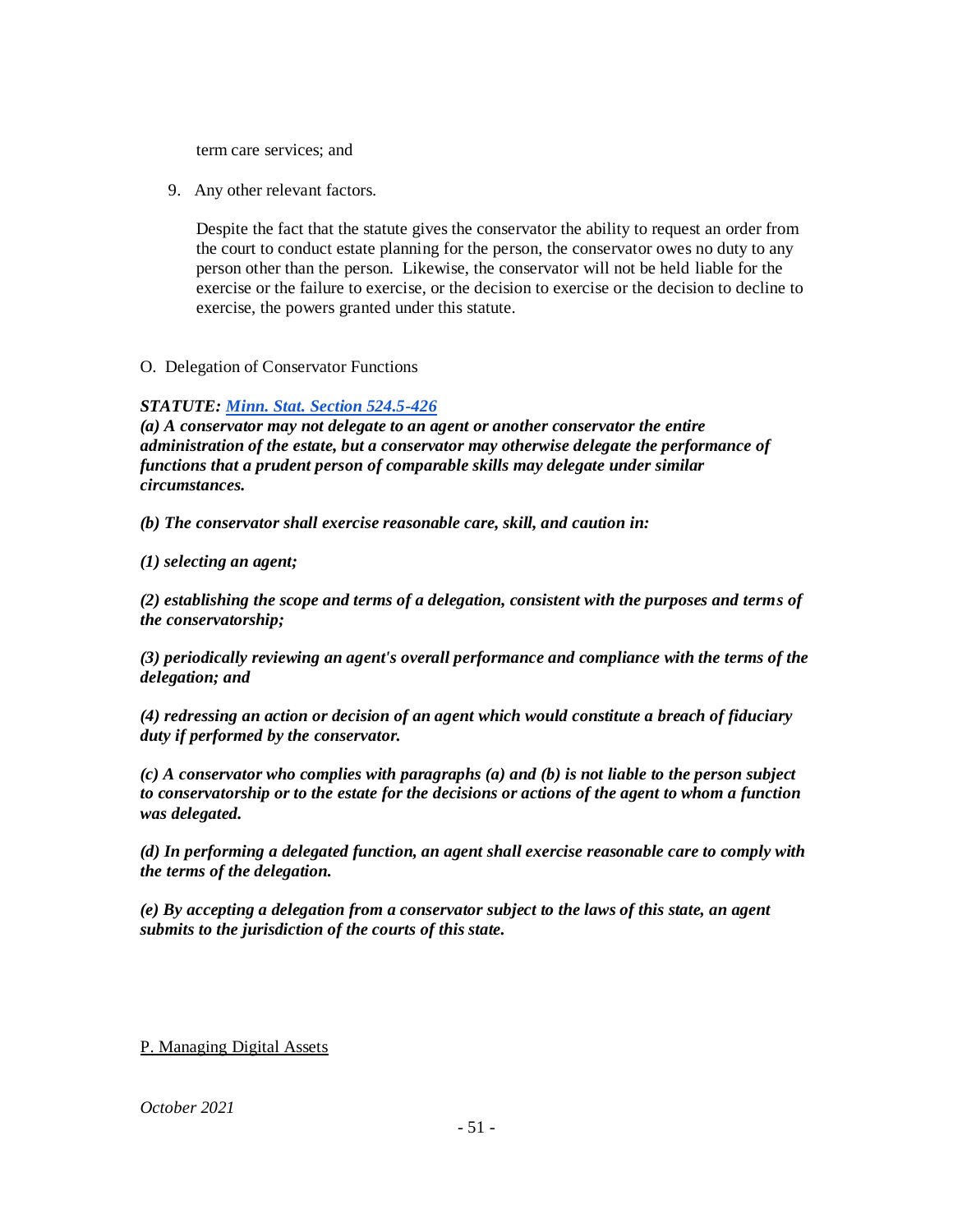term care services; and

9. Any other relevant factors.

   Despite the fact that the statute gives the conservator the ability to request an order from the court to conduct estate planning for the person, the conservator owes no duty to any person other than the person. Likewise, the conservator will not be held liable for the exercise or the failure to exercise, or the decision to exercise or the decision to decline to exercise, the powers granted under this statute.

O. Delegation of Conservator Functions

***STATUTE: [Minn. Stat. Section 524.5-426](#)***
***(a) A conservator may not delegate to an agent or another conservator the entire administration of the estate, but a conservator may otherwise delegate the performance of functions that a prudent person of comparable skills may delegate under similar circumstances.***

***(b) The conservator shall exercise reasonable care, skill, and caution in:***

***(1) selecting an agent;***

***(2) establishing the scope and terms of a delegation, consistent with the purposes and terms of the conservatorship;***

***(3) periodically reviewing an agent's overall performance and compliance with the terms of the delegation; and***

***(4) redressing an action or decision of an agent which would constitute a breach of fiduciary duty if performed by the conservator.***

***(c) A conservator who complies with paragraphs (a) and (b) is not liable to the person subject to conservatorship or to the estate for the decisions or actions of the agent to whom a function was delegated.***

***(d) In performing a delegated function, an agent shall exercise reasonable care to comply with the terms of the delegation.***

***(e) By accepting a delegation from a conservator subject to the laws of this state, an agent submits to the jurisdiction of the courts of this state.***

P. Managing Digital Assets

*October 2021*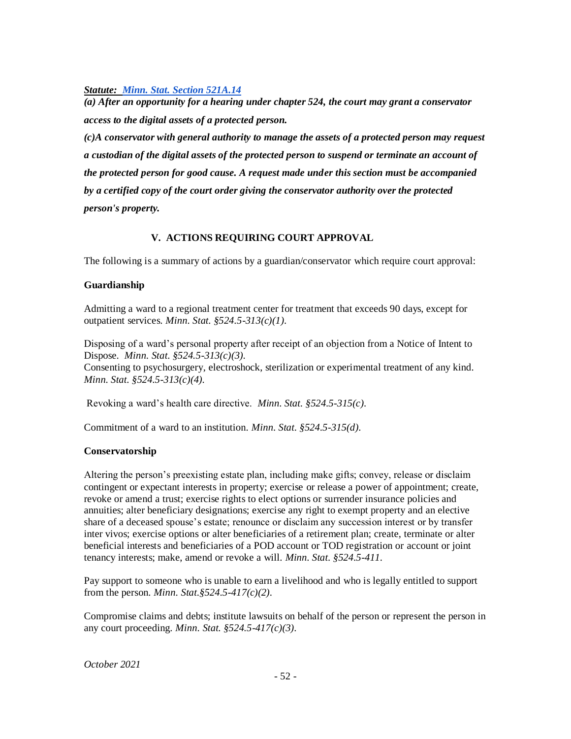***Statute: [Minn. Stat. Section 521A.14](#)***

***(a) After an opportunity for a hearing under chapter 524, the court may grant a conservator access to the digital assets of a protected person.***

***(c)A conservator with general authority to manage the assets of a protected person may request a custodian of the digital assets of the protected person to suspend or terminate an account of the protected person for good cause. A request made under this section must be accompanied by a certified copy of the court order giving the conservator authority over the protected person's property.***

## V. ACTIONS REQUIRING COURT APPROVAL

The following is a summary of actions by a guardian/conservator which require court approval:

### Guardianship

Admitting a ward to a regional treatment center for treatment that exceeds 90 days, except for outpatient services. *Minn. Stat. §524.5-313(c)(1).*

Disposing of a ward's personal property after receipt of an objection from a Notice of Intent to Dispose. *Minn. Stat. §524.5-313(c)(3).*
Consenting to psychosurgery, electroshock, sterilization or experimental treatment of any kind. *Minn. Stat. §524.5-313(c)(4).*

Revoking a ward's health care directive. *Minn. Stat. §524.5-315(c).*

Commitment of a ward to an institution. *Minn. Stat. §524.5-315(d).*

### Conservatorship

Altering the person's preexisting estate plan, including make gifts; convey, release or disclaim contingent or expectant interests in property; exercise or release a power of appointment; create, revoke or amend a trust; exercise rights to elect options or surrender insurance policies and annuities; alter beneficiary designations; exercise any right to exempt property and an elective share of a deceased spouse's estate; renounce or disclaim any succession interest or by transfer inter vivos; exercise options or alter beneficiaries of a retirement plan; create, terminate or alter beneficial interests and beneficiaries of a POD account or TOD registration or account or joint tenancy interests; make, amend or revoke a will. *Minn. Stat. §524.5-411.*

Pay support to someone who is unable to earn a livelihood and who is legally entitled to support from the person. *Minn. Stat.§524.5-417(c)(2).*

Compromise claims and debts; institute lawsuits on behalf of the person or represent the person in any court proceeding. *Minn. Stat. §524.5-417(c)(3).*

*October 2021*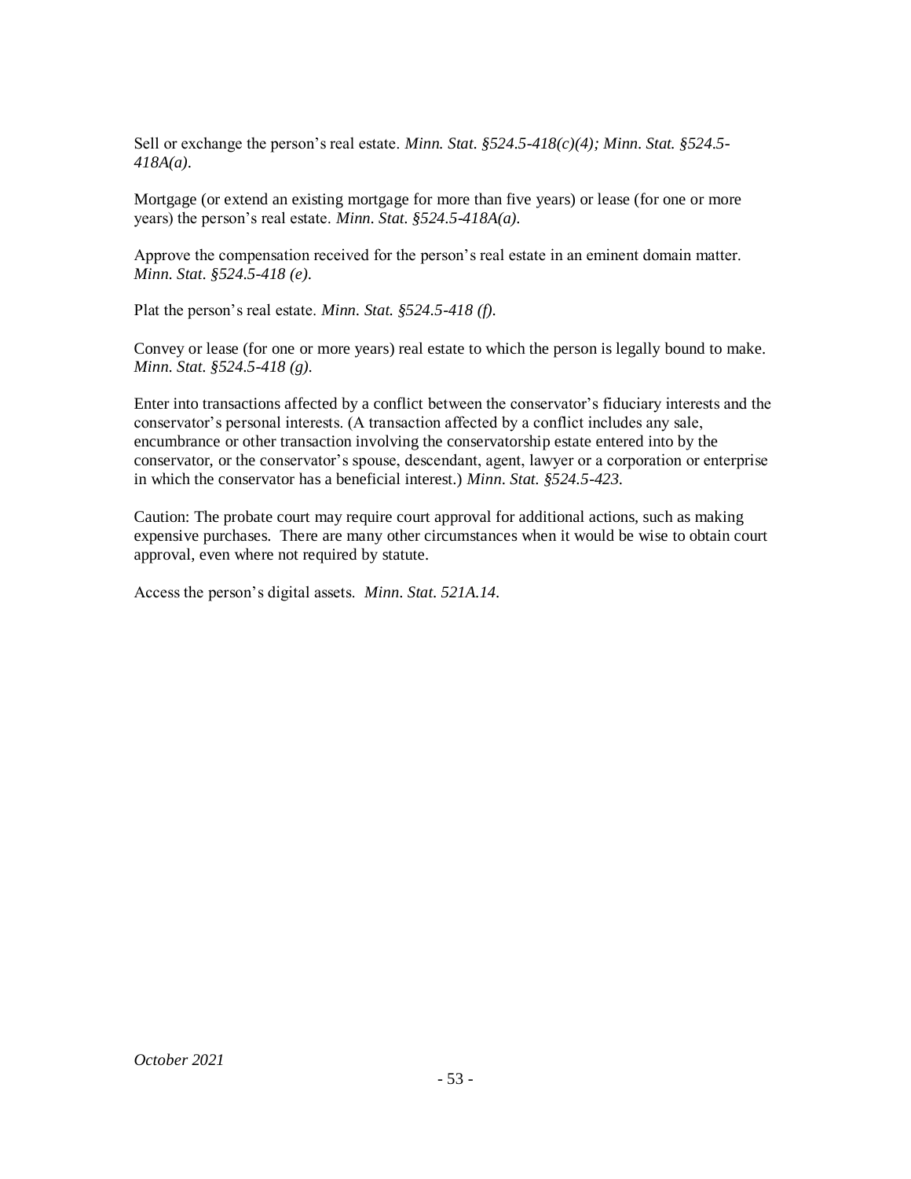Sell or exchange the person's real estate. *Minn. Stat. §524.5-418(c)(4); Minn. Stat. §524.5-418A(a).*

Mortgage (or extend an existing mortgage for more than five years) or lease (for one or more years) the person's real estate. *Minn. Stat. §524.5-418A(a).*

Approve the compensation received for the person's real estate in an eminent domain matter. *Minn. Stat. §524.5-418 (e).*

Plat the person's real estate. *Minn. Stat. §524.5-418 (f).*

Convey or lease (for one or more years) real estate to which the person is legally bound to make. *Minn. Stat. §524.5-418 (g).*

Enter into transactions affected by a conflict between the conservator's fiduciary interests and the conservator's personal interests. (A transaction affected by a conflict includes any sale, encumbrance or other transaction involving the conservatorship estate entered into by the conservator, or the conservator's spouse, descendant, agent, lawyer or a corporation or enterprise in which the conservator has a beneficial interest.) *Minn. Stat. §524.5-423.*

Caution: The probate court may require court approval for additional actions, such as making expensive purchases. There are many other circumstances when it would be wise to obtain court approval, even where not required by statute.

Access the person's digital assets. *Minn. Stat. 521A.14.*

*October 2021*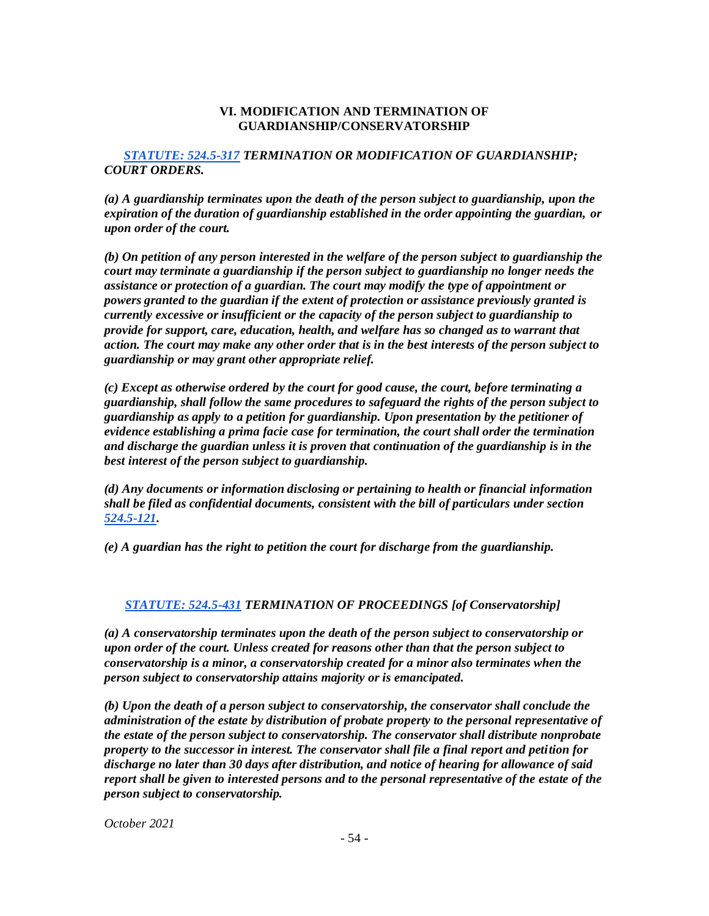## VI. MODIFICATION AND TERMINATION OF GUARDIANSHIP/CONSERVATORSHIP

***[STATUTE: 524.5-317](#) TERMINATION OR MODIFICATION OF GUARDIANSHIP; COURT ORDERS.***

***(a) A guardianship terminates upon the death of the person subject to guardianship, upon the expiration of the duration of guardianship established in the order appointing the guardian, or upon order of the court.***

***(b) On petition of any person interested in the welfare of the person subject to guardianship the court may terminate a guardianship if the person subject to guardianship no longer needs the assistance or protection of a guardian. The court may modify the type of appointment or powers granted to the guardian if the extent of protection or assistance previously granted is currently excessive or insufficient or the capacity of the person subject to guardianship to provide for support, care, education, health, and welfare has so changed as to warrant that action. The court may make any other order that is in the best interests of the person subject to guardianship or may grant other appropriate relief.***

***(c) Except as otherwise ordered by the court for good cause, the court, before terminating a guardianship, shall follow the same procedures to safeguard the rights of the person subject to guardianship as apply to a petition for guardianship. Upon presentation by the petitioner of evidence establishing a prima facie case for termination, the court shall order the termination and discharge the guardian unless it is proven that continuation of the guardianship is in the best interest of the person subject to guardianship.***

***(d) Any documents or information disclosing or pertaining to health or financial information shall be filed as confidential documents, consistent with the bill of particulars under section [524.5-121](#).***

***(e) A guardian has the right to petition the court for discharge from the guardianship.***

***[STATUTE: 524.5-431](#) TERMINATION OF PROCEEDINGS [of Conservatorship]***

***(a) A conservatorship terminates upon the death of the person subject to conservatorship or upon order of the court. Unless created for reasons other than that the person subject to conservatorship is a minor, a conservatorship created for a minor also terminates when the person subject to conservatorship attains majority or is emancipated.***

***(b) Upon the death of a person subject to conservatorship, the conservator shall conclude the administration of the estate by distribution of probate property to the personal representative of the estate of the person subject to conservatorship. The conservator shall distribute nonprobate property to the successor in interest. The conservator shall file a final report and petition for discharge no later than 30 days after distribution, and notice of hearing for allowance of said report shall be given to interested persons and to the personal representative of the estate of the person subject to conservatorship.***

*October 2021*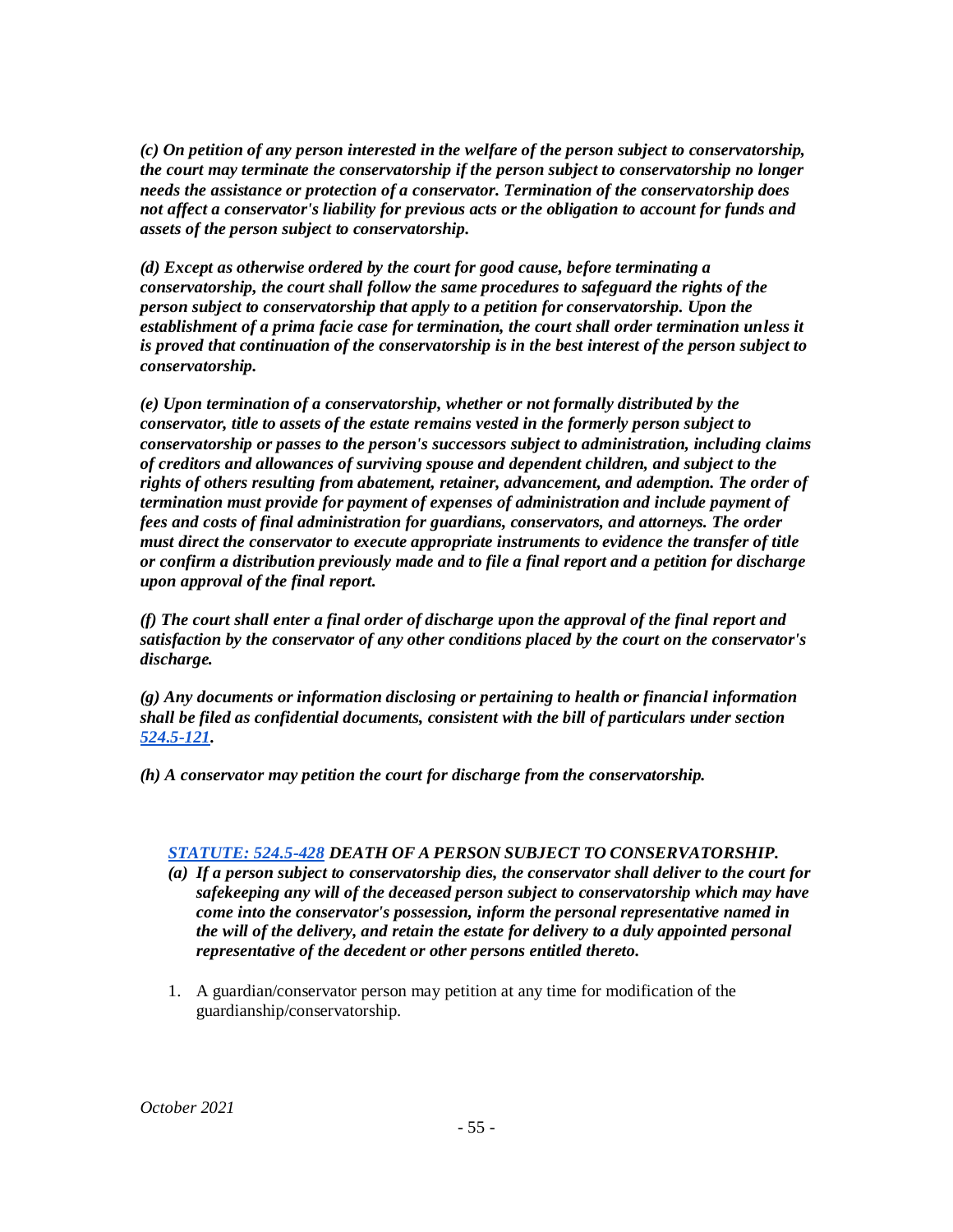*(c) On petition of any person interested in the welfare of the person subject to conservatorship, the court may terminate the conservatorship if the person subject to conservatorship no longer needs the assistance or protection of a conservator. Termination of the conservatorship does not affect a conservator's liability for previous acts or the obligation to account for funds and assets of the person subject to conservatorship.*

*(d) Except as otherwise ordered by the court for good cause, before terminating a conservatorship, the court shall follow the same procedures to safeguard the rights of the person subject to conservatorship that apply to a petition for conservatorship. Upon the establishment of a prima facie case for termination, the court shall order termination unless it is proved that continuation of the conservatorship is in the best interest of the person subject to conservatorship.*

*(e) Upon termination of a conservatorship, whether or not formally distributed by the conservator, title to assets of the estate remains vested in the formerly person subject to conservatorship or passes to the person's successors subject to administration, including claims of creditors and allowances of surviving spouse and dependent children, and subject to the rights of others resulting from abatement, retainer, advancement, and ademption. The order of termination must provide for payment of expenses of administration and include payment of fees and costs of final administration for guardians, conservators, and attorneys. The order must direct the conservator to execute appropriate instruments to evidence the transfer of title or confirm a distribution previously made and to file a final report and a petition for discharge upon approval of the final report.*

*(f) The court shall enter a final order of discharge upon the approval of the final report and satisfaction by the conservator of any other conditions placed by the court on the conservator's discharge.*

*(g) Any documents or information disclosing or pertaining to health or financial information shall be filed as confidential documents, consistent with the bill of particulars under section 524.5-121.*

*(h) A conservator may petition the court for discharge from the conservatorship.*

***STATUTE: 524.5-428 DEATH OF A PERSON SUBJECT TO CONSERVATORSHIP.***

*(a) If a person subject to conservatorship dies, the conservator shall deliver to the court for safekeeping any will of the deceased person subject to conservatorship which may have come into the conservator's possession, inform the personal representative named in the will of the delivery, and retain the estate for delivery to a duly appointed personal representative of the decedent or other persons entitled thereto.*

1. A guardian/conservator person may petition at any time for modification of the guardianship/conservatorship.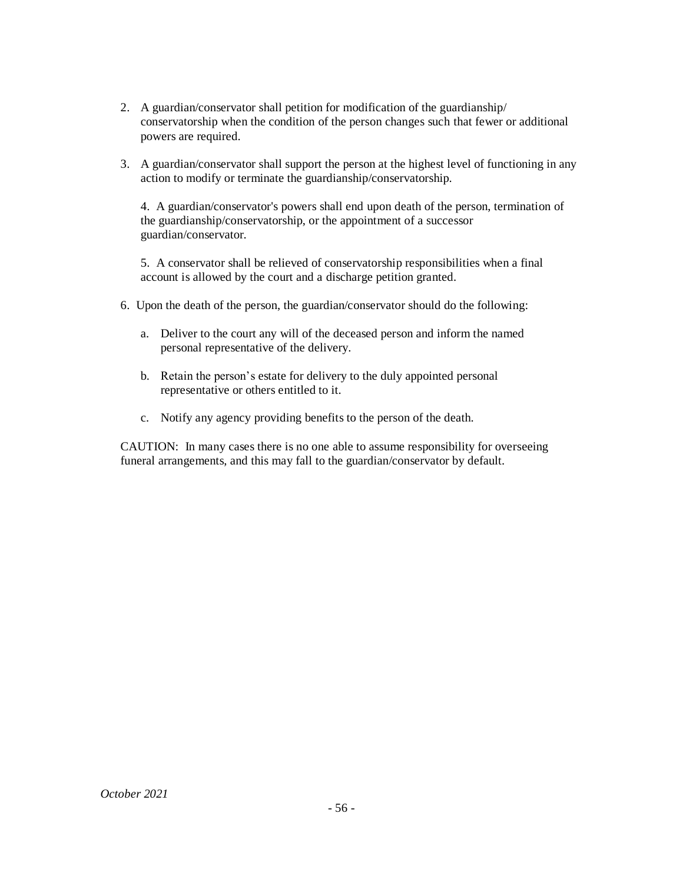2. A guardian/conservator shall petition for modification of the guardianship/ conservatorship when the condition of the person changes such that fewer or additional powers are required.

3. A guardian/conservator shall support the person at the highest level of functioning in any action to modify or terminate the guardianship/conservatorship.

4. A guardian/conservator's powers shall end upon death of the person, termination of the guardianship/conservatorship, or the appointment of a successor guardian/conservator.

5. A conservator shall be relieved of conservatorship responsibilities when a final account is allowed by the court and a discharge petition granted.

6. Upon the death of the person, the guardian/conservator should do the following:

   a. Deliver to the court any will of the deceased person and inform the named personal representative of the delivery.

   b. Retain the person's estate for delivery to the duly appointed personal representative or others entitled to it.

   c. Notify any agency providing benefits to the person of the death.

CAUTION: In many cases there is no one able to assume responsibility for overseeing funeral arrangements, and this may fall to the guardian/conservator by default.

*October 2021*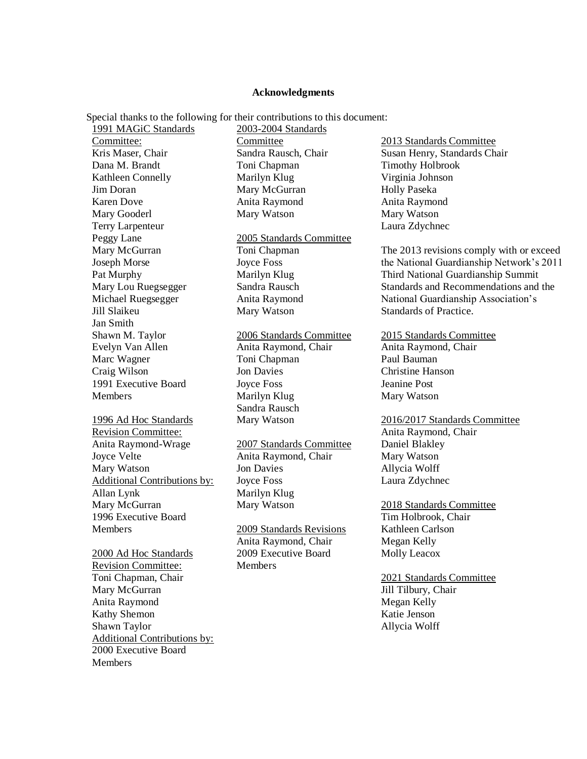## Acknowledgments

Special thanks to the following for their contributions to this document:

<u>1991 MAGiC Standards Committee:</u>
Kris Maser, Chair
Dana M. Brandt
Kathleen Connelly
Jim Doran
Karen Dove
Mary Gooderl
Terry Larpenteur
Peggy Lane
Mary McGurran
Joseph Morse
Pat Murphy
Mary Lou Ruegsegger
Michael Ruegsegger
Jill Slaikeu
Jan Smith
Shawn M. Taylor
Evelyn Van Allen
Marc Wagner
Craig Wilson
1991 Executive Board Members

<u>1996 Ad Hoc Standards Revision Committee:</u>
Anita Raymond-Wrage
Joyce Velte
Mary Watson
<u>Additional Contributions by:</u>
Allan Lynk
Mary McGurran
1996 Executive Board Members

<u>2000 Ad Hoc Standards Revision Committee:</u>
Toni Chapman, Chair
Mary McGurran
Anita Raymond
Kathy Shemon
Shawn Taylor
<u>Additional Contributions by:</u>
2000 Executive Board Members

<u>2003-2004 Standards Committee</u>
Sandra Rausch, Chair
Toni Chapman
Marilyn Klug
Mary McGurran
Anita Raymond
Mary Watson

<u>2005 Standards Committee</u>
Toni Chapman
Joyce Foss
Marilyn Klug
Sandra Rausch
Anita Raymond
Mary Watson

<u>2006 Standards Committee</u>
Anita Raymond, Chair
Toni Chapman
Jon Davies
Joyce Foss
Marilyn Klug
Sandra Rausch
Mary Watson

<u>2007 Standards Committee</u>
Anita Raymond, Chair
Jon Davies
Joyce Foss
Marilyn Klug
Mary Watson

<u>2009 Standards Revisions</u>
Anita Raymond, Chair
2009 Executive Board Members

<u>2013 Standards Committee</u>
Susan Henry, Standards Chair
Timothy Holbrook
Virginia Johnson
Holly Paseka
Anita Raymond
Mary Watson
Laura Zdychnec

The 2013 revisions comply with or exceed the National Guardianship Network's 2011 Third National Guardianship Summit Standards and Recommendations and the National Guardianship Association's Standards of Practice.

<u>2015 Standards Committee</u>
Anita Raymond, Chair
Paul Bauman
Christine Hanson
Jeanine Post
Mary Watson

<u>2016/2017 Standards Committee</u>
Anita Raymond, Chair
Daniel Blakley
Mary Watson
Allycia Wolff
Laura Zdychnec

<u>2018 Standards Committee</u>
Tim Holbrook, Chair
Kathleen Carlson
Megan Kelly
Molly Leacox

<u>2021 Standards Committee</u>
Jill Tilbury, Chair
Megan Kelly
Katie Jenson
Allycia Wolff